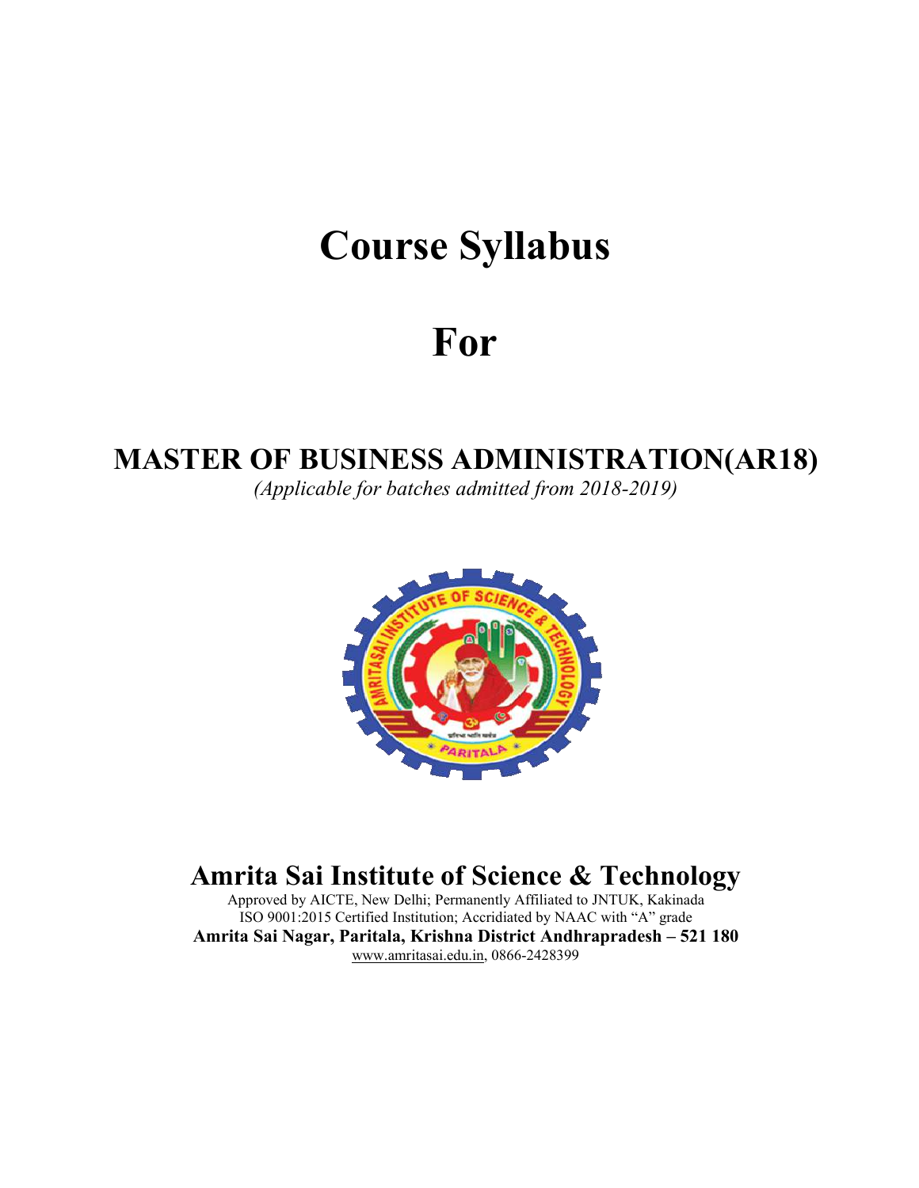# Course Syllabus

# For

## MASTER OF BUSINESS ADMINISTRATION(AR18)

*(Applicable for batches admitted from 2018-2019)*

## Amrita Sai Institute of Science & Technology

Approved by AICTE, New Delhi; Permanently Affiliated to JNTUK, Kakinada
ISO 9001:2015 Certified Institution; Accridiated by NAAC with "A" grade
**Amrita Sai Nagar, Paritala, Krishna District Andhrapradesh – 521 180**
www.amritasai.edu.in, 0866-2428399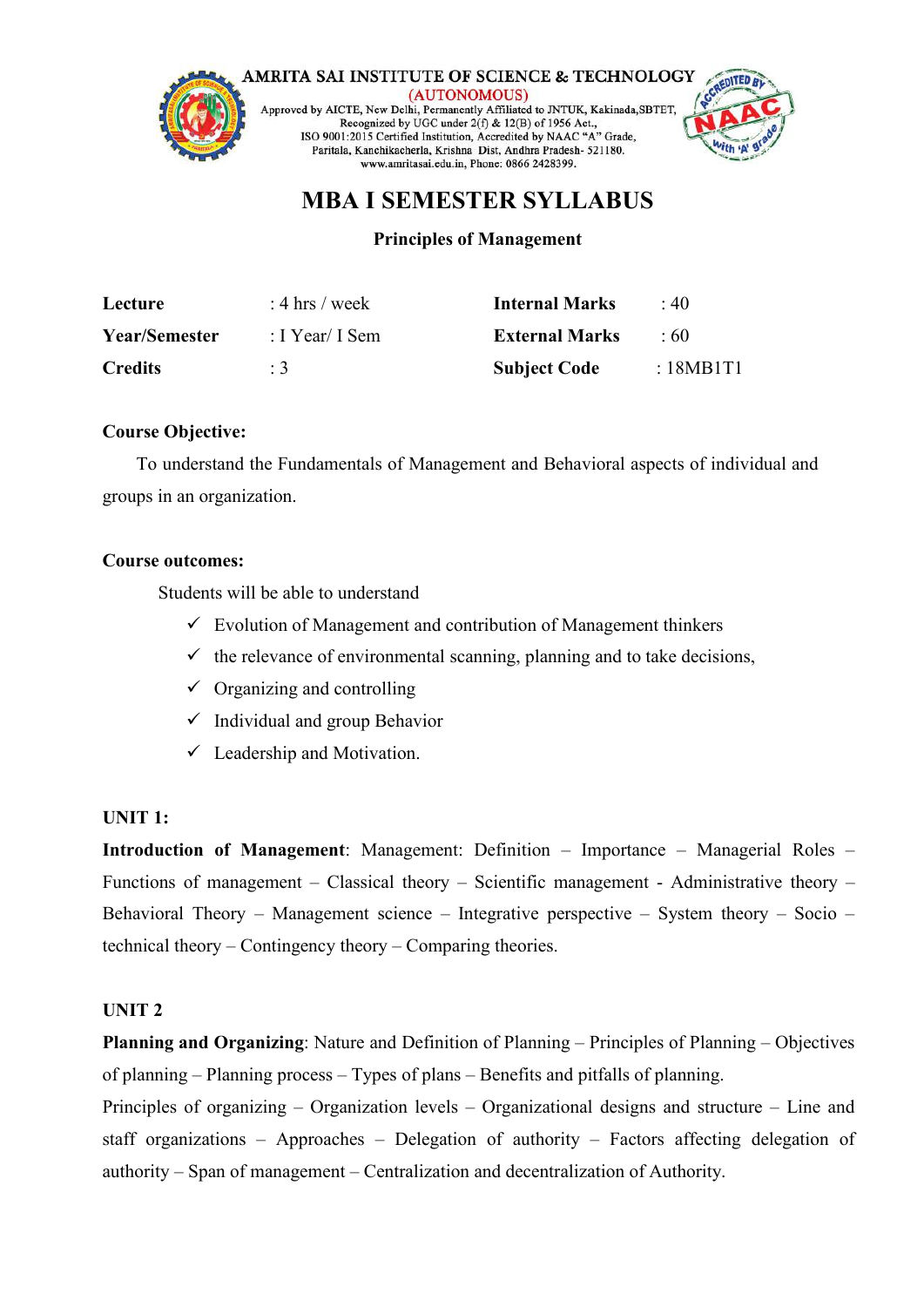AMRITA SAI INSTITUTE OF SCIENCE & TECHNOLOGY
(AUTONOMOUS)
Approved by AICTE, New Delhi, Permanently Affiliated to JNTUK, Kakinada,SBTET,
Recognized by UGC under 2(f) & 12(B) of 1956 Act.,
ISO 9001:2015 Certified Institution, Accredited by NAAC "A" Grade,
Paritala, Kanchikacherla, Krishna Dist, Andhra Pradesh- 521180.
www.amritasai.edu.in, Phone: 0866 2428399.

# MBA I SEMESTER SYLLABUS

### Principles of Management

| | | | |
|---|---|---|---|
| **Lecture** | : 4 hrs / week | **Internal Marks** | : 40 |
| **Year/Semester** | : I Year/ I Sem | **External Marks** | : 60 |
| **Credits** | : 3 | **Subject Code** | : 18MB1T1 |

**Course Objective:**

To understand the Fundamentals of Management and Behavioral aspects of individual and groups in an organization.

**Course outcomes:**

Students will be able to understand

- ✓ Evolution of Management and contribution of Management thinkers
- ✓ the relevance of environmental scanning, planning and to take decisions,
- ✓ Organizing and controlling
- ✓ Individual and group Behavior
- ✓ Leadership and Motivation.

**UNIT 1:**

**Introduction of Management**: Management: Definition – Importance – Managerial Roles – Functions of management – Classical theory – Scientific management - Administrative theory – Behavioral Theory – Management science – Integrative perspective – System theory – Socio – technical theory – Contingency theory – Comparing theories.

**UNIT 2**

**Planning and Organizing**: Nature and Definition of Planning – Principles of Planning – Objectives of planning – Planning process – Types of plans – Benefits and pitfalls of planning.

Principles of organizing – Organization levels – Organizational designs and structure – Line and staff organizations – Approaches – Delegation of authority – Factors affecting delegation of authority – Span of management – Centralization and decentralization of Authority.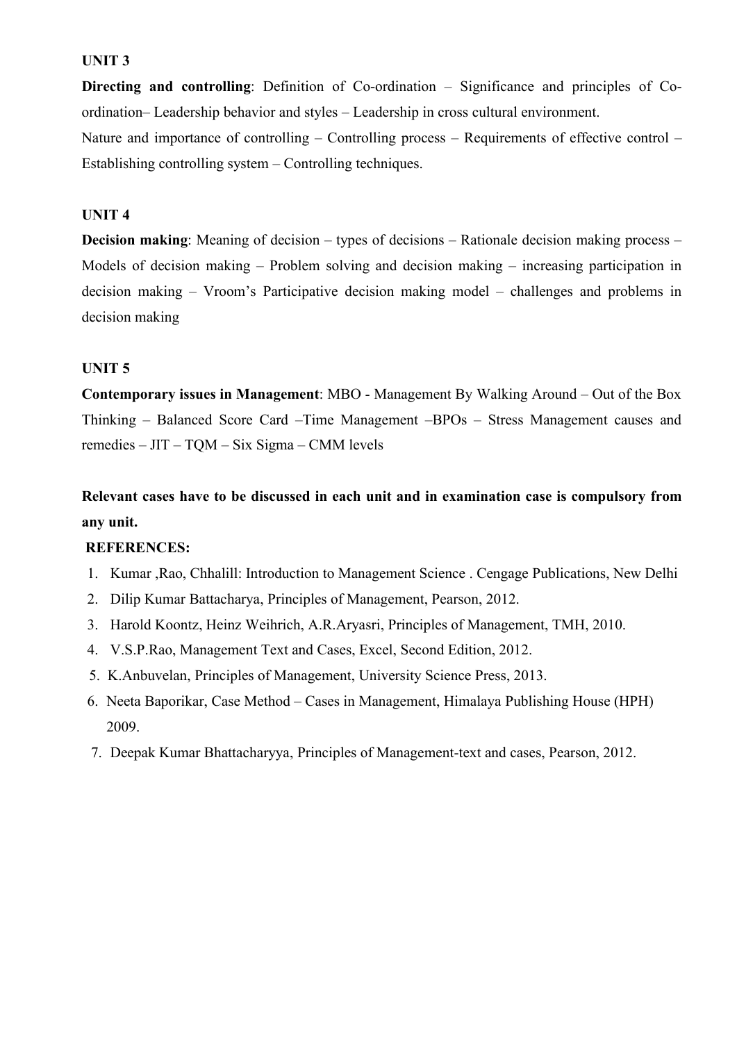### UNIT 3

**Directing and controlling**: Definition of Co-ordination – Significance and principles of Co-ordination– Leadership behavior and styles – Leadership in cross cultural environment.

Nature and importance of controlling – Controlling process – Requirements of effective control – Establishing controlling system – Controlling techniques.

### UNIT 4

**Decision making**: Meaning of decision – types of decisions – Rationale decision making process – Models of decision making – Problem solving and decision making – increasing participation in decision making – Vroom's Participative decision making model – challenges and problems in decision making

### UNIT 5

**Contemporary issues in Management**: MBO - Management By Walking Around – Out of the Box Thinking – Balanced Score Card –Time Management –BPOs – Stress Management causes and remedies – JIT – TQM – Six Sigma – CMM levels

**Relevant cases have to be discussed in each unit and in examination case is compulsory from any unit.**

**REFERENCES:**

1. Kumar ,Rao, Chhalill: Introduction to Management Science . Cengage Publications, New Delhi
2. Dilip Kumar Battacharya, Principles of Management, Pearson, 2012.
3. Harold Koontz, Heinz Weihrich, A.R.Aryasri, Principles of Management, TMH, 2010.
4. V.S.P.Rao, Management Text and Cases, Excel, Second Edition, 2012.
5. K.Anbuvelan, Principles of Management, University Science Press, 2013.
6. Neeta Baporikar, Case Method – Cases in Management, Himalaya Publishing House (HPH) 2009.
7. Deepak Kumar Bhattacharyya, Principles of Management-text and cases, Pearson, 2012.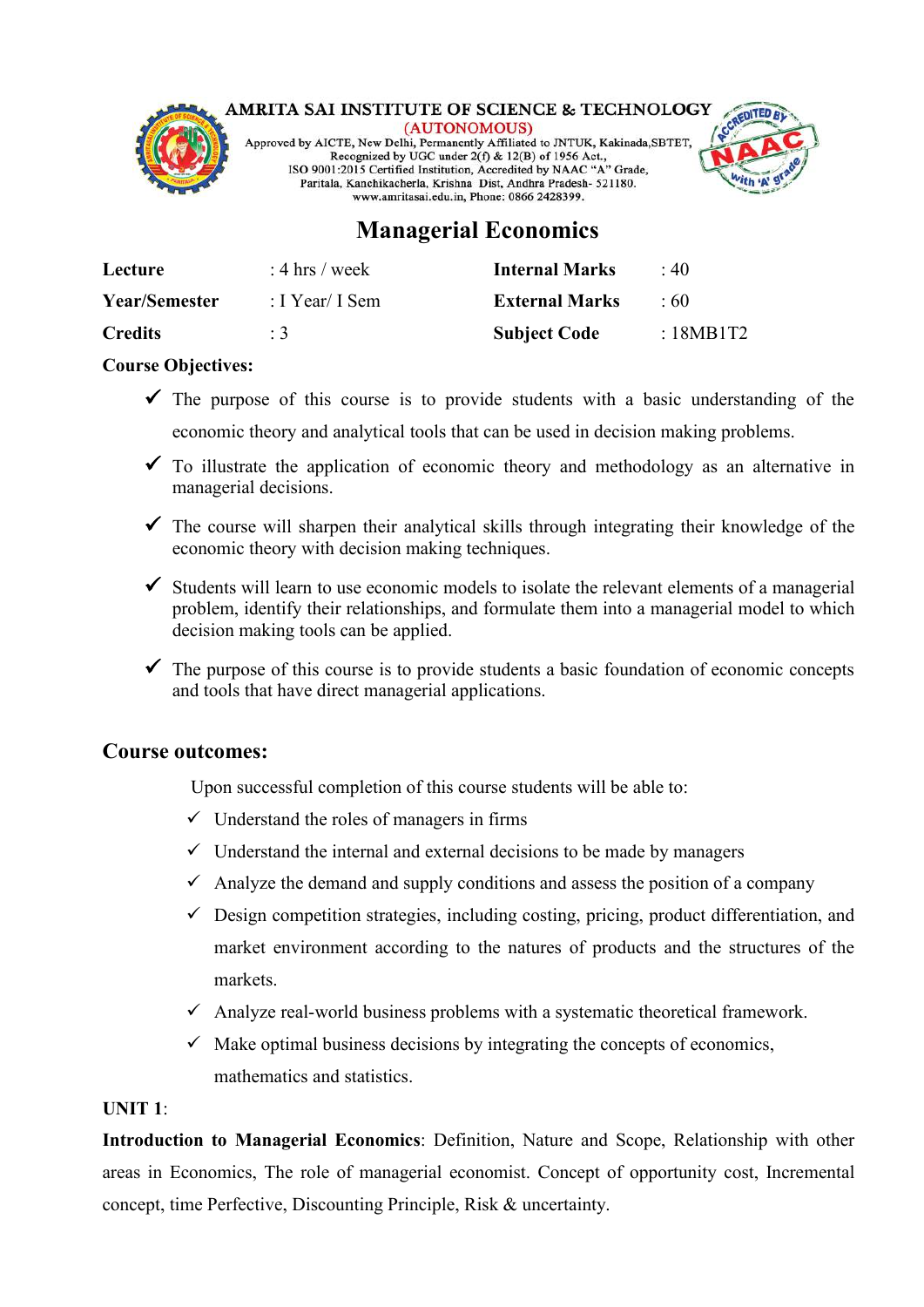AMRITA SAI INSTITUTE OF SCIENCE & TECHNOLOGY
(AUTONOMOUS)
Approved by AICTE, New Delhi, Permanently Affiliated to JNTUK, Kakinada,SBTET,
Recognized by UGC under 2(f) & 12(B) of 1956 Act.,
ISO 9001:2015 Certified Institution, Accredited by NAAC "A" Grade,
Paritala, Kanchikacherla, Krishna Dist, Andhra Pradesh- 521180.
www.amritasai.edu.in, Phone: 0866 2428399.

# Managerial Economics

| | | | |
|---|---|---|---|
| **Lecture** | : 4 hrs / week | **Internal Marks** | : 40 |
| **Year/Semester** | : I Year/ I Sem | **External Marks** | : 60 |
| **Credits** | : 3 | **Subject Code** | : 18MB1T2 |

**Course Objectives:**

- ✓ The purpose of this course is to provide students with a basic understanding of the economic theory and analytical tools that can be used in decision making problems.
- ✓ To illustrate the application of economic theory and methodology as an alternative in managerial decisions.
- ✓ The course will sharpen their analytical skills through integrating their knowledge of the economic theory with decision making techniques.
- ✓ Students will learn to use economic models to isolate the relevant elements of a managerial problem, identify their relationships, and formulate them into a managerial model to which decision making tools can be applied.
- ✓ The purpose of this course is to provide students a basic foundation of economic concepts and tools that have direct managerial applications.

## Course outcomes:

Upon successful completion of this course students will be able to:

- ✓ Understand the roles of managers in firms
- ✓ Understand the internal and external decisions to be made by managers
- ✓ Analyze the demand and supply conditions and assess the position of a company
- ✓ Design competition strategies, including costing, pricing, product differentiation, and market environment according to the natures of products and the structures of the markets.
- ✓ Analyze real-world business problems with a systematic theoretical framework.
- ✓ Make optimal business decisions by integrating the concepts of economics, mathematics and statistics.

**UNIT 1**:

**Introduction to Managerial Economics**: Definition, Nature and Scope, Relationship with other areas in Economics, The role of managerial economist. Concept of opportunity cost, Incremental concept, time Perfective, Discounting Principle, Risk & uncertainty.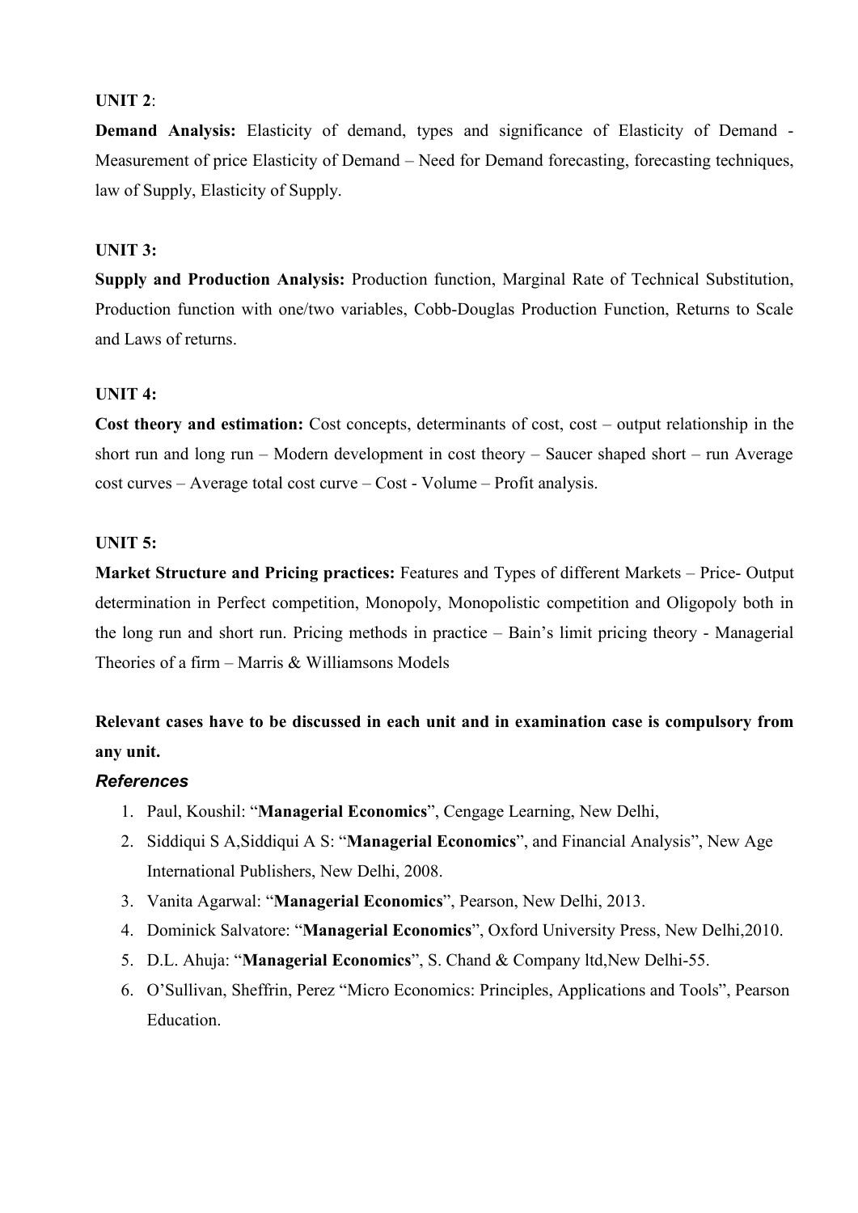**UNIT 2**:

**Demand Analysis:** Elasticity of demand, types and significance of Elasticity of Demand - Measurement of price Elasticity of Demand – Need for Demand forecasting, forecasting techniques, law of Supply, Elasticity of Supply.

**UNIT 3:**

**Supply and Production Analysis:** Production function, Marginal Rate of Technical Substitution, Production function with one/two variables, Cobb-Douglas Production Function, Returns to Scale and Laws of returns.

**UNIT 4:**

**Cost theory and estimation:** Cost concepts, determinants of cost, cost – output relationship in the short run and long run – Modern development in cost theory – Saucer shaped short – run Average cost curves – Average total cost curve – Cost - Volume – Profit analysis.

**UNIT 5:**

**Market Structure and Pricing practices:** Features and Types of different Markets – Price- Output determination in Perfect competition, Monopoly, Monopolistic competition and Oligopoly both in the long run and short run. Pricing methods in practice – Bain's limit pricing theory - Managerial Theories of a firm – Marris & Williamsons Models

**Relevant cases have to be discussed in each unit and in examination case is compulsory from any unit.**

***References***

1. Paul, Koushil: "**Managerial Economics**", Cengage Learning, New Delhi,
2. Siddiqui S A,Siddiqui A S: "**Managerial Economics**", and Financial Analysis", New Age International Publishers, New Delhi, 2008.
3. Vanita Agarwal: "**Managerial Economics**", Pearson, New Delhi, 2013.
4. Dominick Salvatore: "**Managerial Economics**", Oxford University Press, New Delhi,2010.
5. D.L. Ahuja: "**Managerial Economics**", S. Chand & Company ltd,New Delhi-55.
6. O'Sullivan, Sheffrin, Perez "Micro Economics: Principles, Applications and Tools", Pearson Education.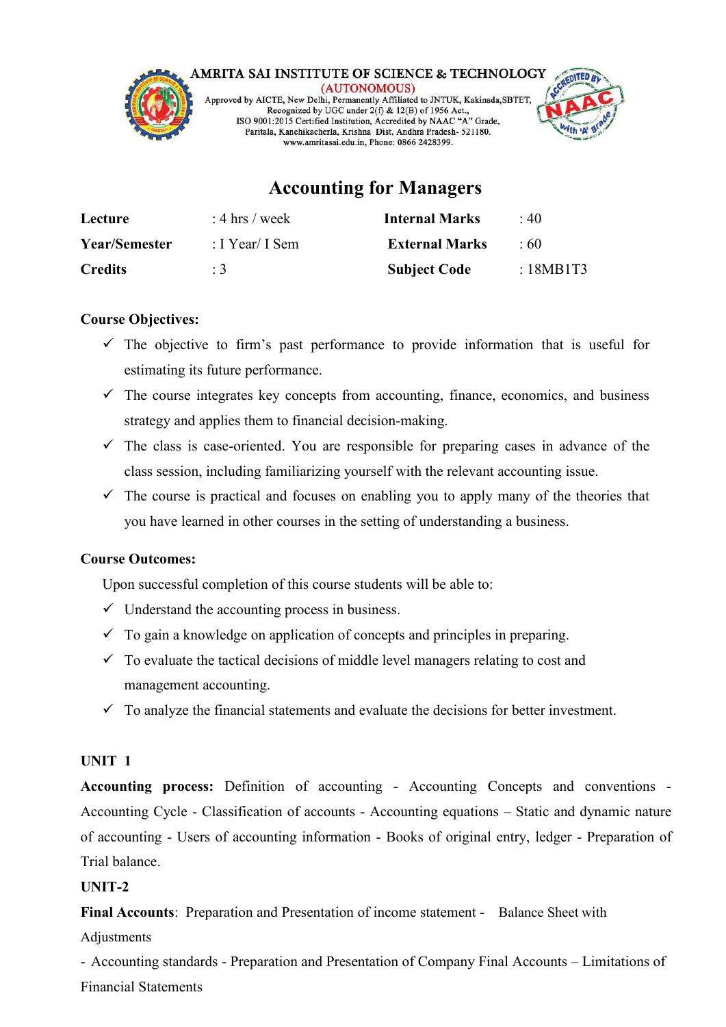AMRITA SAI INSTITUTE OF SCIENCE & TECHNOLOGY
(AUTONOMOUS)
Approved by AICTE, New Delhi, Permanently Affiliated to JNTUK, Kakinada,SBTET,
Recognized by UGC under 2(f) & 12(B) of 1956 Act.,
ISO 9001:2015 Certified Institution, Accredited by NAAC "A" Grade,
Paritala, Kanchikacherla, Krishna Dist, Andhra Pradesh- 521180.
www.amritasai.edu.in, Phone: 0866 2428399.

# Accounting for Managers

| | | | |
|---|---|---|---|
| **Lecture** | : 4 hrs / week | **Internal Marks** | : 40 |
| **Year/Semester** | : I Year/ I Sem | **External Marks** | : 60 |
| **Credits** | : 3 | **Subject Code** | : 18MB1T3 |

**Course Objectives:**

- ✓ The objective to firm's past performance to provide information that is useful for estimating its future performance.
- ✓ The course integrates key concepts from accounting, finance, economics, and business strategy and applies them to financial decision-making.
- ✓ The class is case-oriented. You are responsible for preparing cases in advance of the class session, including familiarizing yourself with the relevant accounting issue.
- ✓ The course is practical and focuses on enabling you to apply many of the theories that you have learned in other courses in the setting of understanding a business.

**Course Outcomes:**

Upon successful completion of this course students will be able to:

- ✓ Understand the accounting process in business.
- ✓ To gain a knowledge on application of concepts and principles in preparing.
- ✓ To evaluate the tactical decisions of middle level managers relating to cost and management accounting.
- ✓ To analyze the financial statements and evaluate the decisions for better investment.

**UNIT 1**

**Accounting process:** Definition of accounting - Accounting Concepts and conventions - Accounting Cycle - Classification of accounts - Accounting equations – Static and dynamic nature of accounting - Users of accounting information - Books of original entry, ledger - Preparation of Trial balance.

**UNIT-2**

**Final Accounts**: Preparation and Presentation of income statement - Balance Sheet with Adjustments

- Accounting standards - Preparation and Presentation of Company Final Accounts – Limitations of Financial Statements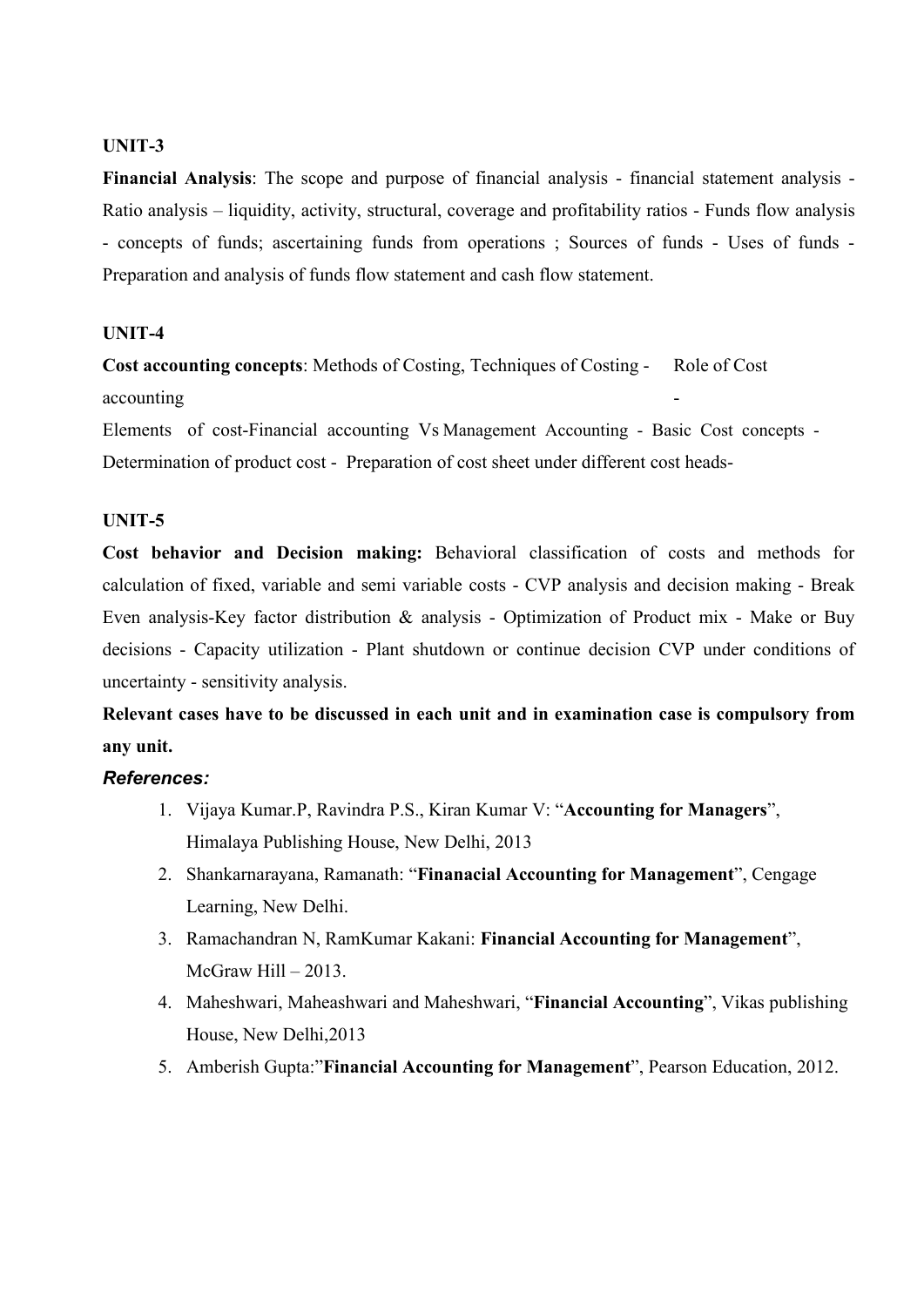**UNIT-3**

**Financial Analysis**: The scope and purpose of financial analysis - financial statement analysis - Ratio analysis – liquidity, activity, structural, coverage and profitability ratios - Funds flow analysis - concepts of funds; ascertaining funds from operations ; Sources of funds - Uses of funds - Preparation and analysis of funds flow statement and cash flow statement.

**UNIT-4**

**Cost accounting concepts**: Methods of Costing, Techniques of Costing - Role of Cost accounting - Elements of cost-Financial accounting Vs Management Accounting - Basic Cost concepts - Determination of product cost - Preparation of cost sheet under different cost heads-

**UNIT-5**

**Cost behavior and Decision making:** Behavioral classification of costs and methods for calculation of fixed, variable and semi variable costs - CVP analysis and decision making - Break Even analysis-Key factor distribution & analysis - Optimization of Product mix - Make or Buy decisions - Capacity utilization - Plant shutdown or continue decision CVP under conditions of uncertainty - sensitivity analysis.

**Relevant cases have to be discussed in each unit and in examination case is compulsory from any unit.**

***References:***

1. Vijaya Kumar.P, Ravindra P.S., Kiran Kumar V: "**Accounting for Managers**", Himalaya Publishing House, New Delhi, 2013
2. Shankarnarayana, Ramanath: "**Finanacial Accounting for Management**", Cengage Learning, New Delhi.
3. Ramachandran N, RamKumar Kakani: **Financial Accounting for Management**", McGraw Hill – 2013.
4. Maheshwari, Maheashwari and Maheshwari, "**Financial Accounting**", Vikas publishing House, New Delhi,2013
5. Amberish Gupta:"**Financial Accounting for Management**", Pearson Education, 2012.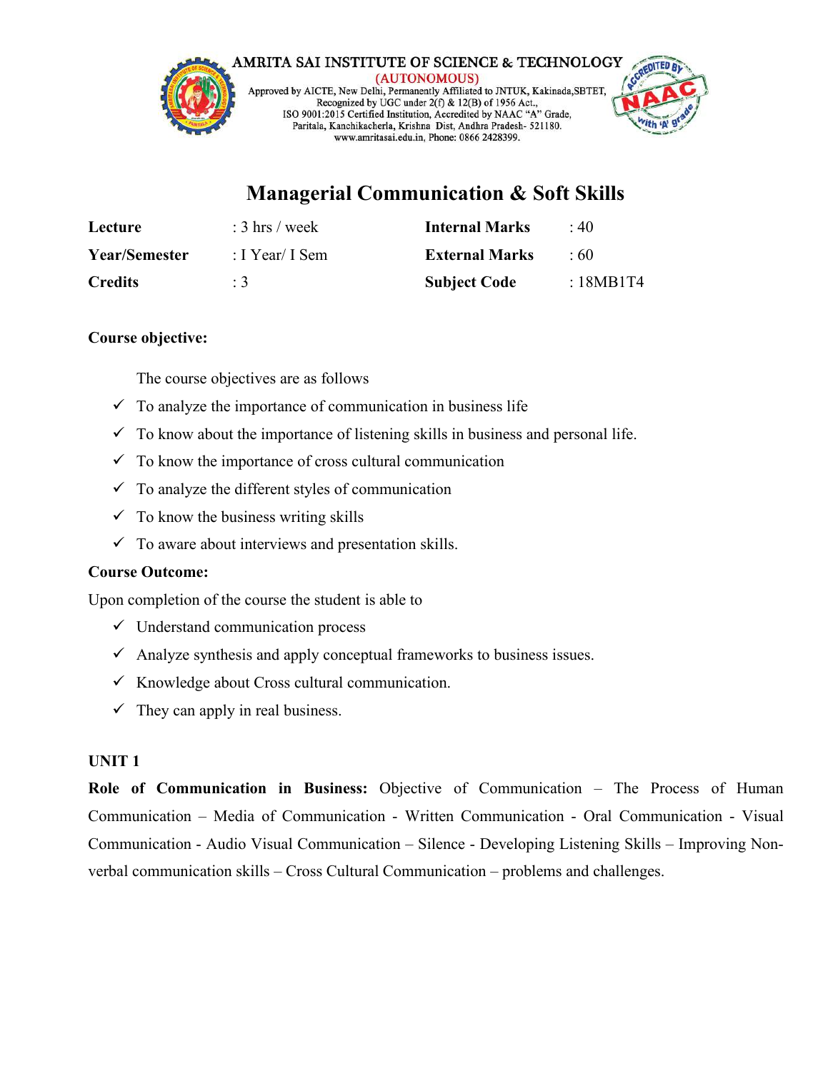AMRITA SAI INSTITUTE OF SCIENCE & TECHNOLOGY
(AUTONOMOUS)
Approved by AICTE, New Delhi, Permanently Affiliated to JNTUK, Kakinada,SBTET,
Recognized by UGC under 2(f) & 12(B) of 1956 Act.,
ISO 9001:2015 Certified Institution, Accredited by NAAC "A" Grade,
Paritala, Kanchikacherla, Krishna Dist, Andhra Pradesh- 521180.
www.amritasai.edu.in, Phone: 0866 2428399.

# Managerial Communication & Soft Skills

| | | | |
|---|---|---|---|
| **Lecture** | : 3 hrs / week | **Internal Marks** | : 40 |
| **Year/Semester** | : I Year/ I Sem | **External Marks** | : 60 |
| **Credits** | : 3 | **Subject Code** | : 18MB1T4 |

**Course objective:**

The course objectives are as follows

- ✓ To analyze the importance of communication in business life
- ✓ To know about the importance of listening skills in business and personal life.
- ✓ To know the importance of cross cultural communication
- ✓ To analyze the different styles of communication
- ✓ To know the business writing skills
- ✓ To aware about interviews and presentation skills.

**Course Outcome:**

Upon completion of the course the student is able to

- ✓ Understand communication process
- ✓ Analyze synthesis and apply conceptual frameworks to business issues.
- ✓ Knowledge about Cross cultural communication.
- ✓ They can apply in real business.

**UNIT 1**

**Role of Communication in Business:** Objective of Communication – The Process of Human Communication – Media of Communication - Written Communication - Oral Communication - Visual Communication - Audio Visual Communication – Silence - Developing Listening Skills – Improving Non-verbal communication skills – Cross Cultural Communication – problems and challenges.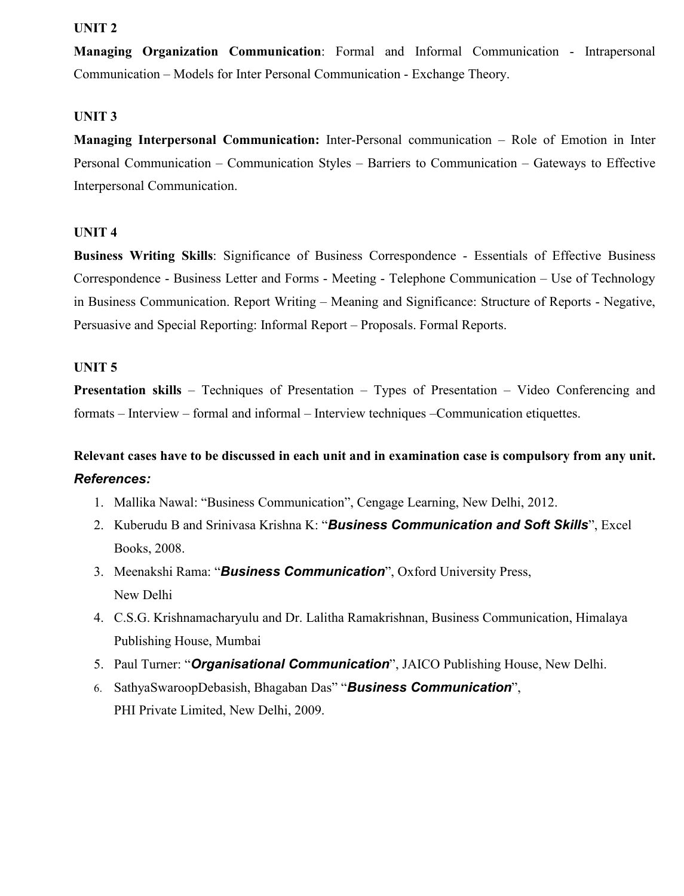**UNIT 2**

**Managing Organization Communication**: Formal and Informal Communication - Intrapersonal Communication – Models for Inter Personal Communication - Exchange Theory.

**UNIT 3**

**Managing Interpersonal Communication:** Inter-Personal communication – Role of Emotion in Inter Personal Communication – Communication Styles – Barriers to Communication – Gateways to Effective Interpersonal Communication.

**UNIT 4**

**Business Writing Skills**: Significance of Business Correspondence - Essentials of Effective Business Correspondence - Business Letter and Forms - Meeting - Telephone Communication – Use of Technology in Business Communication. Report Writing – Meaning and Significance: Structure of Reports - Negative, Persuasive and Special Reporting: Informal Report – Proposals. Formal Reports.

**UNIT 5**

**Presentation skills** – Techniques of Presentation – Types of Presentation – Video Conferencing and formats – Interview – formal and informal – Interview techniques –Communication etiquettes.

**Relevant cases have to be discussed in each unit and in examination case is compulsory from any unit.**

***References:***

1. Mallika Nawal: "Business Communication", Cengage Learning, New Delhi, 2012.
2. Kuberudu B and Srinivasa Krishna K: "***Business Communication and Soft Skills***", Excel Books, 2008.
3. Meenakshi Rama: "***Business Communication***", Oxford University Press, New Delhi
4. C.S.G. Krishnamacharyulu and Dr. Lalitha Ramakrishnan, Business Communication, Himalaya Publishing House, Mumbai
5. Paul Turner: "***Organisational Communication***", JAICO Publishing House, New Delhi.
6. SathyaSwaroopDebasish, Bhagaban Das" "***Business Communication***", PHI Private Limited, New Delhi, 2009.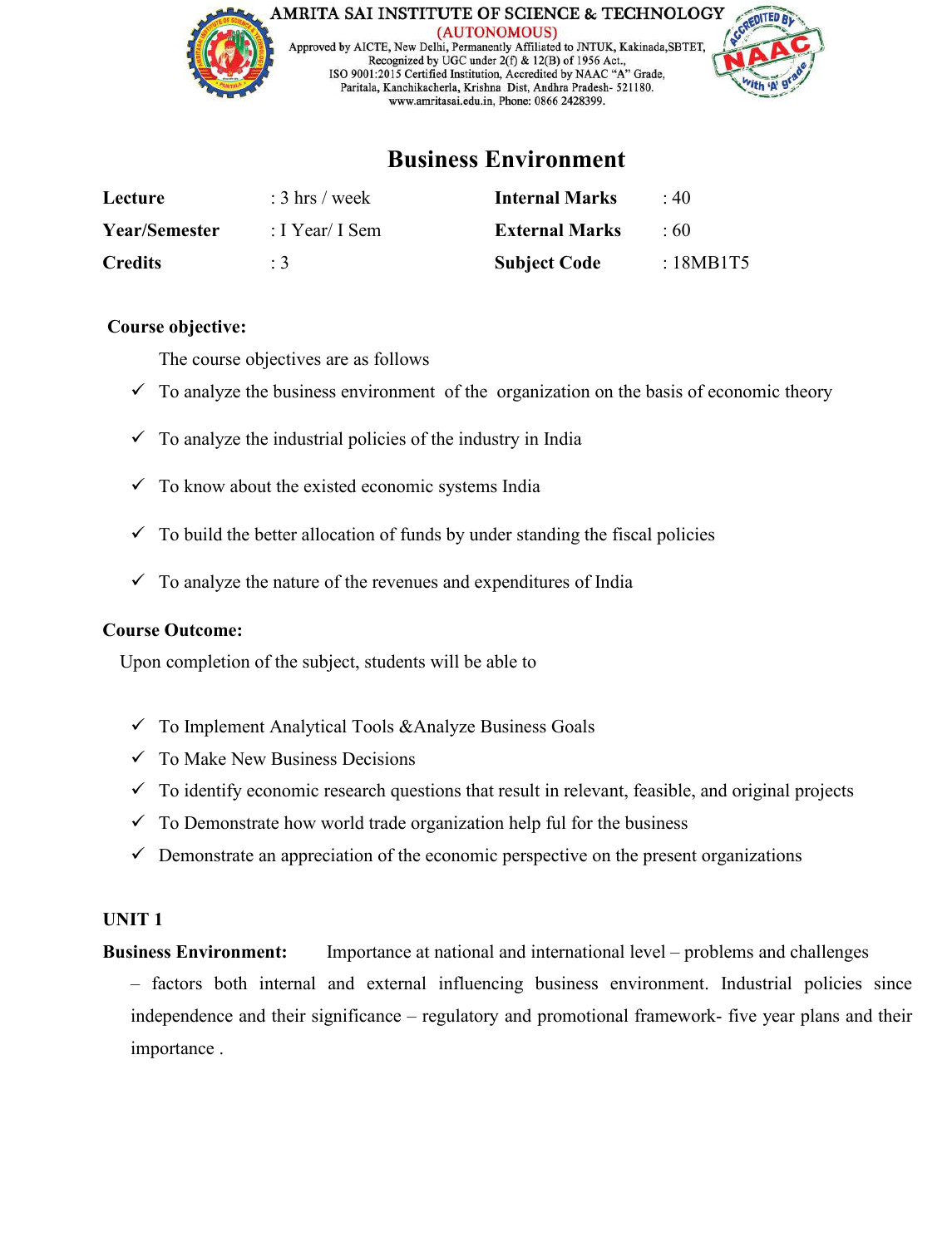# Business Environment

| Lecture | : 3 hrs / week | Internal Marks | : 40 |
|---|---|---|---|
| Year/Semester | : I Year/ I Sem | External Marks | : 60 |
| Credits | : 3 | Subject Code | : 18MB1T5 |

**Course objective:**

The course objectives are as follows

- ✓ To analyze the business environment of the organization on the basis of economic theory
- ✓ To analyze the industrial policies of the industry in India
- ✓ To know about the existed economic systems India
- ✓ To build the better allocation of funds by under standing the fiscal policies
- ✓ To analyze the nature of the revenues and expenditures of India

**Course Outcome:**

Upon completion of the subject, students will be able to

- ✓ To Implement Analytical Tools &Analyze Business Goals
- ✓ To Make New Business Decisions
- ✓ To identify economic research questions that result in relevant, feasible, and original projects
- ✓ To Demonstrate how world trade organization help ful for the business
- ✓ Demonstrate an appreciation of the economic perspective on the present organizations

**UNIT 1**

**Business Environment:** Importance at national and international level – problems and challenges – factors both internal and external influencing business environment. Industrial policies since independence and their significance – regulatory and promotional framework- five year plans and their importance .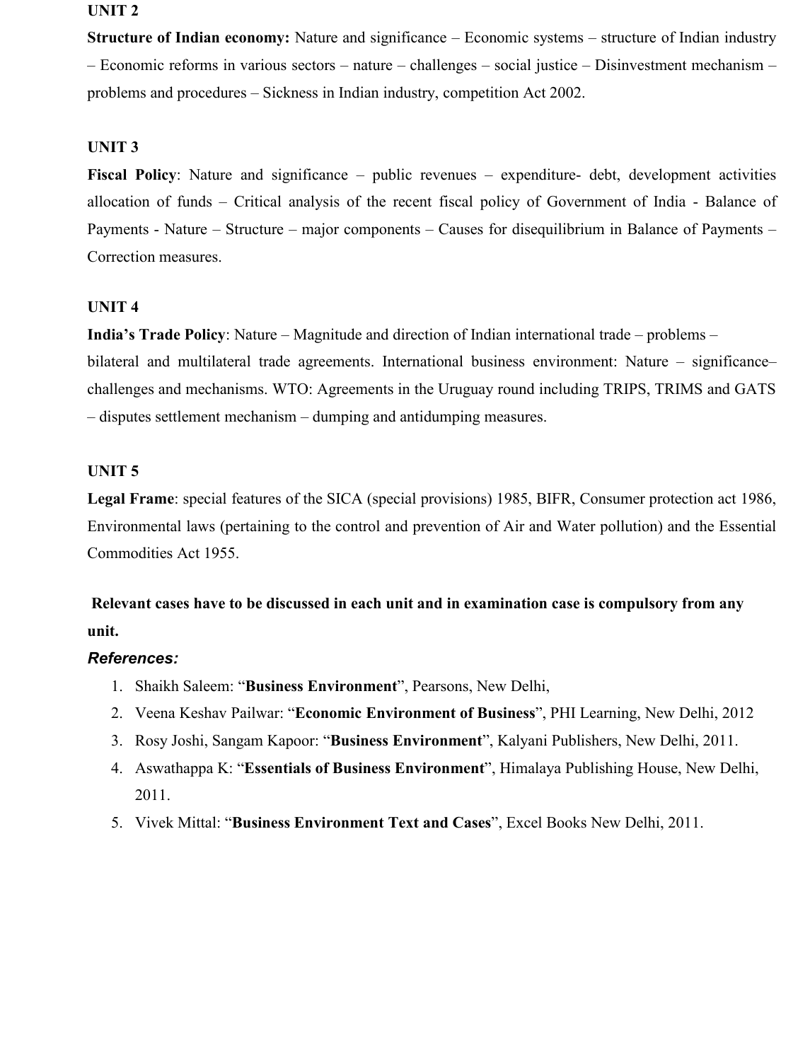**UNIT 2**

**Structure of Indian economy:** Nature and significance – Economic systems – structure of Indian industry – Economic reforms in various sectors – nature – challenges – social justice – Disinvestment mechanism – problems and procedures – Sickness in Indian industry, competition Act 2002.

**UNIT 3**

**Fiscal Policy**: Nature and significance – public revenues – expenditure- debt, development activities allocation of funds – Critical analysis of the recent fiscal policy of Government of India - Balance of Payments - Nature – Structure – major components – Causes for disequilibrium in Balance of Payments – Correction measures.

**UNIT 4**

**India's Trade Policy**: Nature – Magnitude and direction of Indian international trade – problems – bilateral and multilateral trade agreements. International business environment: Nature – significance– challenges and mechanisms. WTO: Agreements in the Uruguay round including TRIPS, TRIMS and GATS – disputes settlement mechanism – dumping and antidumping measures.

**UNIT 5**

**Legal Frame**: special features of the SICA (special provisions) 1985, BIFR, Consumer protection act 1986, Environmental laws (pertaining to the control and prevention of Air and Water pollution) and the Essential Commodities Act 1955.

**Relevant cases have to be discussed in each unit and in examination case is compulsory from any unit.**

***References:***

1. Shaikh Saleem: "**Business Environment**", Pearsons, New Delhi,
2. Veena Keshav Pailwar: "**Economic Environment of Business**", PHI Learning, New Delhi, 2012
3. Rosy Joshi, Sangam Kapoor: "**Business Environment**", Kalyani Publishers, New Delhi, 2011.
4. Aswathappa K: "**Essentials of Business Environment**", Himalaya Publishing House, New Delhi, 2011.
5. Vivek Mittal: "**Business Environment Text and Cases**", Excel Books New Delhi, 2011.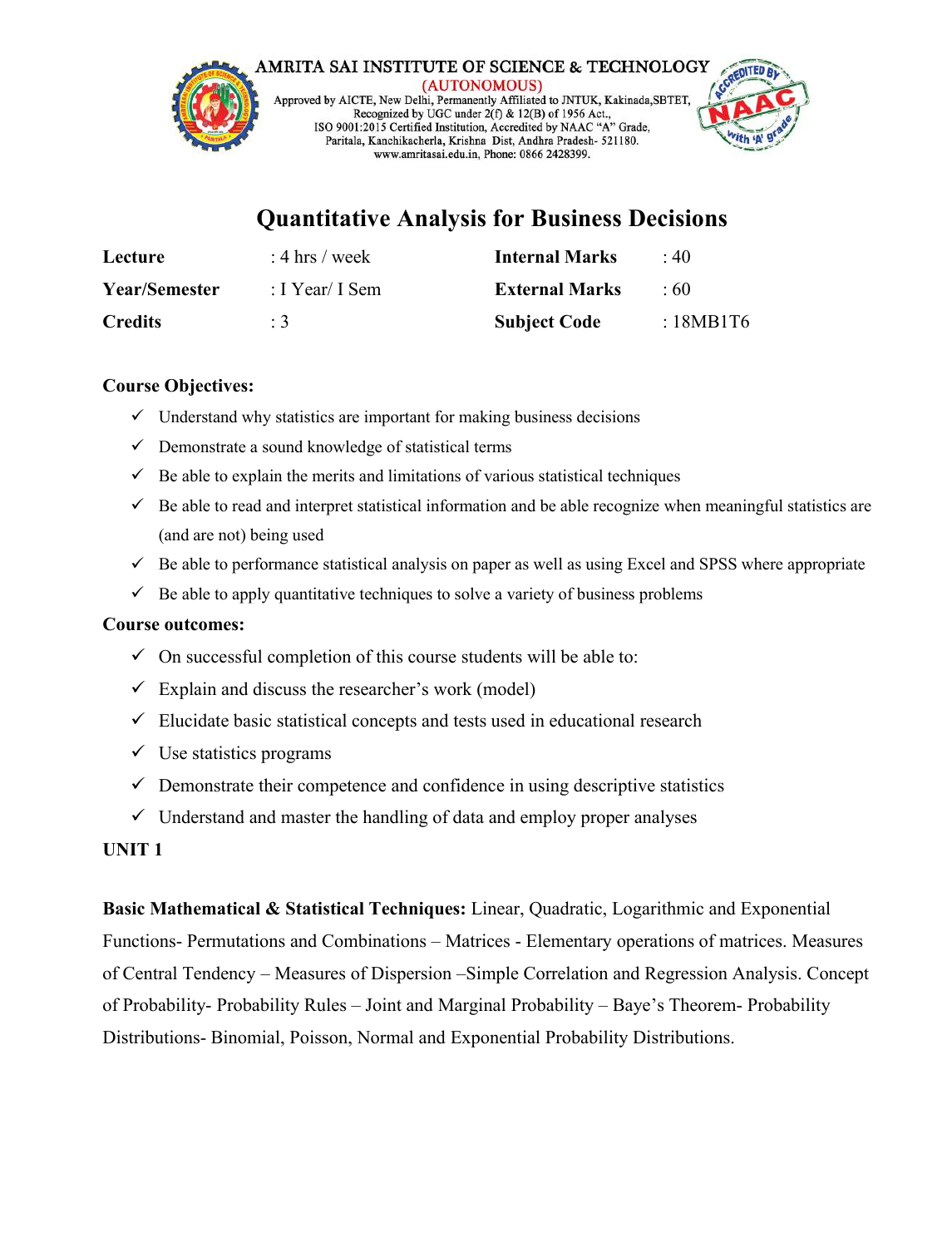# Quantitative Analysis for Business Decisions

| | | | |
|---|---|---|---|
| **Lecture** | : 4 hrs / week | **Internal Marks** | : 40 |
| **Year/Semester** | : I Year/ I Sem | **External Marks** | : 60 |
| **Credits** | : 3 | **Subject Code** | : 18MB1T6 |

**Course Objectives:**

- ✓ Understand why statistics are important for making business decisions
- ✓ Demonstrate a sound knowledge of statistical terms
- ✓ Be able to explain the merits and limitations of various statistical techniques
- ✓ Be able to read and interpret statistical information and be able recognize when meaningful statistics are (and are not) being used
- ✓ Be able to performance statistical analysis on paper as well as using Excel and SPSS where appropriate
- ✓ Be able to apply quantitative techniques to solve a variety of business problems

**Course outcomes:**

- ✓ On successful completion of this course students will be able to:
- ✓ Explain and discuss the researcher's work (model)
- ✓ Elucidate basic statistical concepts and tests used in educational research
- ✓ Use statistics programs
- ✓ Demonstrate their competence and confidence in using descriptive statistics
- ✓ Understand and master the handling of data and employ proper analyses

**UNIT 1**

**Basic Mathematical & Statistical Techniques:** Linear, Quadratic, Logarithmic and Exponential Functions- Permutations and Combinations – Matrices - Elementary operations of matrices. Measures of Central Tendency – Measures of Dispersion –Simple Correlation and Regression Analysis. Concept of Probability- Probability Rules – Joint and Marginal Probability – Baye's Theorem- Probability Distributions- Binomial, Poisson, Normal and Exponential Probability Distributions.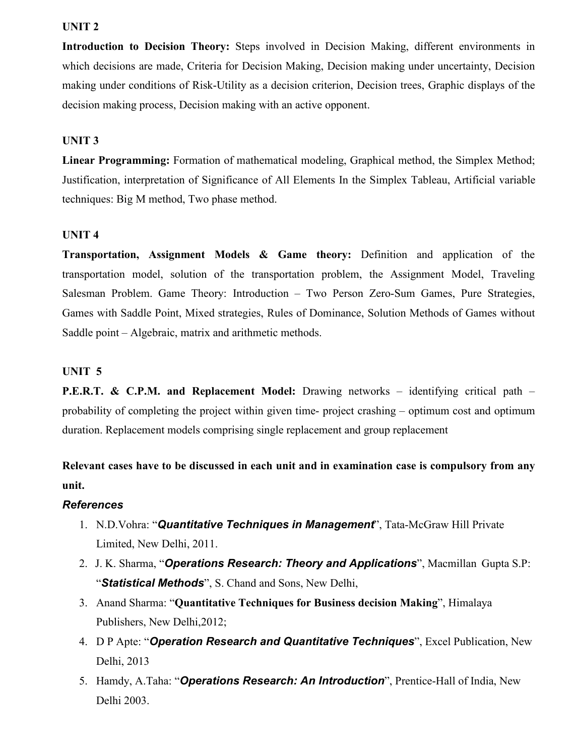**UNIT 2**

**Introduction to Decision Theory:** Steps involved in Decision Making, different environments in which decisions are made, Criteria for Decision Making, Decision making under uncertainty, Decision making under conditions of Risk-Utility as a decision criterion, Decision trees, Graphic displays of the decision making process, Decision making with an active opponent.

**UNIT 3**

**Linear Programming:** Formation of mathematical modeling, Graphical method, the Simplex Method; Justification, interpretation of Significance of All Elements In the Simplex Tableau, Artificial variable techniques: Big M method, Two phase method.

**UNIT 4**

**Transportation, Assignment Models & Game theory:** Definition and application of the transportation model, solution of the transportation problem, the Assignment Model, Traveling Salesman Problem. Game Theory: Introduction – Two Person Zero-Sum Games, Pure Strategies, Games with Saddle Point, Mixed strategies, Rules of Dominance, Solution Methods of Games without Saddle point – Algebraic, matrix and arithmetic methods.

**UNIT 5**

**P.E.R.T. & C.P.M. and Replacement Model:** Drawing networks – identifying critical path – probability of completing the project within given time- project crashing – optimum cost and optimum duration. Replacement models comprising single replacement and group replacement

**Relevant cases have to be discussed in each unit and in examination case is compulsory from any unit.**

***References***

1. N.D.Vohra: "***Quantitative Techniques in Management***", Tata-McGraw Hill Private Limited, New Delhi, 2011.
2. J. K. Sharma, "***Operations Research: Theory and Applications***", Macmillan Gupta S.P: "***Statistical Methods***", S. Chand and Sons, New Delhi,
3. Anand Sharma: "**Quantitative Techniques for Business decision Making**", Himalaya Publishers, New Delhi,2012;
4. D P Apte: "***Operation Research and Quantitative Techniques***", Excel Publication, New Delhi, 2013
5. Hamdy, A.Taha: "***Operations Research: An Introduction***", Prentice-Hall of India, New Delhi 2003.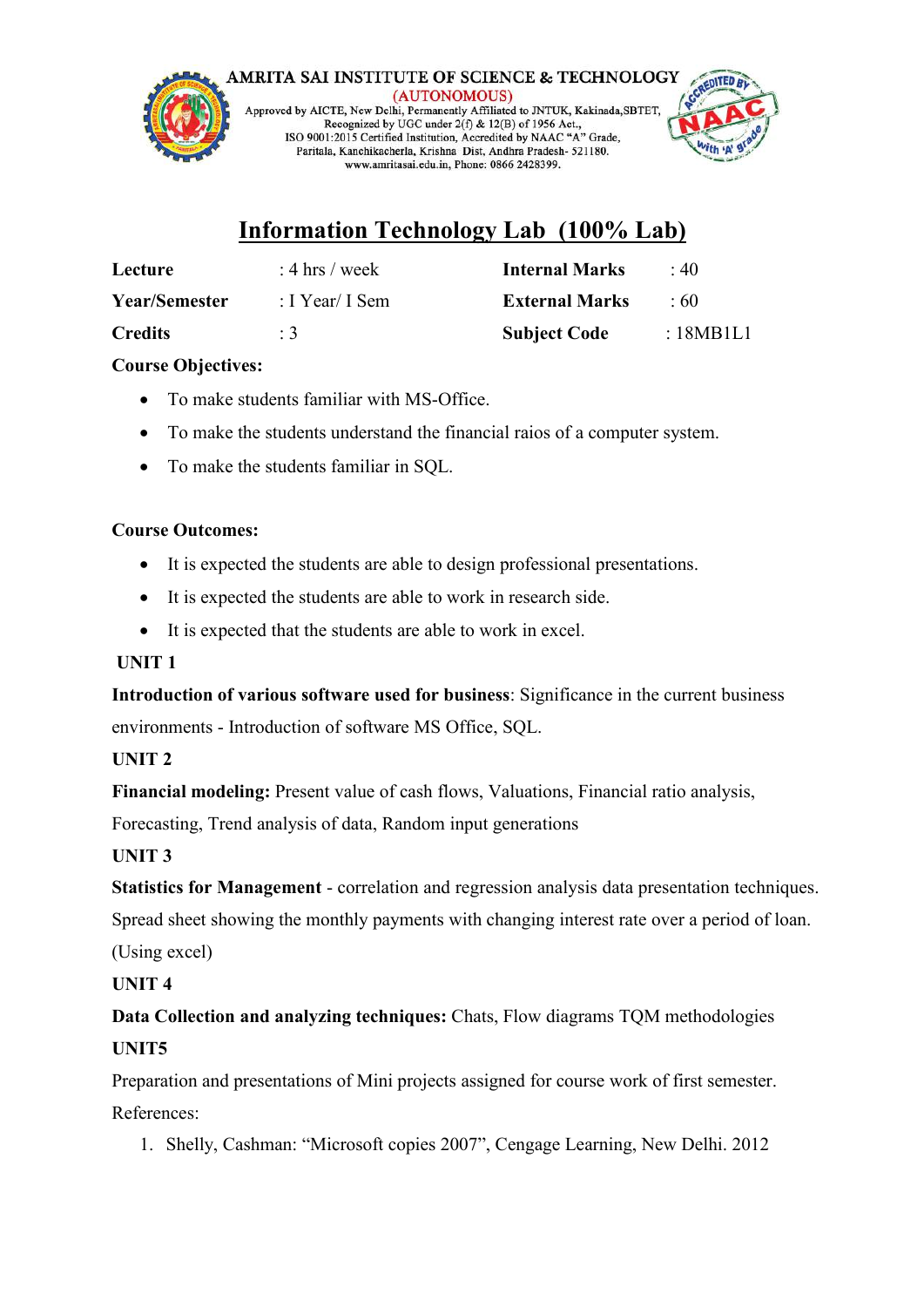AMRITA SAI INSTITUTE OF SCIENCE & TECHNOLOGY
(AUTONOMOUS)
Approved by AICTE, New Delhi, Permanently Affiliated to JNTUK, Kakinada,SBTET,
Recognized by UGC under 2(f) & 12(B) of 1956 Act.,
ISO 9001:2015 Certified Institution, Accredited by NAAC "A" Grade,
Paritala, Kanchikacherla, Krishna Dist, Andhra Pradesh- 521180.
www.amritasai.edu.in, Phone: 0866 2428399.

# Information Technology Lab (100% Lab)

| | | | |
|---|---|---|---|
| **Lecture** | : 4 hrs / week | **Internal Marks** | : 40 |
| **Year/Semester** | : I Year/ I Sem | **External Marks** | : 60 |
| **Credits** | : 3 | **Subject Code** | : 18MB1L1 |

**Course Objectives:**

- To make students familiar with MS-Office.
- To make the students understand the financial raios of a computer system.
- To make the students familiar in SQL.

**Course Outcomes:**

- It is expected the students are able to design professional presentations.
- It is expected the students are able to work in research side.
- It is expected that the students are able to work in excel.

**UNIT 1**

**Introduction of various software used for business**: Significance in the current business environments - Introduction of software MS Office, SQL.

**UNIT 2**

**Financial modeling:** Present value of cash flows, Valuations, Financial ratio analysis, Forecasting, Trend analysis of data, Random input generations

**UNIT 3**

**Statistics for Management** - correlation and regression analysis data presentation techniques. Spread sheet showing the monthly payments with changing interest rate over a period of loan. (Using excel)

**UNIT 4**

**Data Collection and analyzing techniques:** Chats, Flow diagrams TQM methodologies

**UNIT5**

Preparation and presentations of Mini projects assigned for course work of first semester.

References:

1. Shelly, Cashman: "Microsoft copies 2007", Cengage Learning, New Delhi. 2012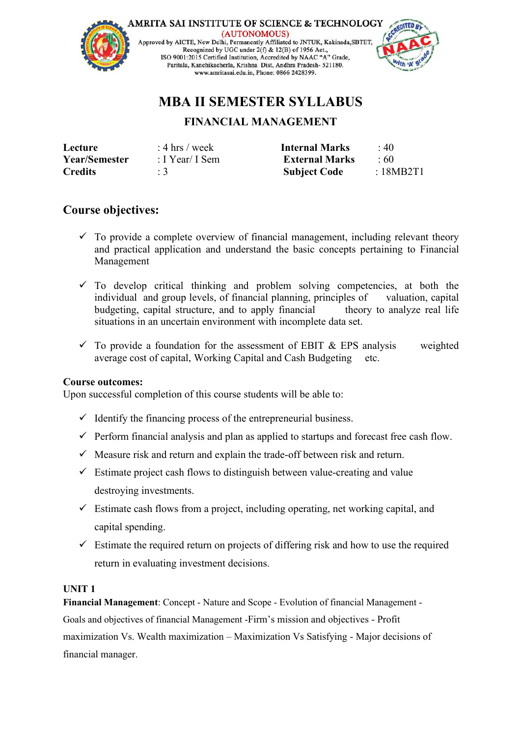AMRITA SAI INSTITUTE OF SCIENCE & TECHNOLOGY
(AUTONOMOUS)
Approved by AICTE, New Delhi, Permanently Affiliated to JNTUK, Kakinada,SBTET,
Recognized by UGC under 2(f) & 12(B) of 1956 Act.,
ISO 9001:2015 Certified Institution, Accredited by NAAC "A" Grade,
Paritala, Kanchikacherla, Krishna Dist, Andhra Pradesh- 521180.
www.amritasai.edu.in, Phone: 0866 2428399.

# MBA II SEMESTER SYLLABUS

## FINANCIAL MANAGEMENT

| | | | |
|---|---|---|---|
| **Lecture** | : 4 hrs / week | **Internal Marks** | : 40 |
| **Year/Semester** | : I Year/ I Sem | **External Marks** | : 60 |
| **Credits** | : 3 | **Subject Code** | : 18MB2T1 |

## Course objectives:

- ✓ To provide a complete overview of financial management, including relevant theory and practical application and understand the basic concepts pertaining to Financial Management
- ✓ To develop critical thinking and problem solving competencies, at both the individual and group levels, of financial planning, principles of valuation, capital budgeting, capital structure, and to apply financial theory to analyze real life situations in an uncertain environment with incomplete data set.
- ✓ To provide a foundation for the assessment of EBIT & EPS analysis weighted average cost of capital, Working Capital and Cash Budgeting etc.

**Course outcomes:**

Upon successful completion of this course students will be able to:

- ✓ Identify the financing process of the entrepreneurial business.
- ✓ Perform financial analysis and plan as applied to startups and forecast free cash flow.
- ✓ Measure risk and return and explain the trade-off between risk and return.
- ✓ Estimate project cash flows to distinguish between value-creating and value destroying investments.
- ✓ Estimate cash flows from a project, including operating, net working capital, and capital spending.
- ✓ Estimate the required return on projects of differing risk and how to use the required return in evaluating investment decisions.

**UNIT 1**

**Financial Management**: Concept - Nature and Scope - Evolution of financial Management - Goals and objectives of financial Management -Firm's mission and objectives - Profit maximization Vs. Wealth maximization – Maximization Vs Satisfying - Major decisions of financial manager.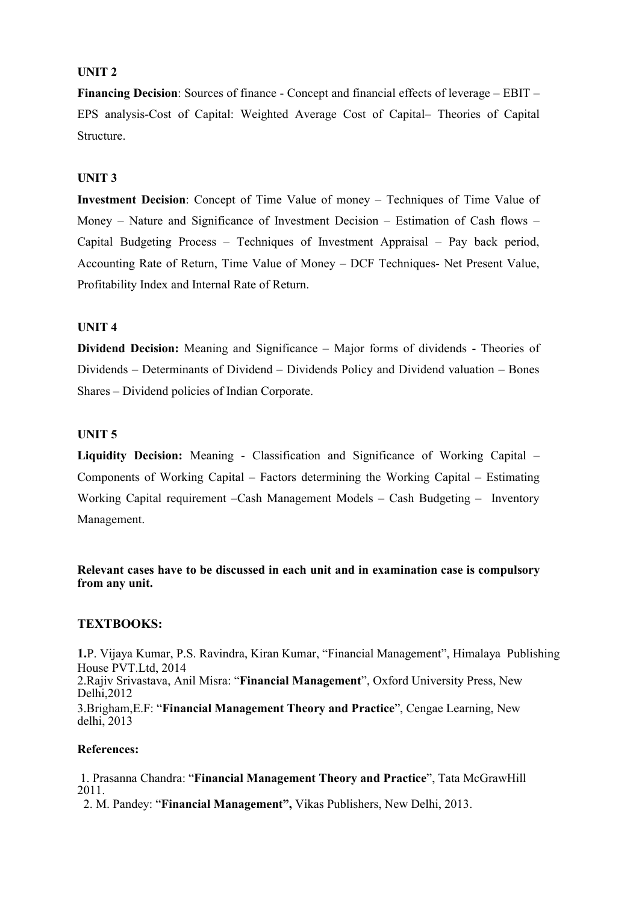**UNIT 2**

**Financing Decision**: Sources of finance - Concept and financial effects of leverage – EBIT – EPS analysis-Cost of Capital: Weighted Average Cost of Capital– Theories of Capital Structure.

**UNIT 3**

**Investment Decision**: Concept of Time Value of money – Techniques of Time Value of Money – Nature and Significance of Investment Decision – Estimation of Cash flows – Capital Budgeting Process – Techniques of Investment Appraisal – Pay back period, Accounting Rate of Return, Time Value of Money – DCF Techniques- Net Present Value, Profitability Index and Internal Rate of Return.

**UNIT 4**

**Dividend Decision:** Meaning and Significance – Major forms of dividends - Theories of Dividends – Determinants of Dividend – Dividends Policy and Dividend valuation – Bones Shares – Dividend policies of Indian Corporate.

**UNIT 5**

**Liquidity Decision:** Meaning - Classification and Significance of Working Capital – Components of Working Capital – Factors determining the Working Capital – Estimating Working Capital requirement –Cash Management Models – Cash Budgeting – Inventory Management.

**Relevant cases have to be discussed in each unit and in examination case is compulsory from any unit.**

**TEXTBOOKS:**

**1.**P. Vijaya Kumar, P.S. Ravindra, Kiran Kumar, "Financial Management", Himalaya Publishing House PVT.Ltd, 2014
2.Rajiv Srivastava, Anil Misra: "**Financial Management**", Oxford University Press, New Delhi,2012
3.Brigham,E.F: "**Financial Management Theory and Practice**", Cengae Learning, New delhi, 2013

**References:**

1. Prasanna Chandra: "**Financial Management Theory and Practice**", Tata McGrawHill 2011.
2. M. Pandey: "**Financial Management",** Vikas Publishers, New Delhi, 2013.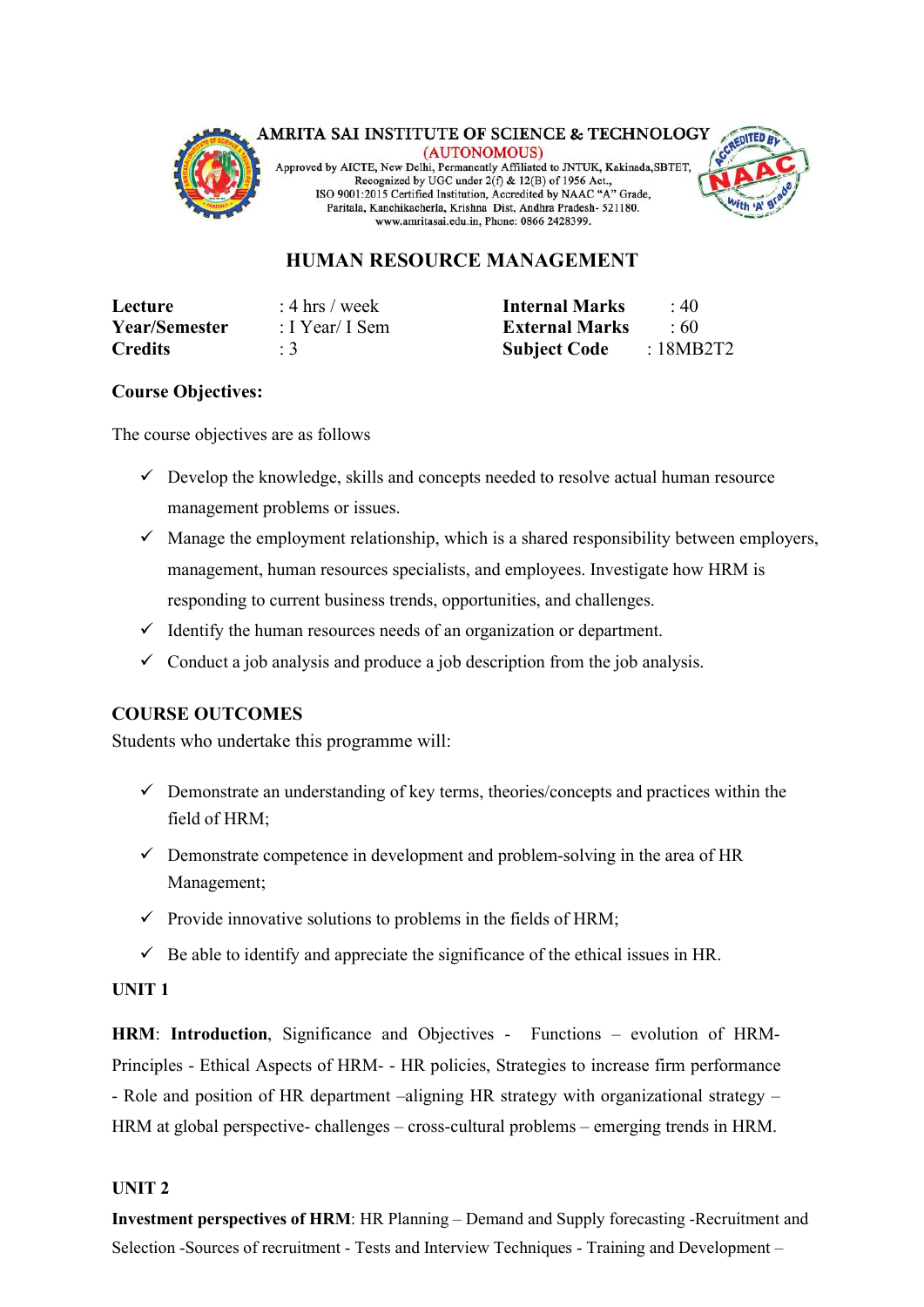AMRITA SAI INSTITUTE OF SCIENCE & TECHNOLOGY
(AUTONOMOUS)
Approved by AICTE, New Delhi, Permanently Affiliated to JNTUK, Kakinada,SBTET, Recognized by UGC under 2(f) & 12(B) of 1956 Act., ISO 9001:2015 Certified Institution, Accredited by NAAC "A" Grade, Paritala, Kanchikacherla, Krishna Dist, Andhra Pradesh- 521180. www.amritasai.edu.in, Phone: 0866 2428399.

## HUMAN RESOURCE MANAGEMENT

| | | | |
|---|---|---|---|
| **Lecture** | : 4 hrs / week | **Internal Marks** | : 40 |
| **Year/Semester** | : I Year/ I Sem | **External Marks** | : 60 |
| **Credits** | : 3 | **Subject Code** | : 18MB2T2 |

**Course Objectives:**

The course objectives are as follows

- ✓ Develop the knowledge, skills and concepts needed to resolve actual human resource management problems or issues.
- ✓ Manage the employment relationship, which is a shared responsibility between employers, management, human resources specialists, and employees. Investigate how HRM is responding to current business trends, opportunities, and challenges.
- ✓ Identify the human resources needs of an organization or department.
- ✓ Conduct a job analysis and produce a job description from the job analysis.

**COURSE OUTCOMES**

Students who undertake this programme will:

- ✓ Demonstrate an understanding of key terms, theories/concepts and practices within the field of HRM;
- ✓ Demonstrate competence in development and problem-solving in the area of HR Management;
- ✓ Provide innovative solutions to problems in the fields of HRM;
- ✓ Be able to identify and appreciate the significance of the ethical issues in HR.

**UNIT 1**

**HRM**: **Introduction**, Significance and Objectives - Functions – evolution of HRM- Principles - Ethical Aspects of HRM- - HR policies, Strategies to increase firm performance - Role and position of HR department –aligning HR strategy with organizational strategy – HRM at global perspective- challenges – cross-cultural problems – emerging trends in HRM.

**UNIT 2**

**Investment perspectives of HRM**: HR Planning – Demand and Supply forecasting -Recruitment and Selection -Sources of recruitment - Tests and Interview Techniques - Training and Development –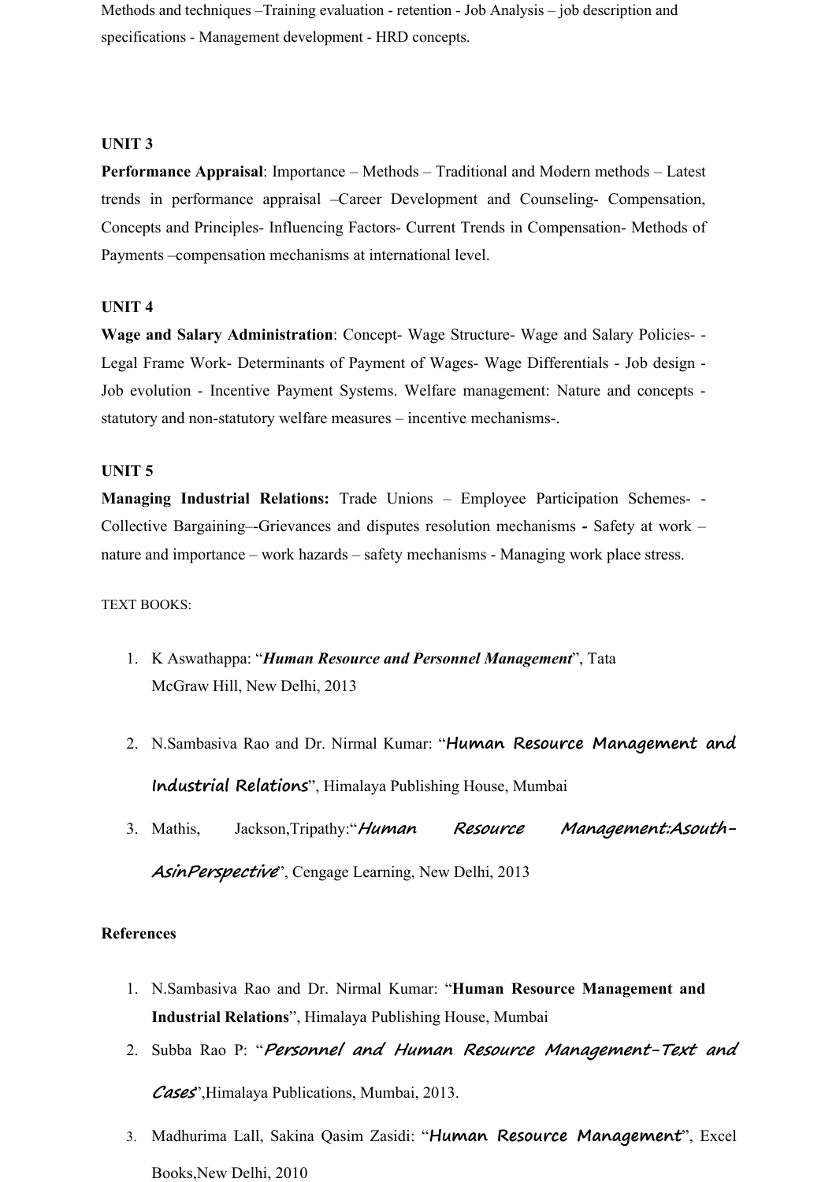Methods and techniques –Training evaluation - retention - Job Analysis – job description and specifications - Management development - HRD concepts.

**UNIT 3**

**Performance Appraisal**: Importance – Methods – Traditional and Modern methods – Latest trends in performance appraisal –Career Development and Counseling- Compensation, Concepts and Principles- Influencing Factors- Current Trends in Compensation- Methods of Payments –compensation mechanisms at international level.

**UNIT 4**

**Wage and Salary Administration**: Concept- Wage Structure- Wage and Salary Policies- - Legal Frame Work- Determinants of Payment of Wages- Wage Differentials - Job design - Job evolution - Incentive Payment Systems. Welfare management: Nature and concepts - statutory and non-statutory welfare measures – incentive mechanisms-.

**UNIT 5**

**Managing Industrial Relations:** Trade Unions – Employee Participation Schemes- - Collective Bargaining–-Grievances and disputes resolution mechanisms **-** Safety at work – nature and importance – work hazards – safety mechanisms - Managing work place stress.

TEXT BOOKS:

1. K Aswathappa: "***Human Resource and Personnel Management***", Tata McGraw Hill, New Delhi, 2013
2. N.Sambasiva Rao and Dr. Nirmal Kumar: "**Human Resource Management and Industrial Relations**", Himalaya Publishing House, Mumbai
3. Mathis, Jackson,Tripathy:"***Human Resource Management:Asouth-AsinPerspective***", Cengage Learning, New Delhi, 2013

**References**

1. N.Sambasiva Rao and Dr. Nirmal Kumar: "**Human Resource Management and Industrial Relations**", Himalaya Publishing House, Mumbai
2. Subba Rao P: "***Personnel and Human Resource Management-Text and Cases***",Himalaya Publications, Mumbai, 2013.
3. Madhurima Lall, Sakina Qasim Zasidi: "**Human Resource Management**", Excel Books,New Delhi, 2010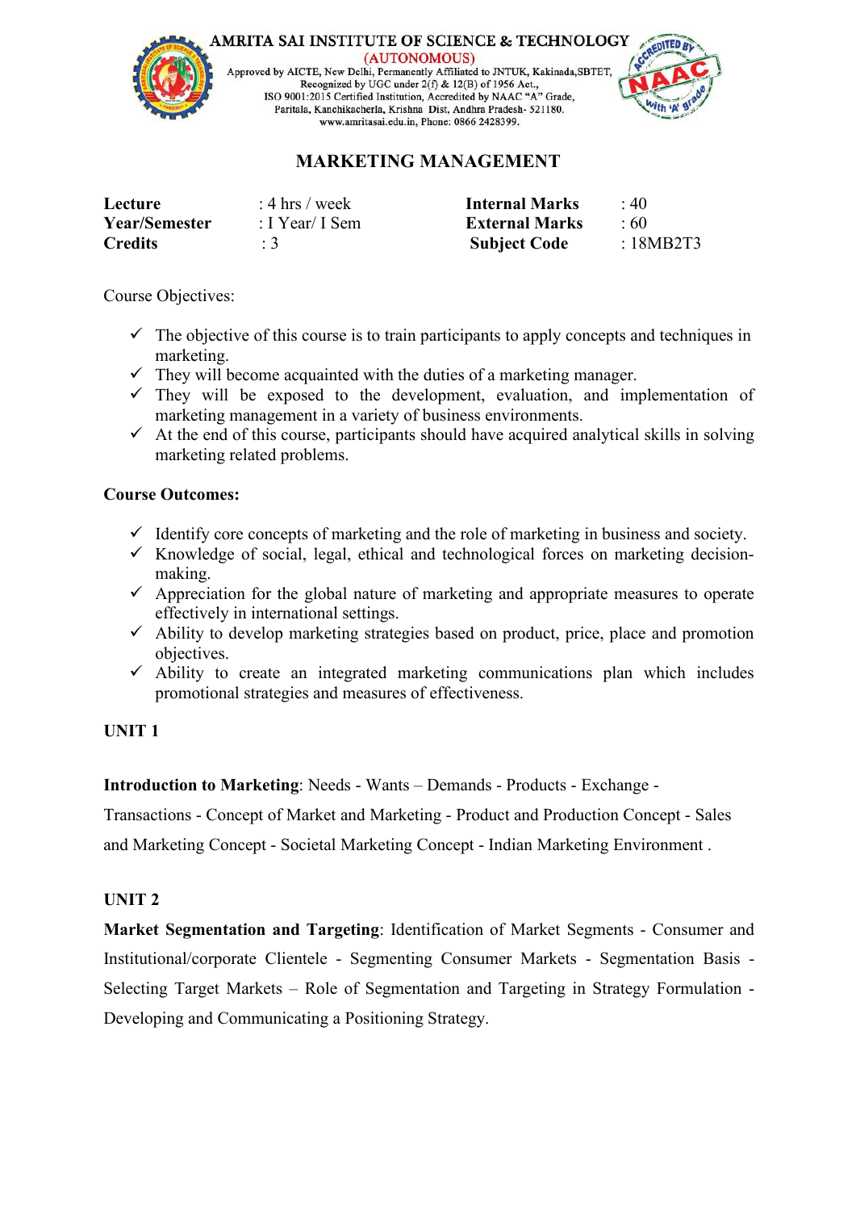# MARKETING MANAGEMENT

| | | | |
|---|---|---|---|
| **Lecture** | : 4 hrs / week | **Internal Marks** | : 40 |
| **Year/Semester** | : I Year/ I Sem | **External Marks** | : 60 |
| **Credits** | : 3 | **Subject Code** | : 18MB2T3 |

Course Objectives:

- ✓ The objective of this course is to train participants to apply concepts and techniques in marketing.
- ✓ They will become acquainted with the duties of a marketing manager.
- ✓ They will be exposed to the development, evaluation, and implementation of marketing management in a variety of business environments.
- ✓ At the end of this course, participants should have acquired analytical skills in solving marketing related problems.

**Course Outcomes:**

- ✓ Identify core concepts of marketing and the role of marketing in business and society.
- ✓ Knowledge of social, legal, ethical and technological forces on marketing decision-making.
- ✓ Appreciation for the global nature of marketing and appropriate measures to operate effectively in international settings.
- ✓ Ability to develop marketing strategies based on product, price, place and promotion objectives.
- ✓ Ability to create an integrated marketing communications plan which includes promotional strategies and measures of effectiveness.

**UNIT 1**

**Introduction to Marketing**: Needs - Wants – Demands - Products - Exchange - Transactions - Concept of Market and Marketing - Product and Production Concept - Sales and Marketing Concept - Societal Marketing Concept - Indian Marketing Environment .

**UNIT 2**

**Market Segmentation and Targeting**: Identification of Market Segments - Consumer and Institutional/corporate Clientele - Segmenting Consumer Markets - Segmentation Basis - Selecting Target Markets – Role of Segmentation and Targeting in Strategy Formulation - Developing and Communicating a Positioning Strategy.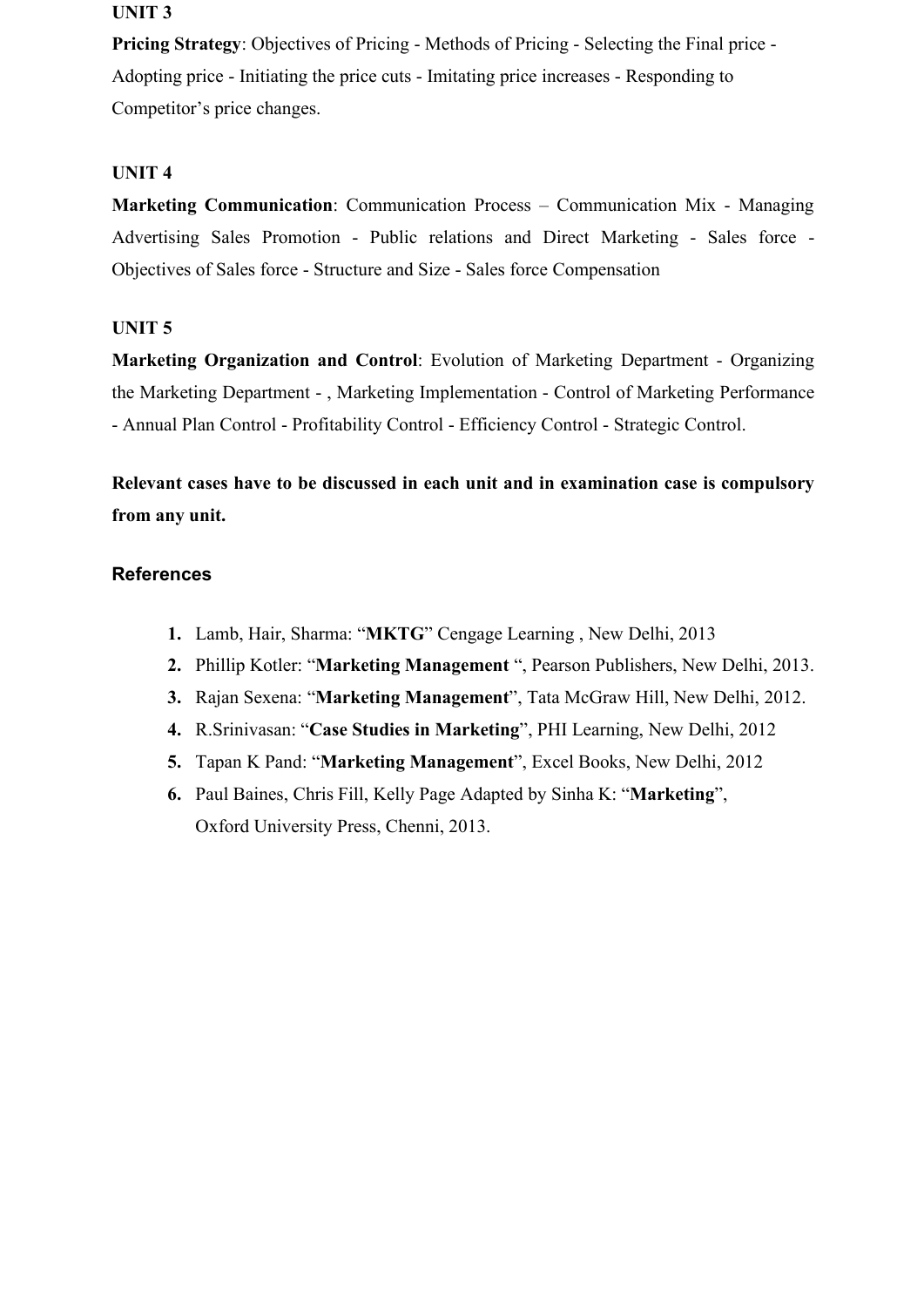**UNIT 3**

**Pricing Strategy**: Objectives of Pricing - Methods of Pricing - Selecting the Final price - Adopting price - Initiating the price cuts - Imitating price increases - Responding to Competitor's price changes.

**UNIT 4**

**Marketing Communication**: Communication Process – Communication Mix - Managing Advertising Sales Promotion - Public relations and Direct Marketing - Sales force - Objectives of Sales force - Structure and Size - Sales force Compensation

**UNIT 5**

**Marketing Organization and Control**: Evolution of Marketing Department - Organizing the Marketing Department - , Marketing Implementation - Control of Marketing Performance - Annual Plan Control - Profitability Control - Efficiency Control - Strategic Control.

**Relevant cases have to be discussed in each unit and in examination case is compulsory from any unit.**

## References

1. Lamb, Hair, Sharma: "**MKTG**" Cengage Learning , New Delhi, 2013
2. Phillip Kotler: "**Marketing Management** ", Pearson Publishers, New Delhi, 2013.
3. Rajan Sexena: "**Marketing Management**", Tata McGraw Hill, New Delhi, 2012.
4. R.Srinivasan: "**Case Studies in Marketing**", PHI Learning, New Delhi, 2012
5. Tapan K Pand: "**Marketing Management**", Excel Books, New Delhi, 2012
6. Paul Baines, Chris Fill, Kelly Page Adapted by Sinha K: "**Marketing**", Oxford University Press, Chenni, 2013.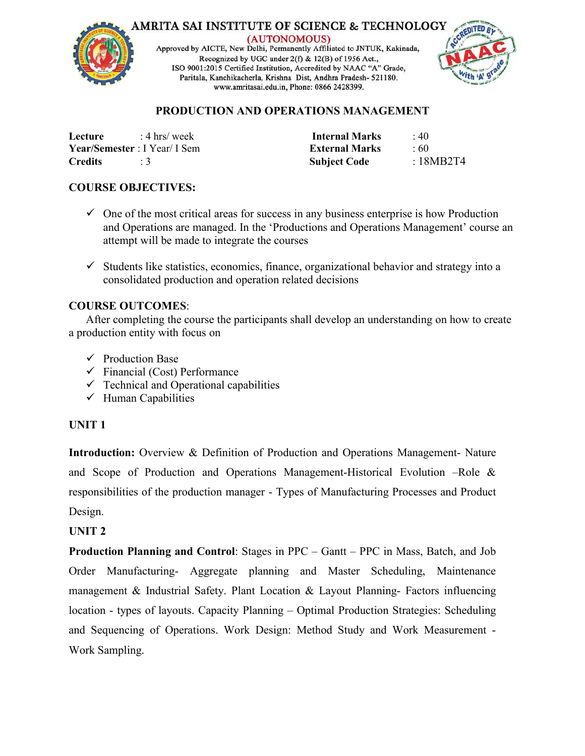# AMRITA SAI INSTITUTE OF SCIENCE & TECHNOLOGY

(AUTONOMOUS)

Approved by AICTE, New Delhi, Permanently Affiliated to JNTUK, Kakinada,
Recognized by UGC under 2(f) & 12(B) of 1956 Act.,
ISO 9001:2015 Certified Institution, Accredited by NAAC "A" Grade,
Paritala, Kanchikacherla, Krishna Dist, Andhra Pradesh- 521180.
www.amritasai.edu.in, Phone: 0866 2428399.

## PRODUCTION AND OPERATIONS MANAGEMENT

| | | | |
|---|---|---|---|
| **Lecture** | : 4 hrs/ week | **Internal Marks** | : 40 |
| **Year/Semester** | : I Year/ I Sem | **External Marks** | : 60 |
| **Credits** | : 3 | **Subject Code** | : 18MB2T4 |

### COURSE OBJECTIVES:

- ✓ One of the most critical areas for success in any business enterprise is how Production and Operations are managed. In the 'Productions and Operations Management' course an attempt will be made to integrate the courses
- ✓ Students like statistics, economics, finance, organizational behavior and strategy into a consolidated production and operation related decisions

### COURSE OUTCOMES:

After completing the course the participants shall develop an understanding on how to create a production entity with focus on

- ✓ Production Base
- ✓ Financial (Cost) Performance
- ✓ Technical and Operational capabilities
- ✓ Human Capabilities

### UNIT 1

**Introduction:** Overview & Definition of Production and Operations Management- Nature and Scope of Production and Operations Management-Historical Evolution –Role & responsibilities of the production manager - Types of Manufacturing Processes and Product Design.

### UNIT 2

**Production Planning and Control**: Stages in PPC – Gantt – PPC in Mass, Batch, and Job Order Manufacturing- Aggregate planning and Master Scheduling, Maintenance management & Industrial Safety. Plant Location & Layout Planning- Factors influencing location - types of layouts. Capacity Planning – Optimal Production Strategies: Scheduling and Sequencing of Operations. Work Design: Method Study and Work Measurement - Work Sampling.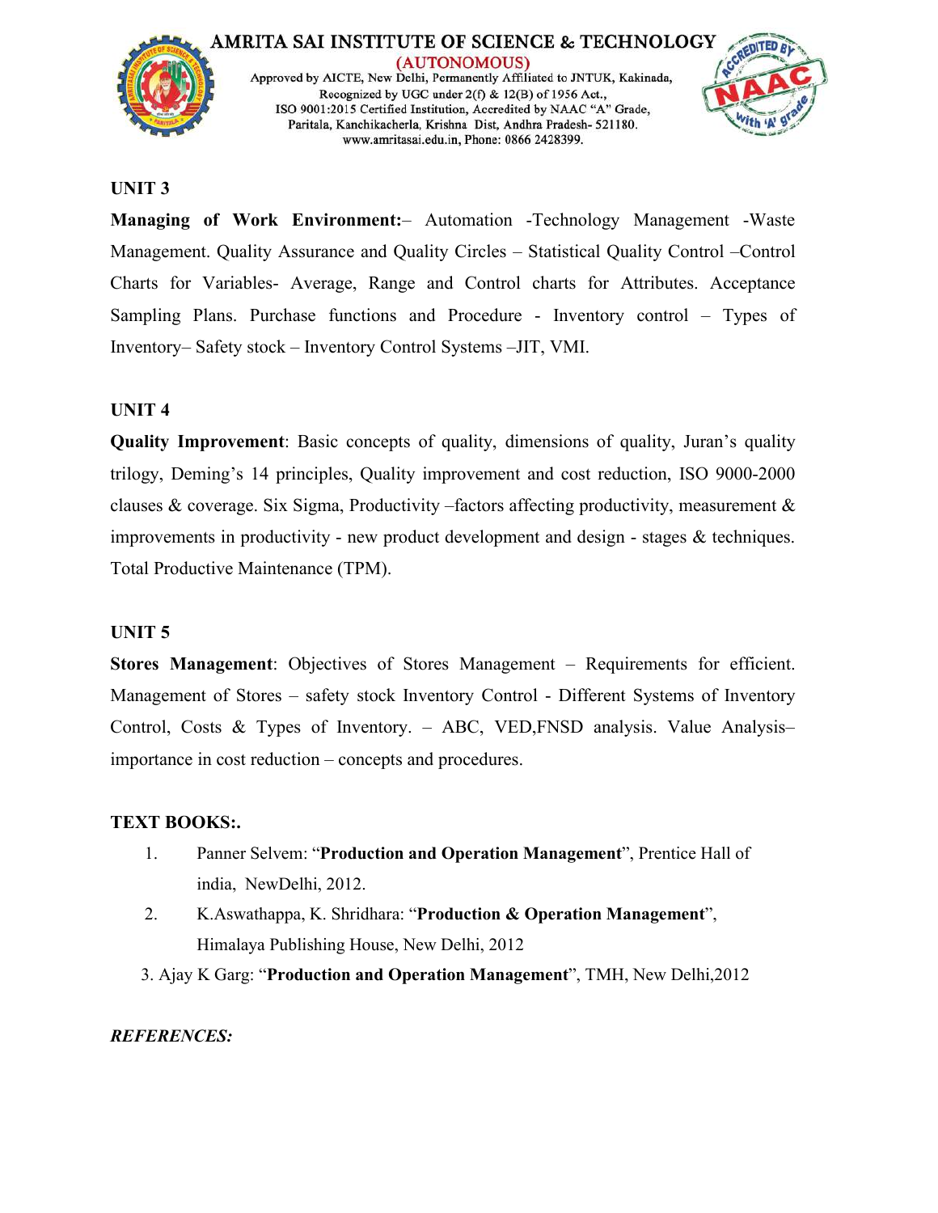## UNIT 3

**Managing of Work Environment:**– Automation -Technology Management -Waste Management. Quality Assurance and Quality Circles – Statistical Quality Control –Control Charts for Variables- Average, Range and Control charts for Attributes. Acceptance Sampling Plans. Purchase functions and Procedure - Inventory control – Types of Inventory– Safety stock – Inventory Control Systems –JIT, VMI.

## UNIT 4

**Quality Improvement**: Basic concepts of quality, dimensions of quality, Juran's quality trilogy, Deming's 14 principles, Quality improvement and cost reduction, ISO 9000-2000 clauses & coverage. Six Sigma, Productivity –factors affecting productivity, measurement & improvements in productivity - new product development and design - stages & techniques. Total Productive Maintenance (TPM).

## UNIT 5

**Stores Management**: Objectives of Stores Management – Requirements for efficient. Management of Stores – safety stock Inventory Control - Different Systems of Inventory Control, Costs & Types of Inventory. – ABC, VED,FNSD analysis. Value Analysis– importance in cost reduction – concepts and procedures.

## TEXT BOOKS:.

1. Panner Selvem: "**Production and Operation Management**", Prentice Hall of india, NewDelhi, 2012.
2. K.Aswathappa, K. Shridhara: "**Production & Operation Management**", Himalaya Publishing House, New Delhi, 2012
3. Ajay K Garg: "**Production and Operation Management**", TMH, New Delhi,2012

***REFERENCES:***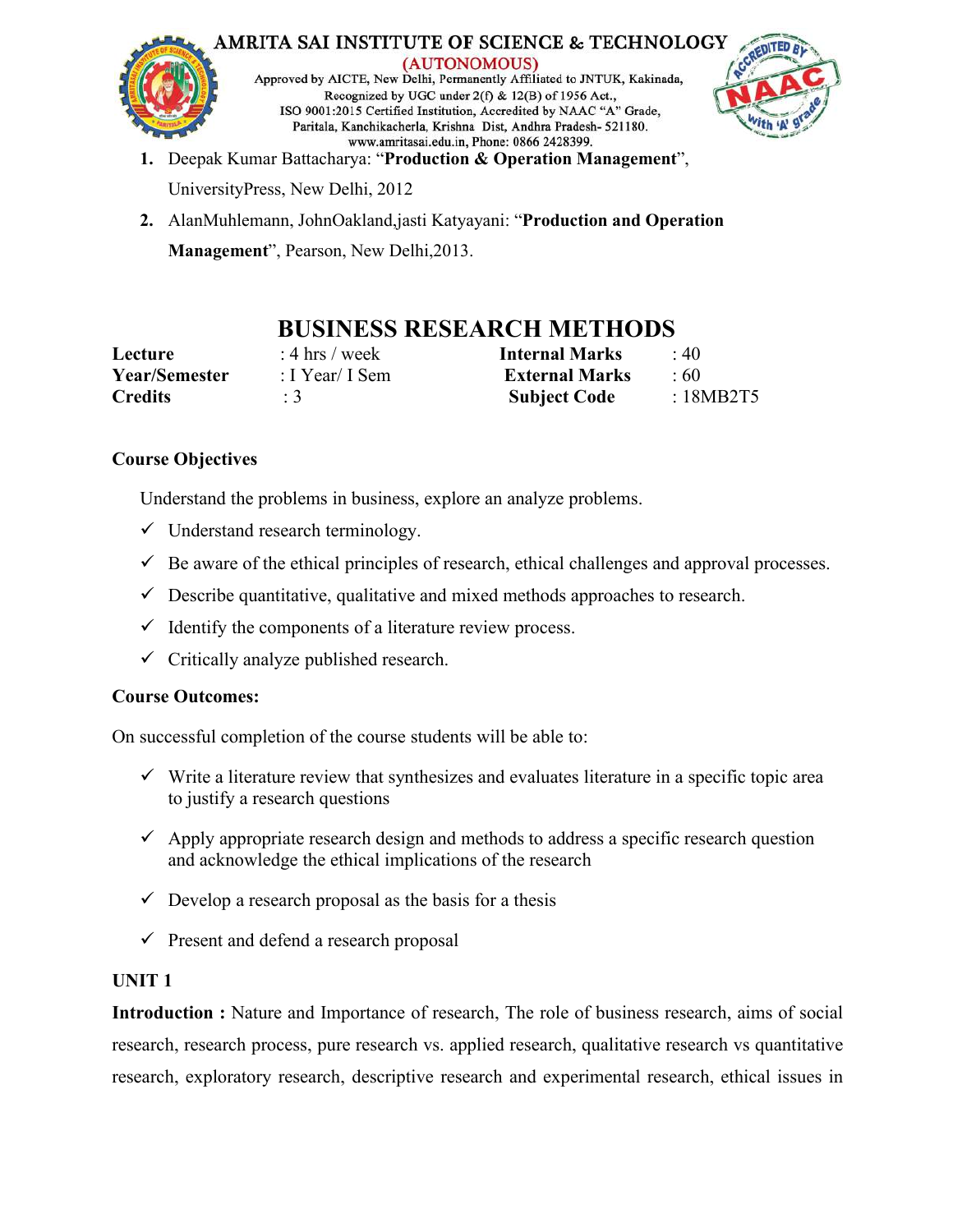1. Deepak Kumar Battacharya: "**Production & Operation Management**", UniversityPress, New Delhi, 2012
2. AlanMuhlemann, JohnOakland,jasti Katyayani: "**Production and Operation Management**", Pearson, New Delhi,2013.

## BUSINESS RESEARCH METHODS

| | | | |
|---|---|---|---|
| **Lecture** | : 4 hrs / week | **Internal Marks** | : 40 |
| **Year/Semester** | : I Year/ I Sem | **External Marks** | : 60 |
| **Credits** | : 3 | **Subject Code** | : 18MB2T5 |

### Course Objectives

Understand the problems in business, explore an analyze problems.

- ✓ Understand research terminology.
- ✓ Be aware of the ethical principles of research, ethical challenges and approval processes.
- ✓ Describe quantitative, qualitative and mixed methods approaches to research.
- ✓ Identify the components of a literature review process.
- ✓ Critically analyze published research.

### Course Outcomes:

On successful completion of the course students will be able to:

- ✓ Write a literature review that synthesizes and evaluates literature in a specific topic area to justify a research questions
- ✓ Apply appropriate research design and methods to address a specific research question and acknowledge the ethical implications of the research
- ✓ Develop a research proposal as the basis for a thesis
- ✓ Present and defend a research proposal

### UNIT 1

**Introduction :** Nature and Importance of research, The role of business research, aims of social research, research process, pure research vs. applied research, qualitative research vs quantitative research, exploratory research, descriptive research and experimental research, ethical issues in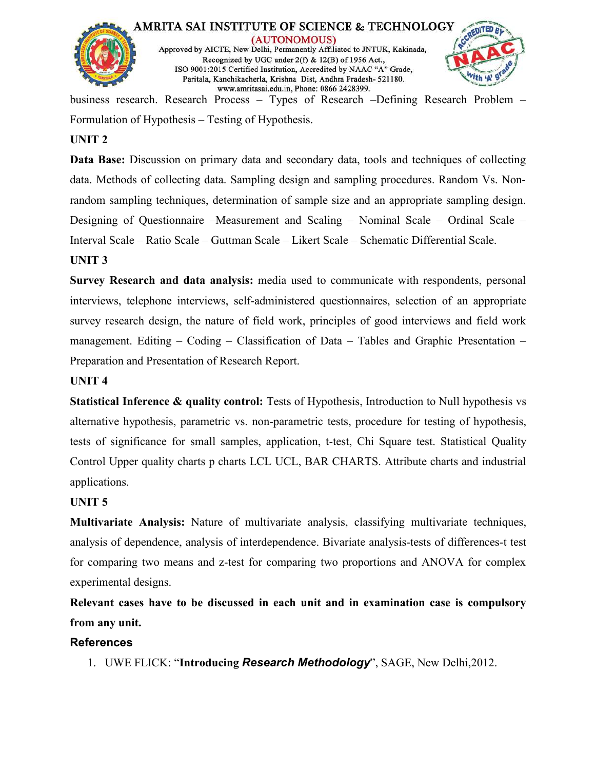business research. Research Process – Types of Research –Defining Research Problem – Formulation of Hypothesis – Testing of Hypothesis.

**UNIT 2**

**Data Base:** Discussion on primary data and secondary data, tools and techniques of collecting data. Methods of collecting data. Sampling design and sampling procedures. Random Vs. Non-random sampling techniques, determination of sample size and an appropriate sampling design. Designing of Questionnaire –Measurement and Scaling – Nominal Scale – Ordinal Scale – Interval Scale – Ratio Scale – Guttman Scale – Likert Scale – Schematic Differential Scale.

**UNIT 3**

**Survey Research and data analysis:** media used to communicate with respondents, personal interviews, telephone interviews, self-administered questionnaires, selection of an appropriate survey research design, the nature of field work, principles of good interviews and field work management. Editing – Coding – Classification of Data – Tables and Graphic Presentation – Preparation and Presentation of Research Report.

**UNIT 4**

**Statistical Inference & quality control:** Tests of Hypothesis, Introduction to Null hypothesis vs alternative hypothesis, parametric vs. non-parametric tests, procedure for testing of hypothesis, tests of significance for small samples, application, t-test, Chi Square test. Statistical Quality Control Upper quality charts p charts LCL UCL, BAR CHARTS. Attribute charts and industrial applications.

**UNIT 5**

**Multivariate Analysis:** Nature of multivariate analysis, classifying multivariate techniques, analysis of dependence, analysis of interdependence. Bivariate analysis-tests of differences-t test for comparing two means and z-test for comparing two proportions and ANOVA for complex experimental designs.

**Relevant cases have to be discussed in each unit and in examination case is compulsory from any unit.**

**References**

1. UWE FLICK: "**Introducing *Research Methodology***", SAGE, New Delhi,2012.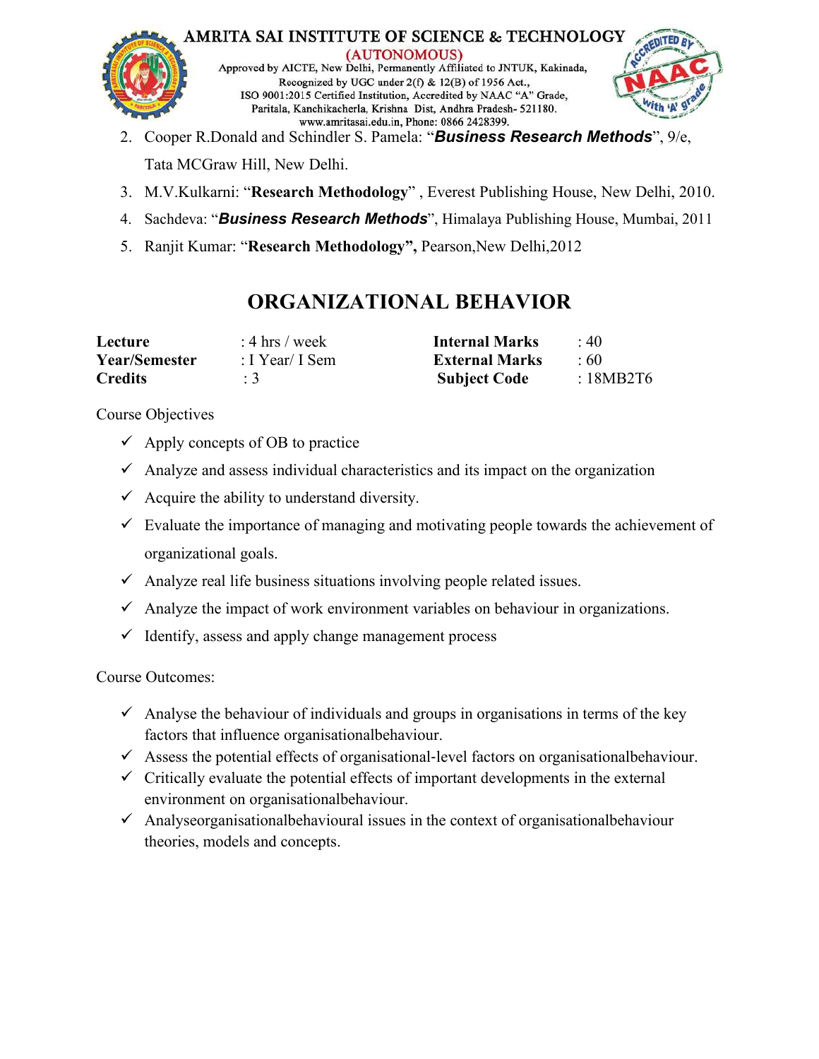2. Cooper R.Donald and Schindler S. Pamela: "***Business Research Methods***", 9/e, Tata MCGraw Hill, New Delhi.
3. M.V.Kulkarni: "**Research Methodology**" , Everest Publishing House, New Delhi, 2010.
4. Sachdeva: "***Business Research Methods***", Himalaya Publishing House, Mumbai, 2011
5. Ranjit Kumar: "**Research Methodology",** Pearson,New Delhi,2012

# ORGANIZATIONAL BEHAVIOR

| | | | |
|---|---|---|---|
| **Lecture** | : 4 hrs / week | **Internal Marks** | : 40 |
| **Year/Semester** | : I Year/ I Sem | **External Marks** | : 60 |
| **Credits** | : 3 | **Subject Code** | : 18MB2T6 |

Course Objectives

- ✓ Apply concepts of OB to practice
- ✓ Analyze and assess individual characteristics and its impact on the organization
- ✓ Acquire the ability to understand diversity.
- ✓ Evaluate the importance of managing and motivating people towards the achievement of organizational goals.
- ✓ Analyze real life business situations involving people related issues.
- ✓ Analyze the impact of work environment variables on behaviour in organizations.
- ✓ Identify, assess and apply change management process

Course Outcomes:

- ✓ Analyse the behaviour of individuals and groups in organisations in terms of the key factors that influence organisationalbehaviour.
- ✓ Assess the potential effects of organisational-level factors on organisationalbehaviour.
- ✓ Critically evaluate the potential effects of important developments in the external environment on organisationalbehaviour.
- ✓ Analyseorganisationalbehavioural issues in the context of organisationalbehaviour theories, models and concepts.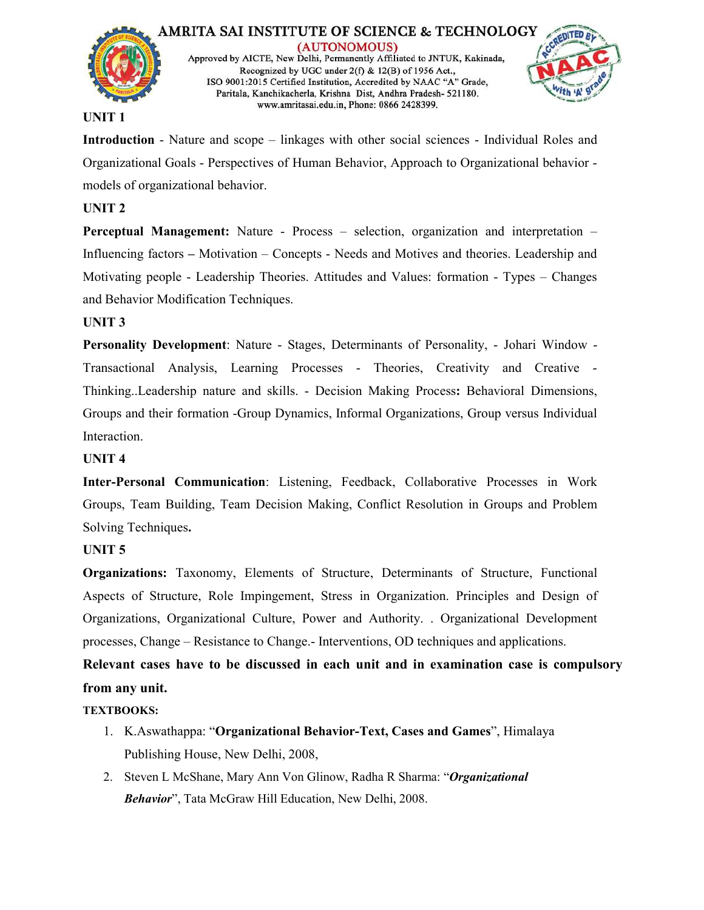### UNIT 1

**Introduction** - Nature and scope – linkages with other social sciences - Individual Roles and Organizational Goals - Perspectives of Human Behavior, Approach to Organizational behavior - models of organizational behavior.

### UNIT 2

**Perceptual Management:** Nature - Process – selection, organization and interpretation – Influencing factors **–** Motivation – Concepts - Needs and Motives and theories. Leadership and Motivating people - Leadership Theories. Attitudes and Values: formation - Types – Changes and Behavior Modification Techniques.

### UNIT 3

**Personality Development**: Nature - Stages, Determinants of Personality, - Johari Window - Transactional Analysis, Learning Processes - Theories, Creativity and Creative - Thinking..Leadership nature and skills. - Decision Making Process**:** Behavioral Dimensions, Groups and their formation -Group Dynamics, Informal Organizations, Group versus Individual Interaction.

### UNIT 4

**Inter-Personal Communication**: Listening, Feedback, Collaborative Processes in Work Groups, Team Building, Team Decision Making, Conflict Resolution in Groups and Problem Solving Techniques**.**

### UNIT 5

**Organizations:** Taxonomy, Elements of Structure, Determinants of Structure, Functional Aspects of Structure, Role Impingement, Stress in Organization. Principles and Design of Organizations, Organizational Culture, Power and Authority. . Organizational Development processes, Change – Resistance to Change.- Interventions, OD techniques and applications.

**Relevant cases have to be discussed in each unit and in examination case is compulsory from any unit.**

**TEXTBOOKS:**

1. K.Aswathappa: "**Organizational Behavior-Text, Cases and Games**", Himalaya Publishing House, New Delhi, 2008,
2. Steven L McShane, Mary Ann Von Glinow, Radha R Sharma: "***Organizational Behavior***", Tata McGraw Hill Education, New Delhi, 2008.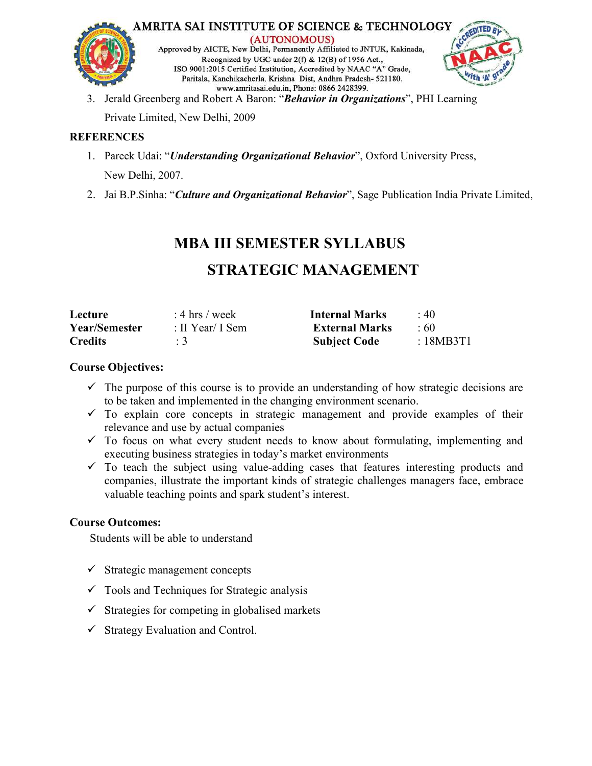3. Jerald Greenberg and Robert A Baron: "***Behavior in Organizations***", PHI Learning Private Limited, New Delhi, 2009

**REFERENCES**

1. Pareek Udai: "***Understanding Organizational Behavior***", Oxford University Press, New Delhi, 2007.
2. Jai B.P.Sinha: "***Culture and Organizational Behavior***", Sage Publication India Private Limited,

# MBA III SEMESTER SYLLABUS

# STRATEGIC MANAGEMENT

| | | | |
|---|---|---|---|
| **Lecture** | : 4 hrs / week | **Internal Marks** | : 40 |
| **Year/Semester** | : II Year/ I Sem | **External Marks** | : 60 |
| **Credits** | : 3 | **Subject Code** | : 18MB3T1 |

**Course Objectives:**

- ✓ The purpose of this course is to provide an understanding of how strategic decisions are to be taken and implemented in the changing environment scenario.
- ✓ To explain core concepts in strategic management and provide examples of their relevance and use by actual companies
- ✓ To focus on what every student needs to know about formulating, implementing and executing business strategies in today's market environments
- ✓ To teach the subject using value-adding cases that features interesting products and companies, illustrate the important kinds of strategic challenges managers face, embrace valuable teaching points and spark student's interest.

**Course Outcomes:**

Students will be able to understand

- ✓ Strategic management concepts
- ✓ Tools and Techniques for Strategic analysis
- ✓ Strategies for competing in globalised markets
- ✓ Strategy Evaluation and Control.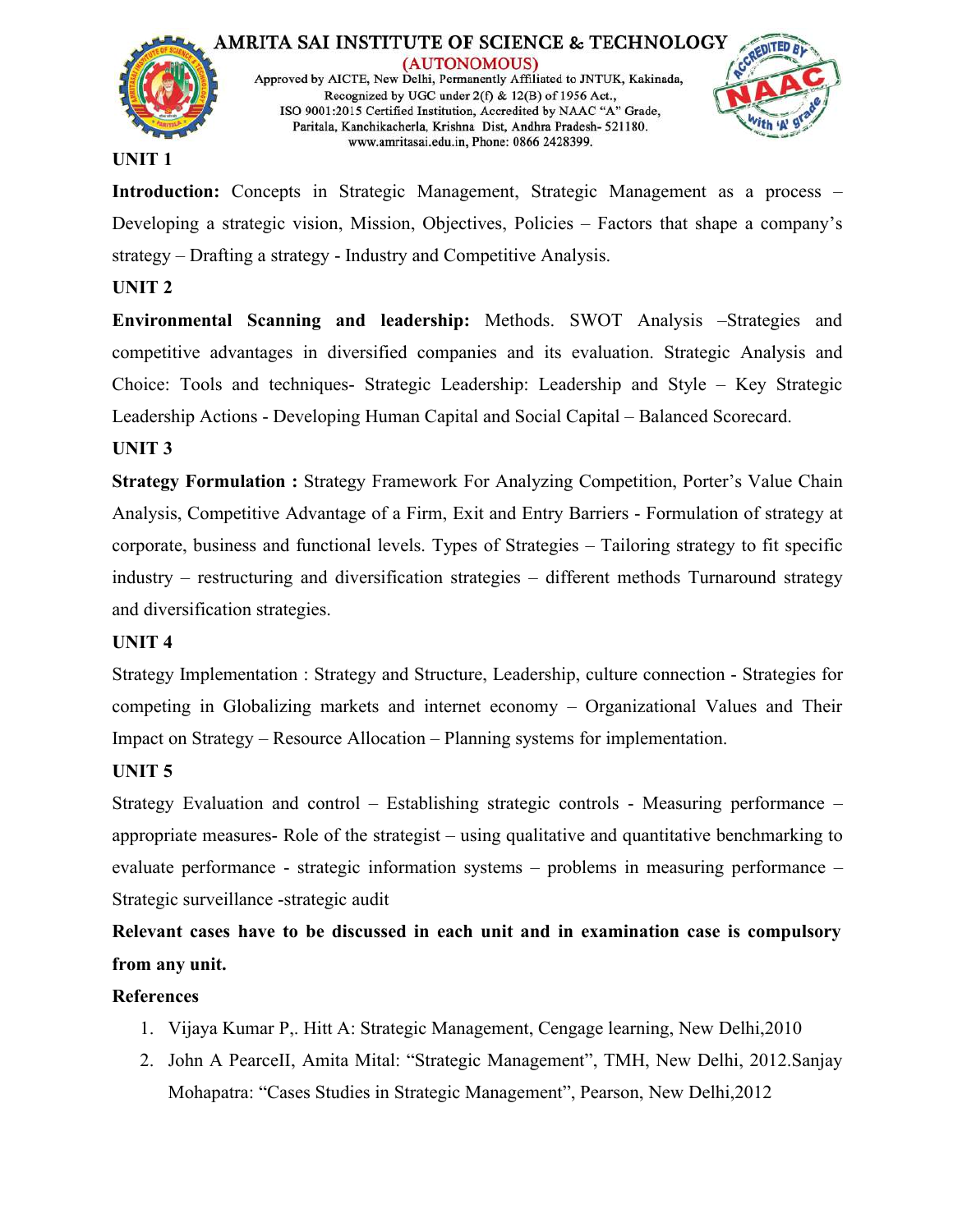**UNIT 1**

**Introduction:** Concepts in Strategic Management, Strategic Management as a process – Developing a strategic vision, Mission, Objectives, Policies – Factors that shape a company's strategy – Drafting a strategy - Industry and Competitive Analysis.

**UNIT 2**

**Environmental Scanning and leadership:** Methods. SWOT Analysis –Strategies and competitive advantages in diversified companies and its evaluation. Strategic Analysis and Choice: Tools and techniques- Strategic Leadership: Leadership and Style – Key Strategic Leadership Actions - Developing Human Capital and Social Capital – Balanced Scorecard.

**UNIT 3**

**Strategy Formulation :** Strategy Framework For Analyzing Competition, Porter's Value Chain Analysis, Competitive Advantage of a Firm, Exit and Entry Barriers - Formulation of strategy at corporate, business and functional levels. Types of Strategies – Tailoring strategy to fit specific industry – restructuring and diversification strategies – different methods Turnaround strategy and diversification strategies.

**UNIT 4**

Strategy Implementation : Strategy and Structure, Leadership, culture connection - Strategies for competing in Globalizing markets and internet economy – Organizational Values and Their Impact on Strategy – Resource Allocation – Planning systems for implementation.

**UNIT 5**

Strategy Evaluation and control – Establishing strategic controls - Measuring performance – appropriate measures- Role of the strategist – using qualitative and quantitative benchmarking to evaluate performance - strategic information systems – problems in measuring performance – Strategic surveillance -strategic audit

**Relevant cases have to be discussed in each unit and in examination case is compulsory from any unit.**

**References**

1. Vijaya Kumar P,. Hitt A: Strategic Management, Cengage learning, New Delhi,2010
2. John A PearceII, Amita Mital: "Strategic Management", TMH, New Delhi, 2012.Sanjay Mohapatra: "Cases Studies in Strategic Management", Pearson, New Delhi,2012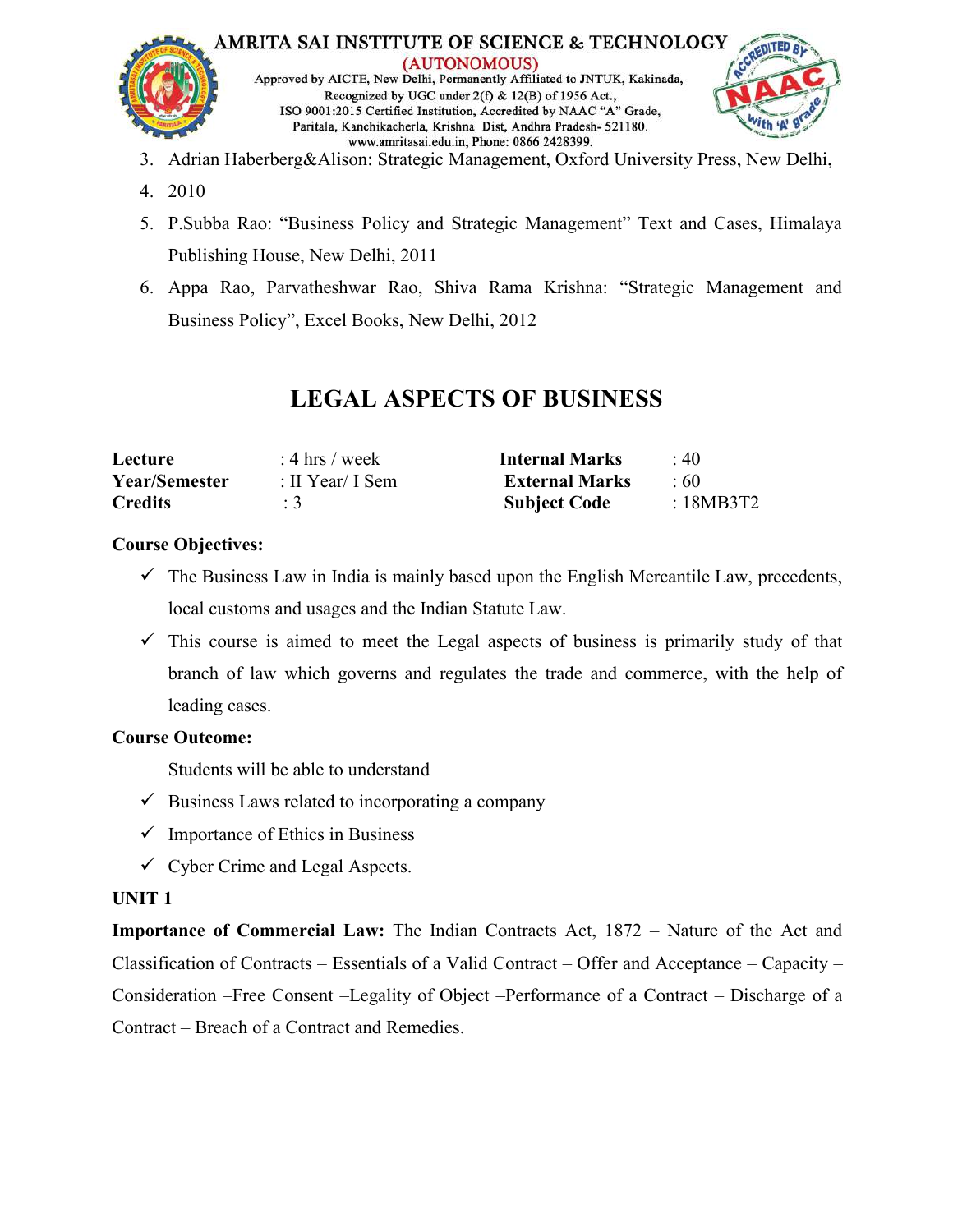3. Adrian Haberberg&Alison: Strategic Management, Oxford University Press, New Delhi,
4. 2010
5. P.Subba Rao: "Business Policy and Strategic Management" Text and Cases, Himalaya Publishing House, New Delhi, 2011
6. Appa Rao, Parvatheshwar Rao, Shiva Rama Krishna: "Strategic Management and Business Policy", Excel Books, New Delhi, 2012

# LEGAL ASPECTS OF BUSINESS

| | | | |
|---|---|---|---|
| **Lecture** | : 4 hrs / week | **Internal Marks** | : 40 |
| **Year/Semester** | : II Year/ I Sem | **External Marks** | : 60 |
| **Credits** | : 3 | **Subject Code** | : 18MB3T2 |

**Course Objectives:**

- ✓ The Business Law in India is mainly based upon the English Mercantile Law, precedents, local customs and usages and the Indian Statute Law.
- ✓ This course is aimed to meet the Legal aspects of business is primarily study of that branch of law which governs and regulates the trade and commerce, with the help of leading cases.

**Course Outcome:**

Students will be able to understand

- ✓ Business Laws related to incorporating a company
- ✓ Importance of Ethics in Business
- ✓ Cyber Crime and Legal Aspects.

**UNIT 1**

**Importance of Commercial Law:** The Indian Contracts Act, 1872 – Nature of the Act and Classification of Contracts – Essentials of a Valid Contract – Offer and Acceptance – Capacity – Consideration –Free Consent –Legality of Object –Performance of a Contract – Discharge of a Contract – Breach of a Contract and Remedies.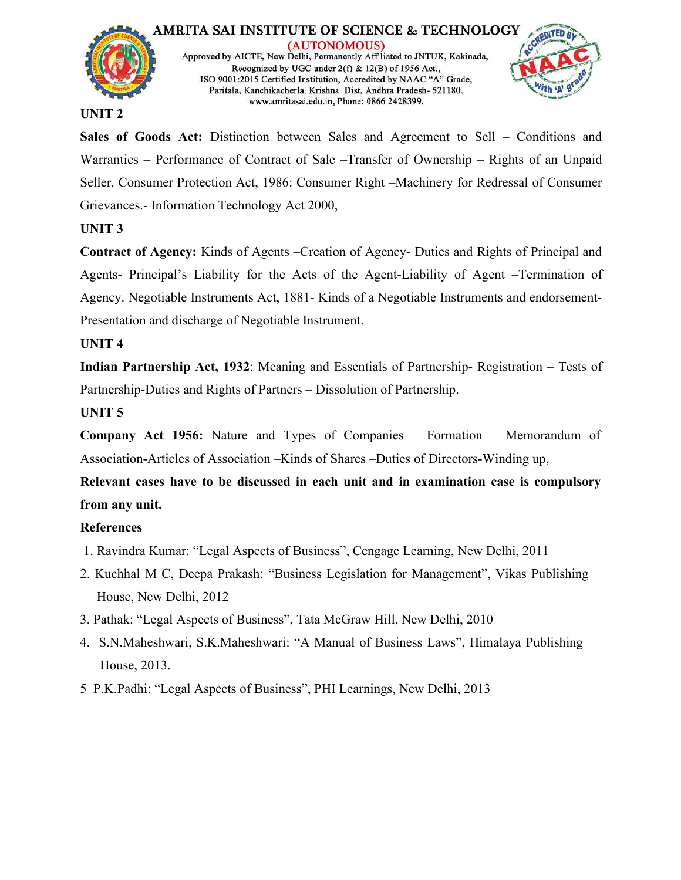**UNIT 2**

**Sales of Goods Act:** Distinction between Sales and Agreement to Sell – Conditions and Warranties – Performance of Contract of Sale –Transfer of Ownership – Rights of an Unpaid Seller. Consumer Protection Act, 1986: Consumer Right –Machinery for Redressal of Consumer Grievances.- Information Technology Act 2000,

**UNIT 3**

**Contract of Agency:** Kinds of Agents –Creation of Agency- Duties and Rights of Principal and Agents- Principal's Liability for the Acts of the Agent-Liability of Agent –Termination of Agency. Negotiable Instruments Act, 1881- Kinds of a Negotiable Instruments and endorsement- Presentation and discharge of Negotiable Instrument.

**UNIT 4**

**Indian Partnership Act, 1932**: Meaning and Essentials of Partnership- Registration – Tests of Partnership-Duties and Rights of Partners – Dissolution of Partnership.

**UNIT 5**

**Company Act 1956:** Nature and Types of Companies – Formation – Memorandum of Association-Articles of Association –Kinds of Shares –Duties of Directors-Winding up,

**Relevant cases have to be discussed in each unit and in examination case is compulsory from any unit.**

**References**

1. Ravindra Kumar: "Legal Aspects of Business", Cengage Learning, New Delhi, 2011
2. Kuchhal M C, Deepa Prakash: "Business Legislation for Management", Vikas Publishing House, New Delhi, 2012
3. Pathak: "Legal Aspects of Business", Tata McGraw Hill, New Delhi, 2010
4. S.N.Maheshwari, S.K.Maheshwari: "A Manual of Business Laws", Himalaya Publishing House, 2013.
5. P.K.Padhi: "Legal Aspects of Business", PHI Learnings, New Delhi, 2013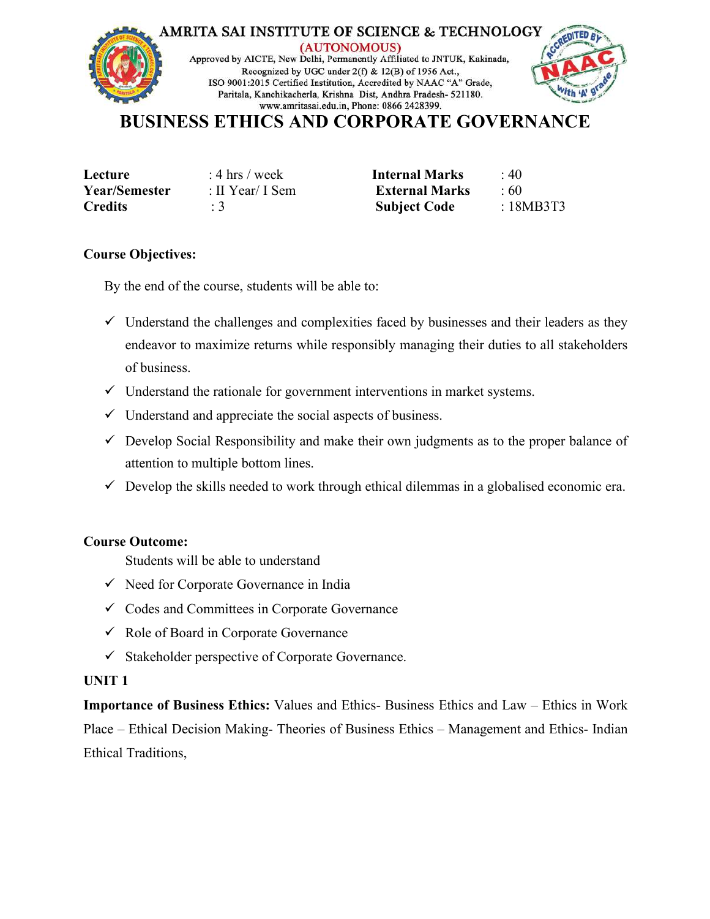# BUSINESS ETHICS AND CORPORATE GOVERNANCE

| | | | |
|---|---|---|---|
| **Lecture** | : 4 hrs / week | **Internal Marks** | : 40 |
| **Year/Semester** | : II Year/ I Sem | **External Marks** | : 60 |
| **Credits** | : 3 | **Subject Code** | : 18MB3T3 |

**Course Objectives:**

By the end of the course, students will be able to:

- ✓ Understand the challenges and complexities faced by businesses and their leaders as they endeavor to maximize returns while responsibly managing their duties to all stakeholders of business.
- ✓ Understand the rationale for government interventions in market systems.
- ✓ Understand and appreciate the social aspects of business.
- ✓ Develop Social Responsibility and make their own judgments as to the proper balance of attention to multiple bottom lines.
- ✓ Develop the skills needed to work through ethical dilemmas in a globalised economic era.

**Course Outcome:**

Students will be able to understand

- ✓ Need for Corporate Governance in India
- ✓ Codes and Committees in Corporate Governance
- ✓ Role of Board in Corporate Governance
- ✓ Stakeholder perspective of Corporate Governance.

**UNIT 1**

**Importance of Business Ethics:** Values and Ethics- Business Ethics and Law – Ethics in Work Place – Ethical Decision Making- Theories of Business Ethics – Management and Ethics- Indian Ethical Traditions,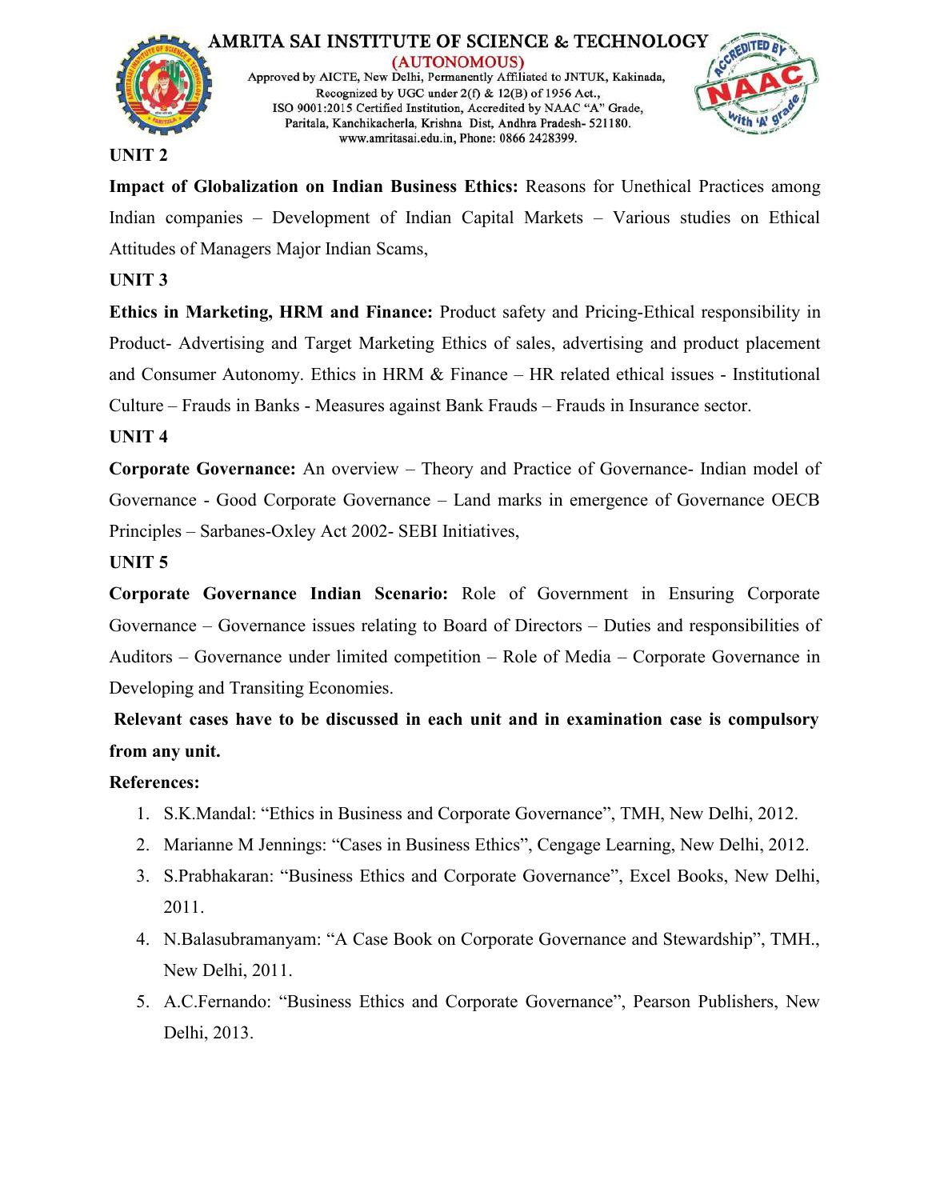**UNIT 2**

**Impact of Globalization on Indian Business Ethics:** Reasons for Unethical Practices among Indian companies – Development of Indian Capital Markets – Various studies on Ethical Attitudes of Managers Major Indian Scams,

**UNIT 3**

**Ethics in Marketing, HRM and Finance:** Product safety and Pricing-Ethical responsibility in Product- Advertising and Target Marketing Ethics of sales, advertising and product placement and Consumer Autonomy. Ethics in HRM & Finance – HR related ethical issues - Institutional Culture – Frauds in Banks - Measures against Bank Frauds – Frauds in Insurance sector.

**UNIT 4**

**Corporate Governance:** An overview – Theory and Practice of Governance- Indian model of Governance - Good Corporate Governance – Land marks in emergence of Governance OECB Principles – Sarbanes-Oxley Act 2002- SEBI Initiatives,

**UNIT 5**

**Corporate Governance Indian Scenario:** Role of Government in Ensuring Corporate Governance – Governance issues relating to Board of Directors – Duties and responsibilities of Auditors – Governance under limited competition – Role of Media – Corporate Governance in Developing and Transiting Economies.

**Relevant cases have to be discussed in each unit and in examination case is compulsory from any unit.**

**References:**

1. S.K.Mandal: "Ethics in Business and Corporate Governance", TMH, New Delhi, 2012.
2. Marianne M Jennings: "Cases in Business Ethics", Cengage Learning, New Delhi, 2012.
3. S.Prabhakaran: "Business Ethics and Corporate Governance", Excel Books, New Delhi, 2011.
4. N.Balasubramanyam: "A Case Book on Corporate Governance and Stewardship", TMH., New Delhi, 2011.
5. A.C.Fernando: "Business Ethics and Corporate Governance", Pearson Publishers, New Delhi, 2013.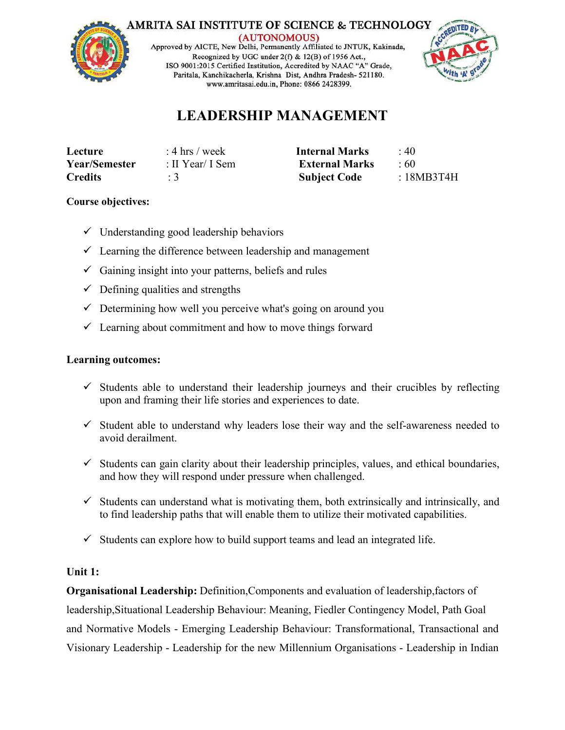AMRITA SAI INSTITUTE OF SCIENCE & TECHNOLOGY

(AUTONOMOUS)

Approved by AICTE, New Delhi, Permanently Affiliated to JNTUK, Kakinada, Recognized by UGC under 2(f) & 12(B) of 1956 Act., ISO 9001:2015 Certified Institution, Accredited by NAAC "A" Grade, Paritala, Kanchikacherla, Krishna Dist, Andhra Pradesh- 521180. www.amritasai.edu.in, Phone: 0866 2428399.

# LEADERSHIP MANAGEMENT

| | | | |
|---|---|---|---|
| **Lecture** | : 4 hrs / week | **Internal Marks** | : 40 |
| **Year/Semester** | : II Year/ I Sem | **External Marks** | : 60 |
| **Credits** | : 3 | **Subject Code** | : 18MB3T4H |

**Course objectives:**

- ✓ Understanding good leadership behaviors
- ✓ Learning the difference between leadership and management
- ✓ Gaining insight into your patterns, beliefs and rules
- ✓ Defining qualities and strengths
- ✓ Determining how well you perceive what's going on around you
- ✓ Learning about commitment and how to move things forward

**Learning outcomes:**

- ✓ Students able to understand their leadership journeys and their crucibles by reflecting upon and framing their life stories and experiences to date.
- ✓ Student able to understand why leaders lose their way and the self-awareness needed to avoid derailment.
- ✓ Students can gain clarity about their leadership principles, values, and ethical boundaries, and how they will respond under pressure when challenged.
- ✓ Students can understand what is motivating them, both extrinsically and intrinsically, and to find leadership paths that will enable them to utilize their motivated capabilities.
- ✓ Students can explore how to build support teams and lead an integrated life.

**Unit 1:**

**Organisational Leadership:** Definition,Components and evaluation of leadership,factors of leadership,Situational Leadership Behaviour: Meaning, Fiedler Contingency Model, Path Goal and Normative Models - Emerging Leadership Behaviour: Transformational, Transactional and Visionary Leadership - Leadership for the new Millennium Organisations - Leadership in Indian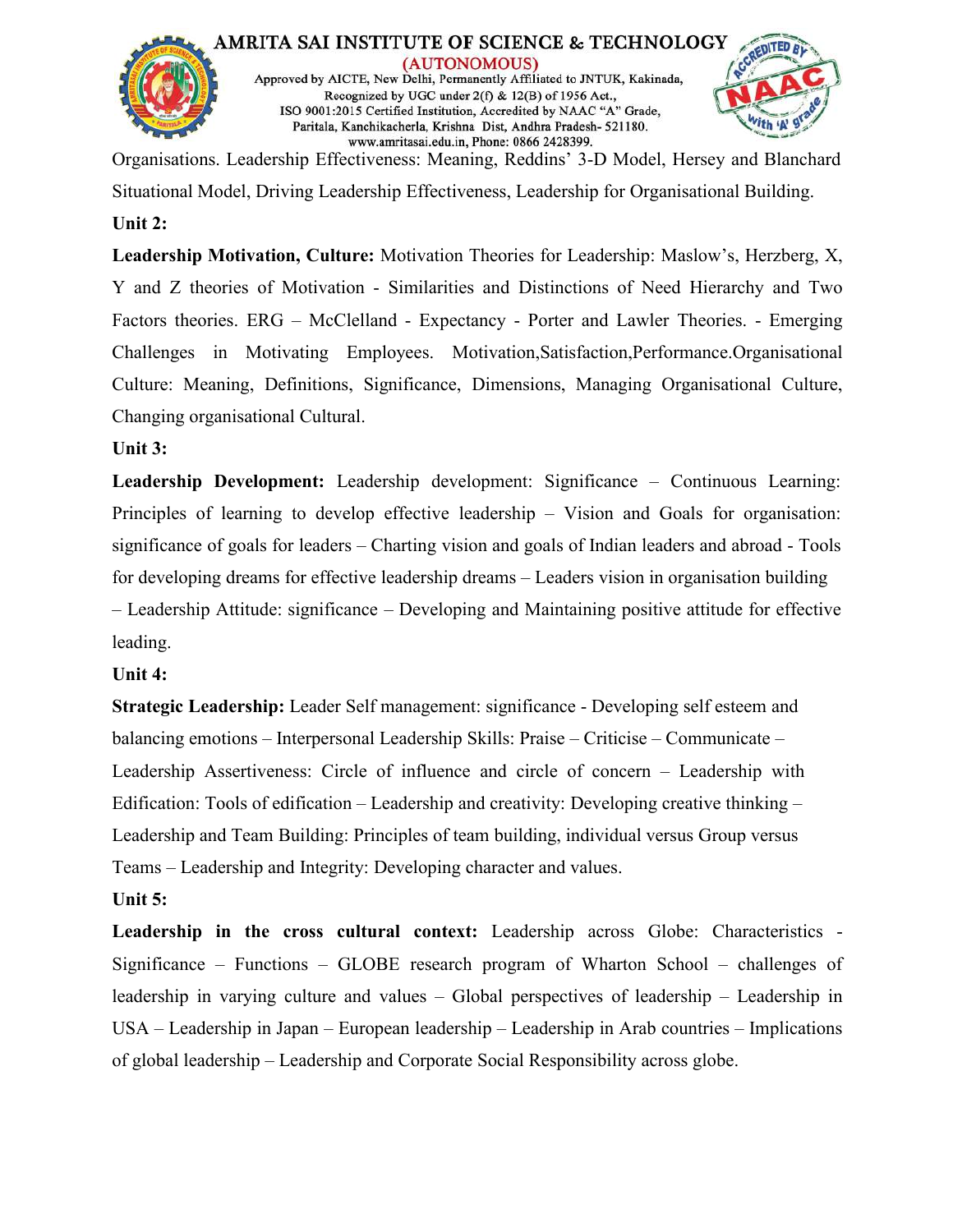Organisations. Leadership Effectiveness: Meaning, Reddins' 3-D Model, Hersey and Blanchard Situational Model, Driving Leadership Effectiveness, Leadership for Organisational Building.

**Unit 2:**

**Leadership Motivation, Culture:** Motivation Theories for Leadership: Maslow's, Herzberg, X, Y and Z theories of Motivation - Similarities and Distinctions of Need Hierarchy and Two Factors theories. ERG – McClelland - Expectancy - Porter and Lawler Theories. - Emerging Challenges in Motivating Employees. Motivation,Satisfaction,Performance.Organisational Culture: Meaning, Definitions, Significance, Dimensions, Managing Organisational Culture, Changing organisational Cultural.

**Unit 3:**

**Leadership Development:** Leadership development: Significance – Continuous Learning: Principles of learning to develop effective leadership – Vision and Goals for organisation: significance of goals for leaders – Charting vision and goals of Indian leaders and abroad - Tools for developing dreams for effective leadership dreams – Leaders vision in organisation building – Leadership Attitude: significance – Developing and Maintaining positive attitude for effective leading.

**Unit 4:**

**Strategic Leadership:** Leader Self management: significance - Developing self esteem and balancing emotions – Interpersonal Leadership Skills: Praise – Criticise – Communicate – Leadership Assertiveness: Circle of influence and circle of concern – Leadership with Edification: Tools of edification – Leadership and creativity: Developing creative thinking – Leadership and Team Building: Principles of team building, individual versus Group versus Teams – Leadership and Integrity: Developing character and values.

**Unit 5:**

**Leadership in the cross cultural context:** Leadership across Globe: Characteristics - Significance – Functions – GLOBE research program of Wharton School – challenges of leadership in varying culture and values – Global perspectives of leadership – Leadership in USA – Leadership in Japan – European leadership – Leadership in Arab countries – Implications of global leadership – Leadership and Corporate Social Responsibility across globe.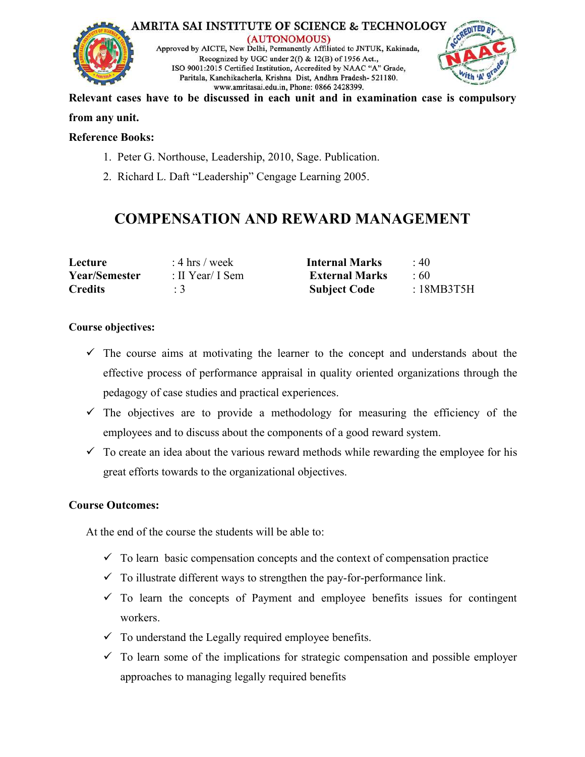**Relevant cases have to be discussed in each unit and in examination case is compulsory from any unit.**

**Reference Books:**

1. Peter G. Northouse, Leadership, 2010, Sage. Publication.
2. Richard L. Daft "Leadership" Cengage Learning 2005.

# COMPENSATION AND REWARD MANAGEMENT

| | | | |
|---|---|---|---|
| **Lecture** | : 4 hrs / week | **Internal Marks** | : 40 |
| **Year/Semester** | : II Year/ I Sem | **External Marks** | : 60 |
| **Credits** | : 3 | **Subject Code** | : 18MB3T5H |

**Course objectives:**

- ✓ The course aims at motivating the learner to the concept and understands about the effective process of performance appraisal in quality oriented organizations through the pedagogy of case studies and practical experiences.
- ✓ The objectives are to provide a methodology for measuring the efficiency of the employees and to discuss about the components of a good reward system.
- ✓ To create an idea about the various reward methods while rewarding the employee for his great efforts towards to the organizational objectives.

**Course Outcomes:**

At the end of the course the students will be able to:

- ✓ To learn basic compensation concepts and the context of compensation practice
- ✓ To illustrate different ways to strengthen the pay-for-performance link.
- ✓ To learn the concepts of Payment and employee benefits issues for contingent workers.
- ✓ To understand the Legally required employee benefits.
- ✓ To learn some of the implications for strategic compensation and possible employer approaches to managing legally required benefits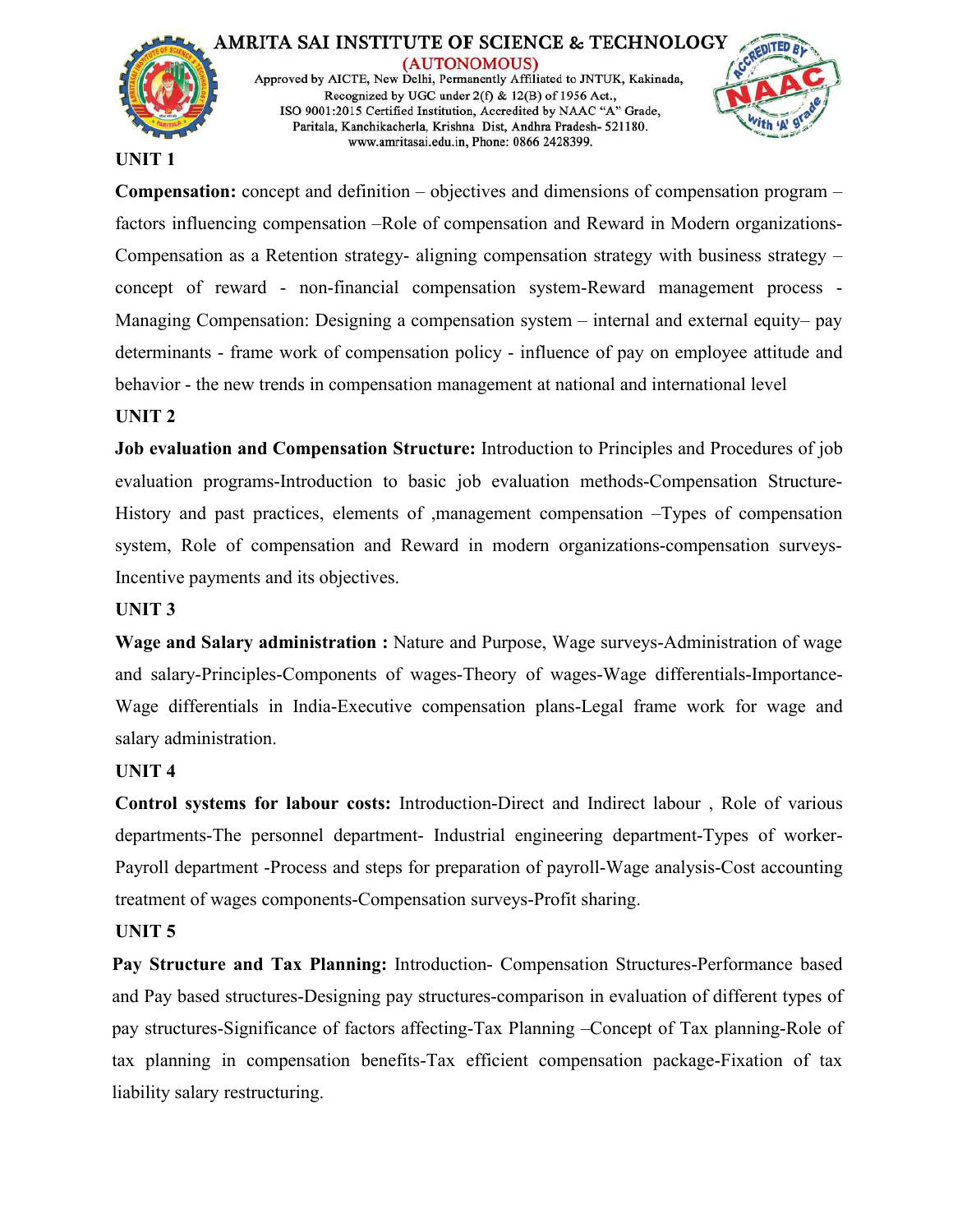## UNIT 1

**Compensation:** concept and definition – objectives and dimensions of compensation program – factors influencing compensation –Role of compensation and Reward in Modern organizations-Compensation as a Retention strategy- aligning compensation strategy with business strategy – concept of reward - non-financial compensation system-Reward management process - Managing Compensation: Designing a compensation system – internal and external equity– pay determinants - frame work of compensation policy - influence of pay on employee attitude and behavior - the new trends in compensation management at national and international level

## UNIT 2

**Job evaluation and Compensation Structure:** Introduction to Principles and Procedures of job evaluation programs-Introduction to basic job evaluation methods-Compensation Structure-History and past practices, elements of ,management compensation –Types of compensation system, Role of compensation and Reward in modern organizations-compensation surveys-Incentive payments and its objectives.

## UNIT 3

**Wage and Salary administration :** Nature and Purpose, Wage surveys-Administration of wage and salary-Principles-Components of wages-Theory of wages-Wage differentials-Importance-Wage differentials in India-Executive compensation plans-Legal frame work for wage and salary administration.

## UNIT 4

**Control systems for labour costs:** Introduction-Direct and Indirect labour , Role of various departments-The personnel department- Industrial engineering department-Types of worker-Payroll department -Process and steps for preparation of payroll-Wage analysis-Cost accounting treatment of wages components-Compensation surveys-Profit sharing.

## UNIT 5

**Pay Structure and Tax Planning:** Introduction- Compensation Structures-Performance based and Pay based structures-Designing pay structures-comparison in evaluation of different types of pay structures-Significance of factors affecting-Tax Planning –Concept of Tax planning-Role of tax planning in compensation benefits-Tax efficient compensation package-Fixation of tax liability salary restructuring.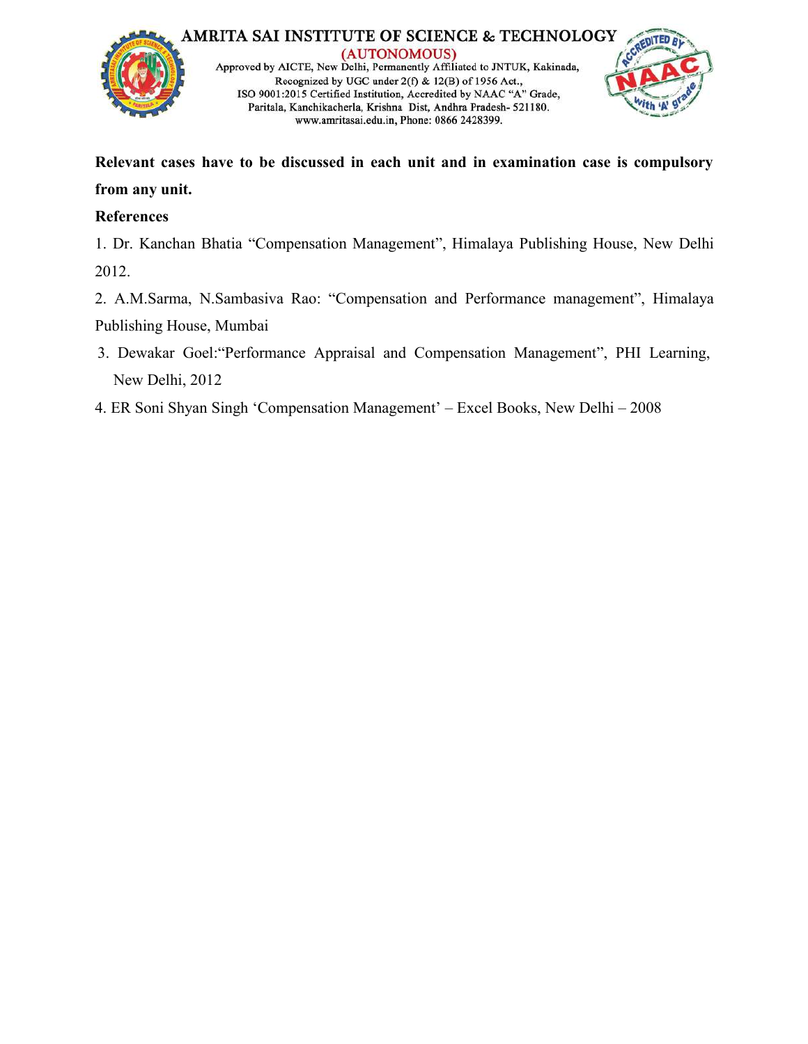**Relevant cases have to be discussed in each unit and in examination case is compulsory from any unit.**

**References**

1. Dr. Kanchan Bhatia "Compensation Management", Himalaya Publishing House, New Delhi 2012.
2. A.M.Sarma, N.Sambasiva Rao: "Compensation and Performance management", Himalaya Publishing House, Mumbai
3. Dewakar Goel:"Performance Appraisal and Compensation Management", PHI Learning, New Delhi, 2012
4. ER Soni Shyan Singh 'Compensation Management' – Excel Books, New Delhi – 2008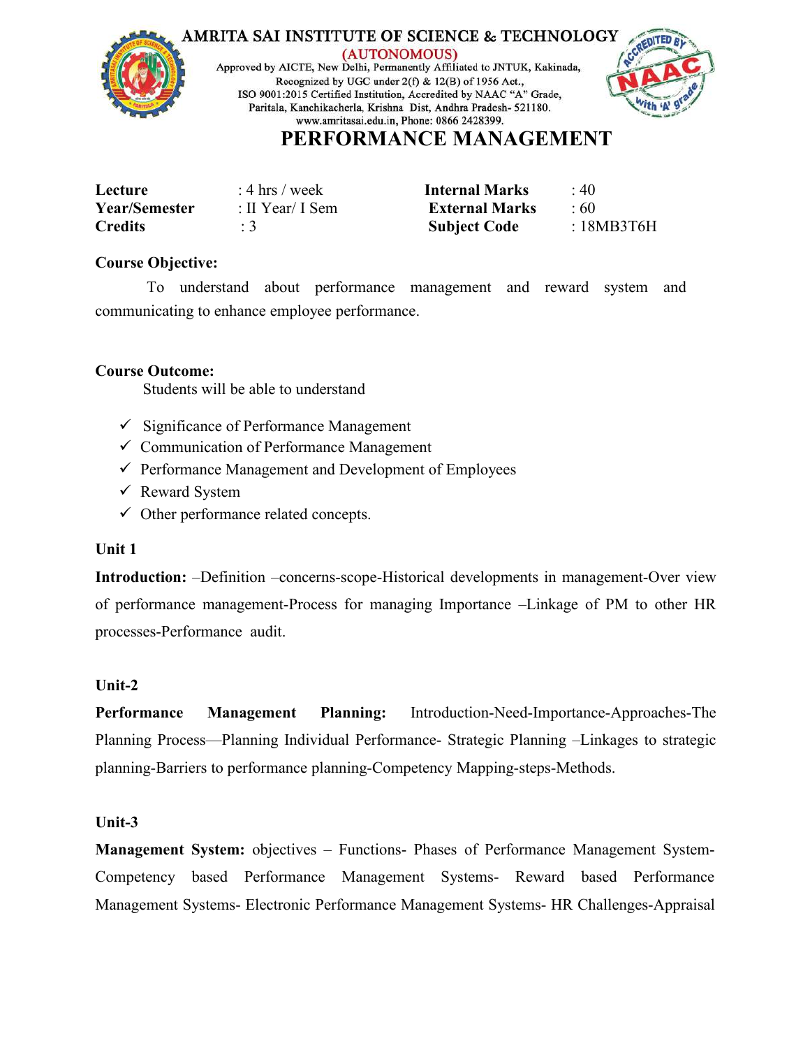AMRITA SAI INSTITUTE OF SCIENCE & TECHNOLOGY
(AUTONOMOUS)
Approved by AICTE, New Delhi, Permanently Affiliated to JNTUK, Kakinada,
Recognized by UGC under 2(f) & 12(B) of 1956 Act.,
ISO 9001:2015 Certified Institution, Accredited by NAAC "A" Grade,
Paritala, Kanchikacherla, Krishna Dist, Andhra Pradesh- 521180.
www.amritasai.edu.in, Phone: 0866 2428399.

# PERFORMANCE MANAGEMENT

| | | | |
|---|---|---|---|
| **Lecture** | : 4 hrs / week | **Internal Marks** | : 40 |
| **Year/Semester** | : II Year/ I Sem | **External Marks** | : 60 |
| **Credits** | : 3 | **Subject Code** | : 18MB3T6H |

**Course Objective:**

To understand about performance management and reward system and communicating to enhance employee performance.

**Course Outcome:**

Students will be able to understand

- ✓ Significance of Performance Management
- ✓ Communication of Performance Management
- ✓ Performance Management and Development of Employees
- ✓ Reward System
- ✓ Other performance related concepts.

**Unit 1**

**Introduction:** –Definition –concerns-scope-Historical developments in management-Over view of performance management-Process for managing Importance –Linkage of PM to other HR processes-Performance audit.

**Unit-2**

**Performance Management Planning:** Introduction-Need-Importance-Approaches-The Planning Process—Planning Individual Performance- Strategic Planning –Linkages to strategic planning-Barriers to performance planning-Competency Mapping-steps-Methods.

**Unit-3**

**Management System:** objectives – Functions- Phases of Performance Management System-Competency based Performance Management Systems- Reward based Performance Management Systems- Electronic Performance Management Systems- HR Challenges-Appraisal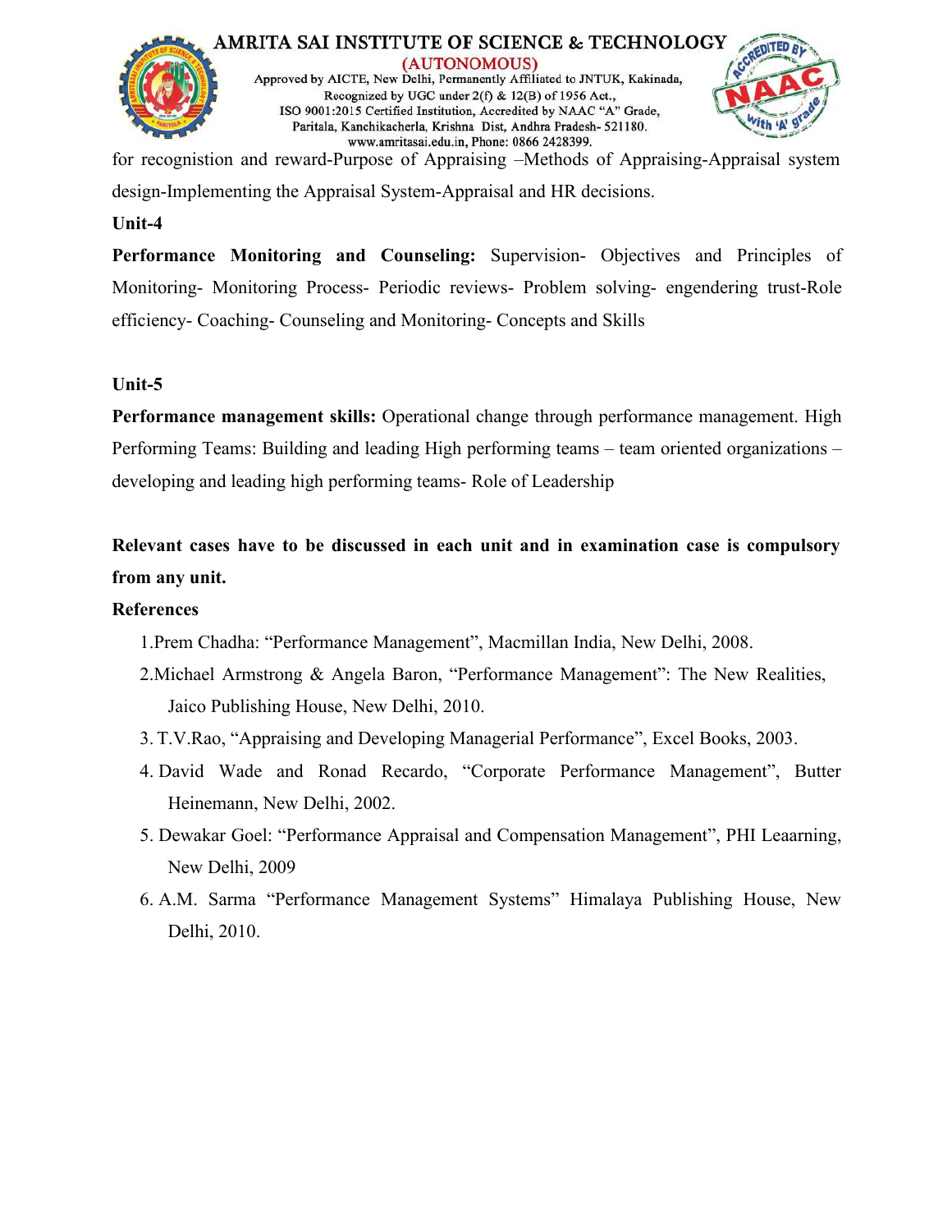for recognition and reward-Purpose of Appraising –Methods of Appraising-Appraisal system design-Implementing the Appraisal System-Appraisal and HR decisions.

**Unit-4**

**Performance Monitoring and Counseling:** Supervision- Objectives and Principles of Monitoring- Monitoring Process- Periodic reviews- Problem solving- engendering trust-Role efficiency- Coaching- Counseling and Monitoring- Concepts and Skills

**Unit-5**

**Performance management skills:** Operational change through performance management. High Performing Teams: Building and leading High performing teams – team oriented organizations – developing and leading high performing teams- Role of Leadership

**Relevant cases have to be discussed in each unit and in examination case is compulsory from any unit.**

**References**

1. Prem Chadha: "Performance Management", Macmillan India, New Delhi, 2008.
2. Michael Armstrong & Angela Baron, "Performance Management": The New Realities, Jaico Publishing House, New Delhi, 2010.
3. T.V.Rao, "Appraising and Developing Managerial Performance", Excel Books, 2003.
4. David Wade and Ronad Recardo, "Corporate Performance Management", Butter Heinemann, New Delhi, 2002.
5. Dewakar Goel: "Performance Appraisal and Compensation Management", PHI Leaarning, New Delhi, 2009
6. A.M. Sarma "Performance Management Systems" Himalaya Publishing House, New Delhi, 2010.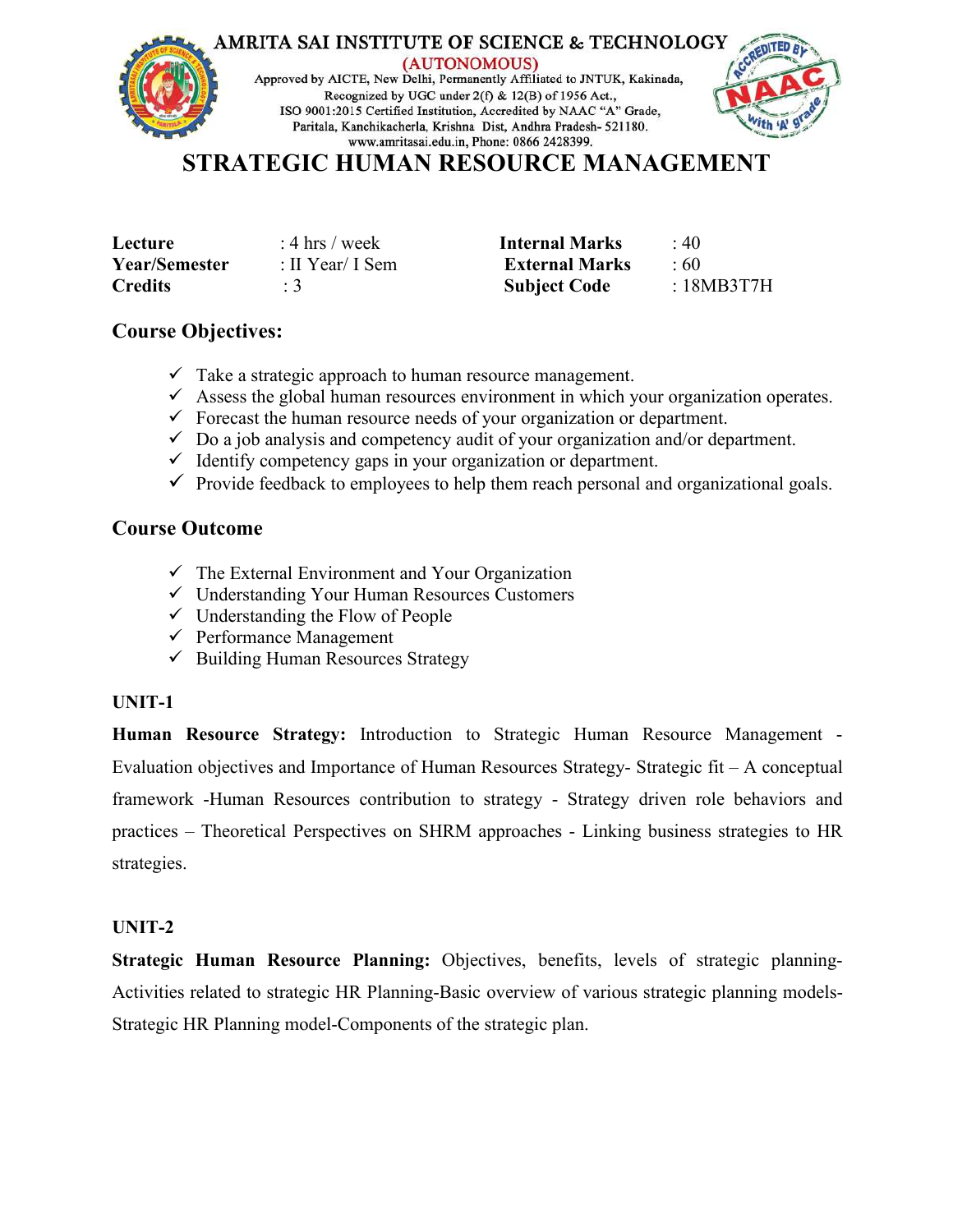AMRITA SAI INSTITUTE OF SCIENCE & TECHNOLOGY
(AUTONOMOUS)
Approved by AICTE, New Delhi, Permanently Affiliated to JNTUK, Kakinada,
Recognized by UGC under 2(f) & 12(B) of 1956 Act.,
ISO 9001:2015 Certified Institution, Accredited by NAAC "A" Grade,
Paritala, Kanchikacherla, Krishna Dist, Andhra Pradesh- 521180.
www.amritasai.edu.in, Phone: 0866 2428399.

# STRATEGIC HUMAN RESOURCE MANAGEMENT

| | | | |
|---|---|---|---|
| **Lecture** | : 4 hrs / week | **Internal Marks** | : 40 |
| **Year/Semester** | : II Year/ I Sem | **External Marks** | : 60 |
| **Credits** | : 3 | **Subject Code** | : 18MB3T7H |

## Course Objectives:

- ✓ Take a strategic approach to human resource management.
- ✓ Assess the global human resources environment in which your organization operates.
- ✓ Forecast the human resource needs of your organization or department.
- ✓ Do a job analysis and competency audit of your organization and/or department.
- ✓ Identify competency gaps in your organization or department.
- ✓ Provide feedback to employees to help them reach personal and organizational goals.

## Course Outcome

- ✓ The External Environment and Your Organization
- ✓ Understanding Your Human Resources Customers
- ✓ Understanding the Flow of People
- ✓ Performance Management
- ✓ Building Human Resources Strategy

### UNIT-1

**Human Resource Strategy:** Introduction to Strategic Human Resource Management - Evaluation objectives and Importance of Human Resources Strategy- Strategic fit – A conceptual framework -Human Resources contribution to strategy - Strategy driven role behaviors and practices – Theoretical Perspectives on SHRM approaches - Linking business strategies to HR strategies.

### UNIT-2

**Strategic Human Resource Planning:** Objectives, benefits, levels of strategic planning- Activities related to strategic HR Planning-Basic overview of various strategic planning models- Strategic HR Planning model-Components of the strategic plan.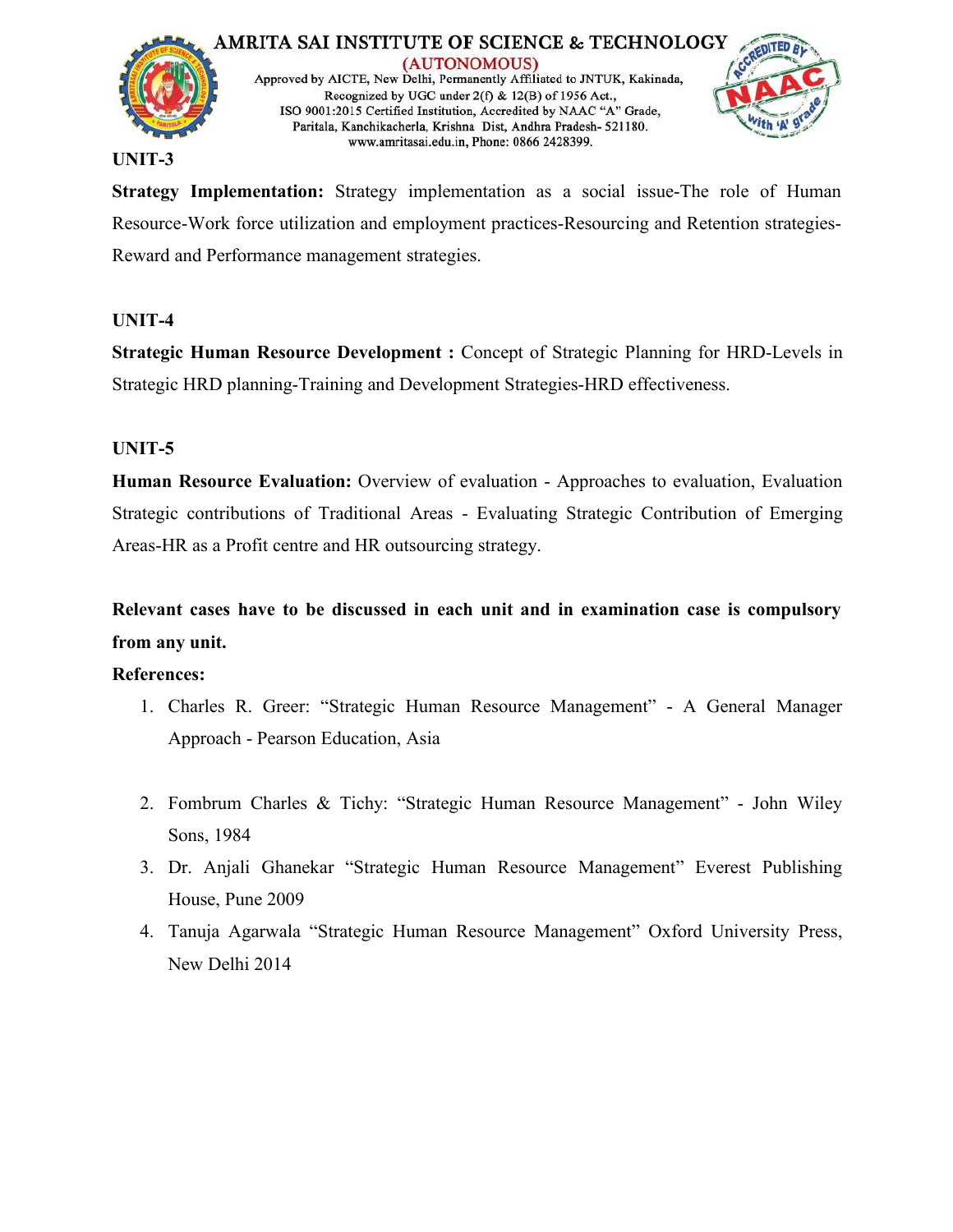## UNIT-3

**Strategy Implementation:** Strategy implementation as a social issue-The role of Human Resource-Work force utilization and employment practices-Resourcing and Retention strategies-Reward and Performance management strategies.

## UNIT-4

**Strategic Human Resource Development :** Concept of Strategic Planning for HRD-Levels in Strategic HRD planning-Training and Development Strategies-HRD effectiveness.

## UNIT-5

**Human Resource Evaluation:** Overview of evaluation - Approaches to evaluation, Evaluation Strategic contributions of Traditional Areas - Evaluating Strategic Contribution of Emerging Areas-HR as a Profit centre and HR outsourcing strategy.

**Relevant cases have to be discussed in each unit and in examination case is compulsory from any unit.**

**References:**

1. Charles R. Greer: "Strategic Human Resource Management" - A General Manager Approach - Pearson Education, Asia
2. Fombrum Charles & Tichy: "Strategic Human Resource Management" - John Wiley Sons, 1984
3. Dr. Anjali Ghanekar "Strategic Human Resource Management" Everest Publishing House, Pune 2009
4. Tanuja Agarwala "Strategic Human Resource Management" Oxford University Press, New Delhi 2014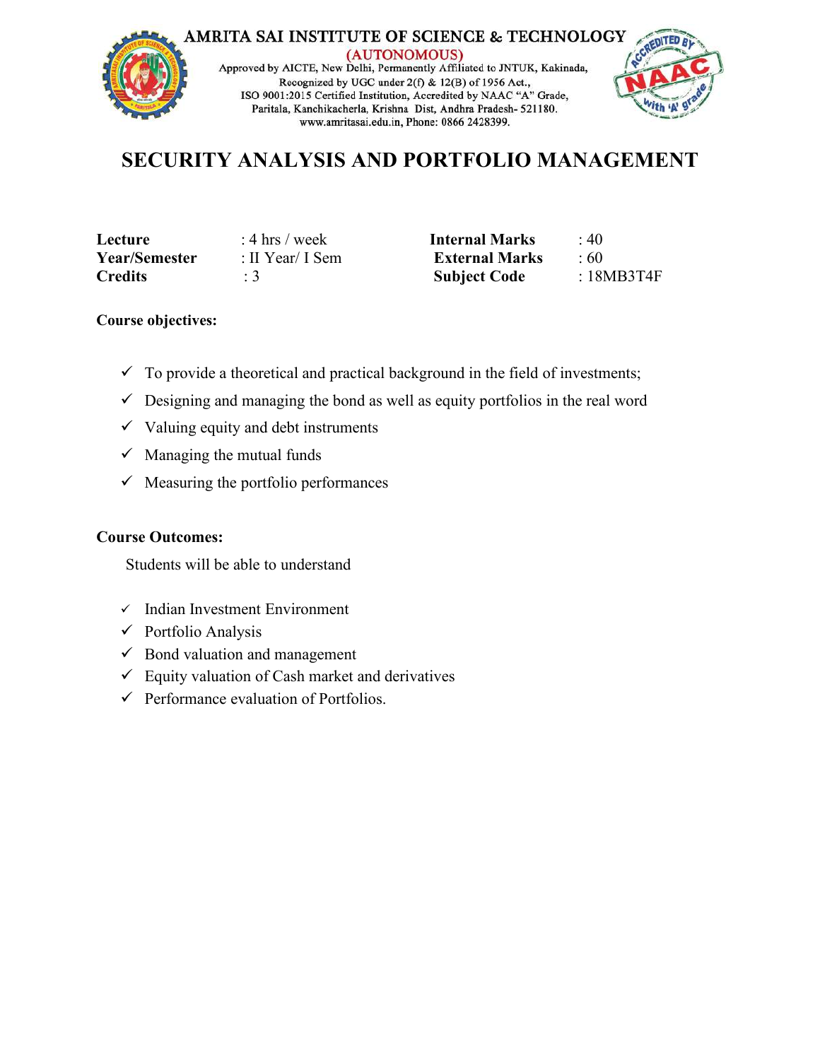AMRITA SAI INSTITUTE OF SCIENCE & TECHNOLOGY
(AUTONOMOUS)
Approved by AICTE, New Delhi, Permanently Affiliated to JNTUK, Kakinada,
Recognized by UGC under 2(f) & 12(B) of 1956 Act.,
ISO 9001:2015 Certified Institution, Accredited by NAAC "A" Grade,
Paritala, Kanchikacherla, Krishna Dist, Andhra Pradesh- 521180.
www.amritasai.edu.in, Phone: 0866 2428399.

# SECURITY ANALYSIS AND PORTFOLIO MANAGEMENT

| | | | |
|---|---|---|---|
| **Lecture** | : 4 hrs / week | **Internal Marks** | : 40 |
| **Year/Semester** | : II Year/ I Sem | **External Marks** | : 60 |
| **Credits** | : 3 | **Subject Code** | : 18MB3T4F |

**Course objectives:**

- ✓ To provide a theoretical and practical background in the field of investments;
- ✓ Designing and managing the bond as well as equity portfolios in the real word
- ✓ Valuing equity and debt instruments
- ✓ Managing the mutual funds
- ✓ Measuring the portfolio performances

**Course Outcomes:**

Students will be able to understand

- ✓ Indian Investment Environment
- ✓ Portfolio Analysis
- ✓ Bond valuation and management
- ✓ Equity valuation of Cash market and derivatives
- ✓ Performance evaluation of Portfolios.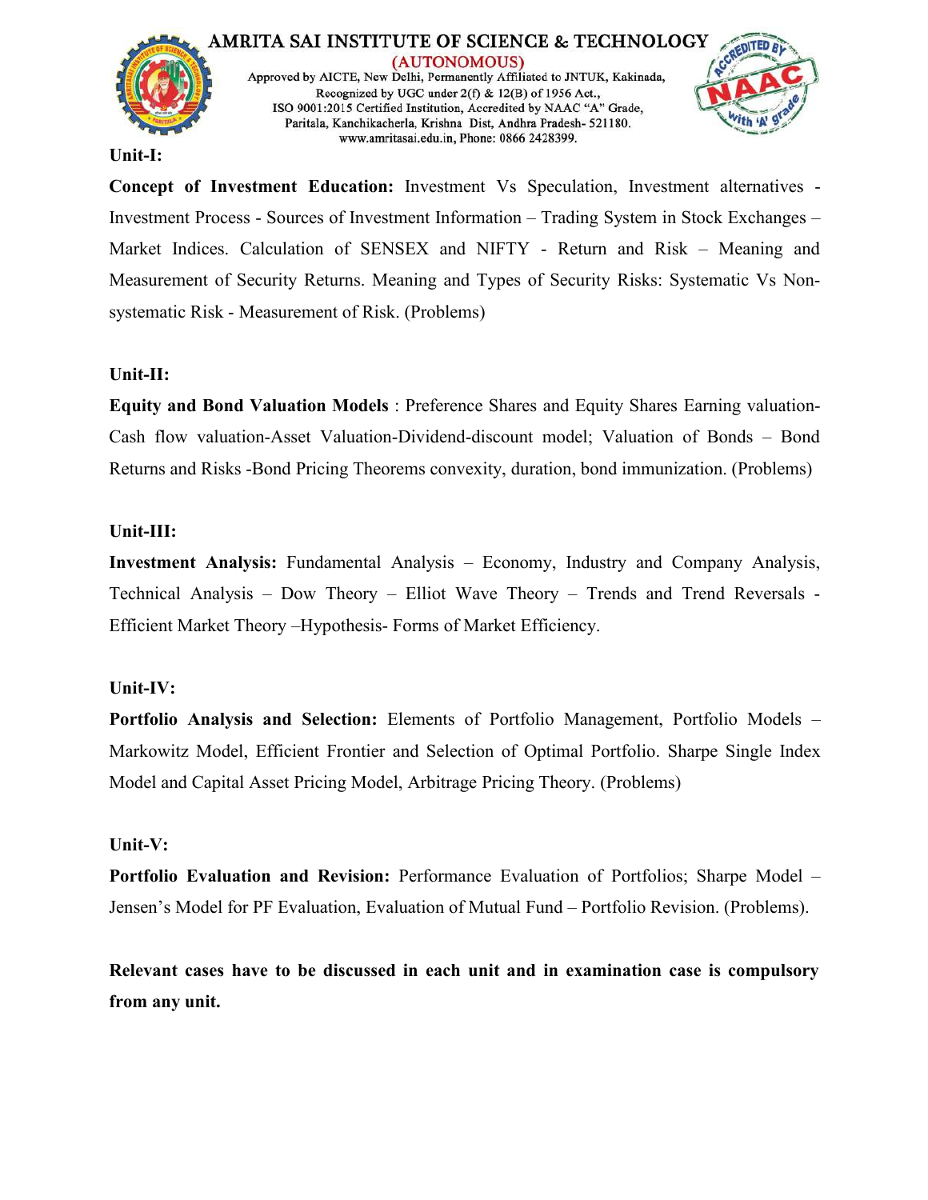**Unit-I:**

**Concept of Investment Education:** Investment Vs Speculation, Investment alternatives - Investment Process - Sources of Investment Information – Trading System in Stock Exchanges – Market Indices. Calculation of SENSEX and NIFTY - Return and Risk – Meaning and Measurement of Security Returns. Meaning and Types of Security Risks: Systematic Vs Non-systematic Risk - Measurement of Risk. (Problems)

**Unit-II:**

**Equity and Bond Valuation Models** : Preference Shares and Equity Shares Earning valuation-Cash flow valuation-Asset Valuation-Dividend-discount model; Valuation of Bonds – Bond Returns and Risks -Bond Pricing Theorems convexity, duration, bond immunization. (Problems)

**Unit-III:**

**Investment Analysis:** Fundamental Analysis – Economy, Industry and Company Analysis, Technical Analysis – Dow Theory – Elliot Wave Theory – Trends and Trend Reversals - Efficient Market Theory –Hypothesis- Forms of Market Efficiency.

**Unit-IV:**

**Portfolio Analysis and Selection:** Elements of Portfolio Management, Portfolio Models – Markowitz Model, Efficient Frontier and Selection of Optimal Portfolio. Sharpe Single Index Model and Capital Asset Pricing Model, Arbitrage Pricing Theory. (Problems)

**Unit-V:**

**Portfolio Evaluation and Revision:** Performance Evaluation of Portfolios; Sharpe Model – Jensen's Model for PF Evaluation, Evaluation of Mutual Fund – Portfolio Revision. (Problems).

**Relevant cases have to be discussed in each unit and in examination case is compulsory from any unit.**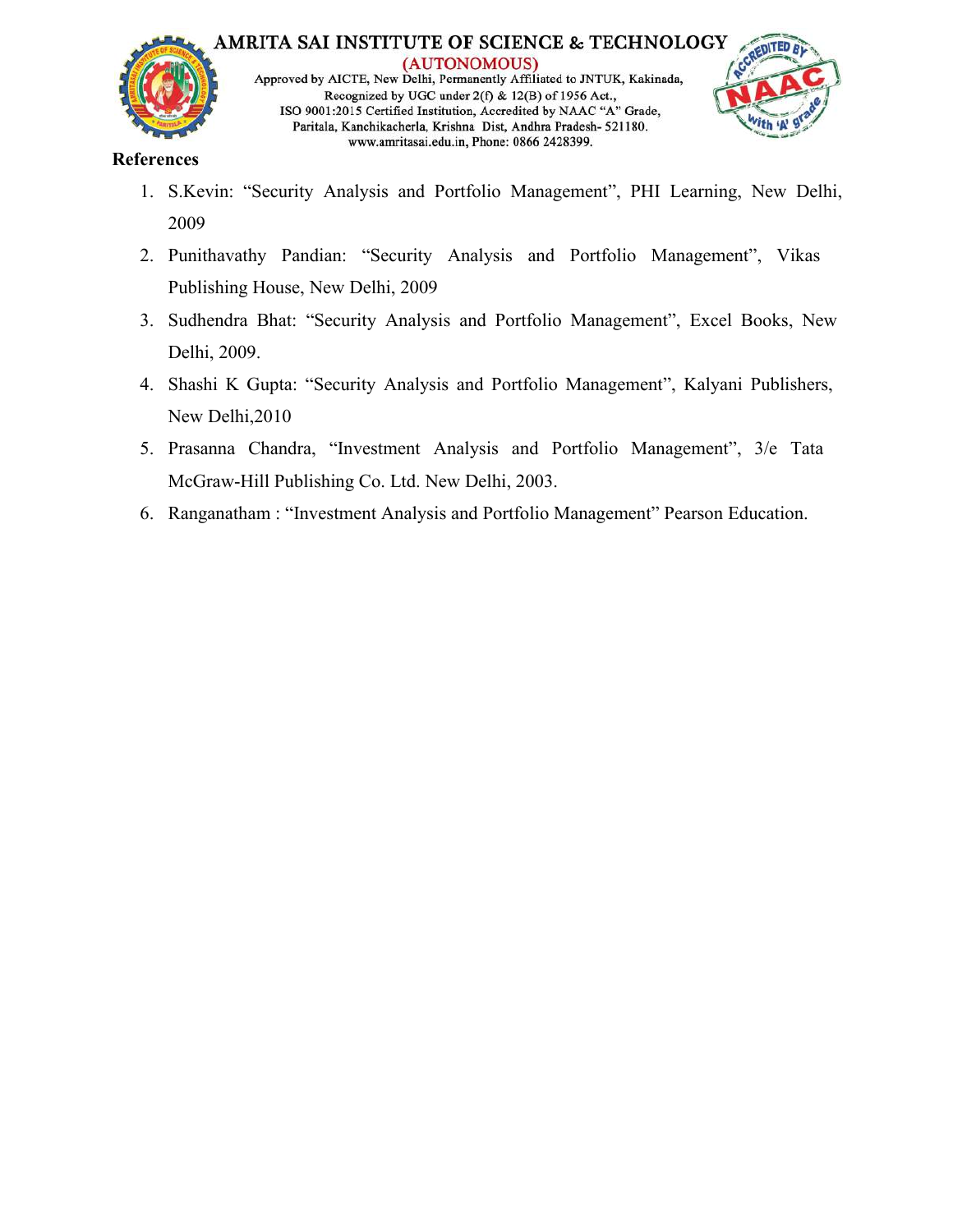**References**

1. S.Kevin: "Security Analysis and Portfolio Management", PHI Learning, New Delhi, 2009
2. Punithavathy Pandian: "Security Analysis and Portfolio Management", Vikas Publishing House, New Delhi, 2009
3. Sudhendra Bhat: "Security Analysis and Portfolio Management", Excel Books, New Delhi, 2009.
4. Shashi K Gupta: "Security Analysis and Portfolio Management", Kalyani Publishers, New Delhi,2010
5. Prasanna Chandra, "Investment Analysis and Portfolio Management", 3/e Tata McGraw-Hill Publishing Co. Ltd. New Delhi, 2003.
6. Ranganatham : "Investment Analysis and Portfolio Management" Pearson Education.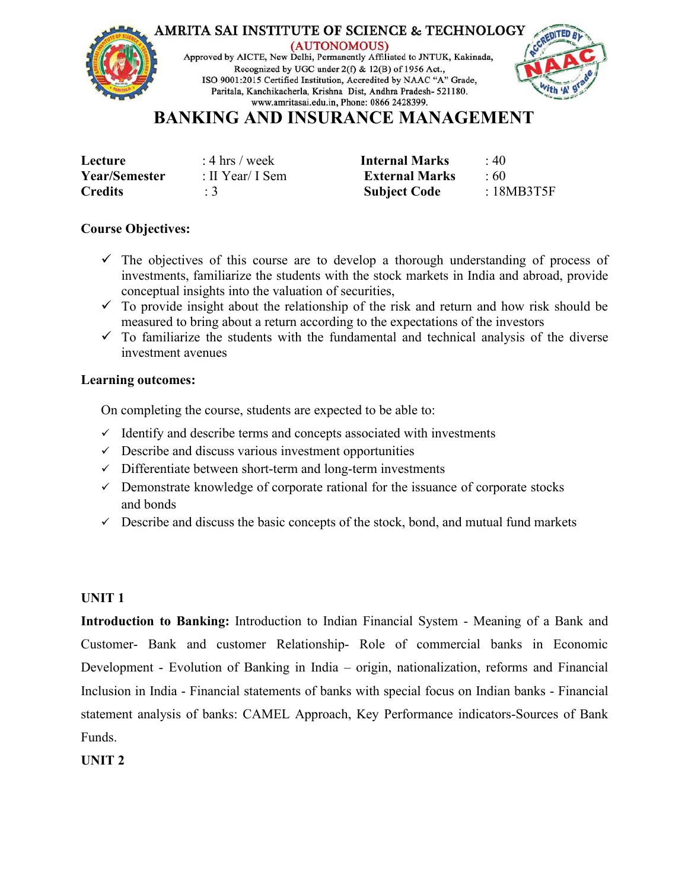AMRITA SAI INSTITUTE OF SCIENCE & TECHNOLOGY
(AUTONOMOUS)
Approved by AICTE, New Delhi, Permanently Affiliated to JNTUK, Kakinada,
Recognized by UGC under 2(f) & 12(B) of 1956 Act.,
ISO 9001:2015 Certified Institution, Accredited by NAAC "A" Grade,
Paritala, Kanchikacherla, Krishna Dist, Andhra Pradesh- 521180.
www.amritasai.edu.in, Phone: 0866 2428399.

# BANKING AND INSURANCE MANAGEMENT

| | | | |
|---|---|---|---|
| **Lecture** | : 4 hrs / week | **Internal Marks** | : 40 |
| **Year/Semester** | : II Year/ I Sem | **External Marks** | : 60 |
| **Credits** | : 3 | **Subject Code** | : 18MB3T5F |

**Course Objectives:**

- ✓ The objectives of this course are to develop a thorough understanding of process of investments, familiarize the students with the stock markets in India and abroad, provide conceptual insights into the valuation of securities,
- ✓ To provide insight about the relationship of the risk and return and how risk should be measured to bring about a return according to the expectations of the investors
- ✓ To familiarize the students with the fundamental and technical analysis of the diverse investment avenues

**Learning outcomes:**

On completing the course, students are expected to be able to:

- ✓ Identify and describe terms and concepts associated with investments
- ✓ Describe and discuss various investment opportunities
- ✓ Differentiate between short-term and long-term investments
- ✓ Demonstrate knowledge of corporate rational for the issuance of corporate stocks and bonds
- ✓ Describe and discuss the basic concepts of the stock, bond, and mutual fund markets

**UNIT 1**

**Introduction to Banking:** Introduction to Indian Financial System - Meaning of a Bank and Customer- Bank and customer Relationship- Role of commercial banks in Economic Development - Evolution of Banking in India – origin, nationalization, reforms and Financial Inclusion in India - Financial statements of banks with special focus on Indian banks - Financial statement analysis of banks: CAMEL Approach, Key Performance indicators-Sources of Bank Funds.

**UNIT 2**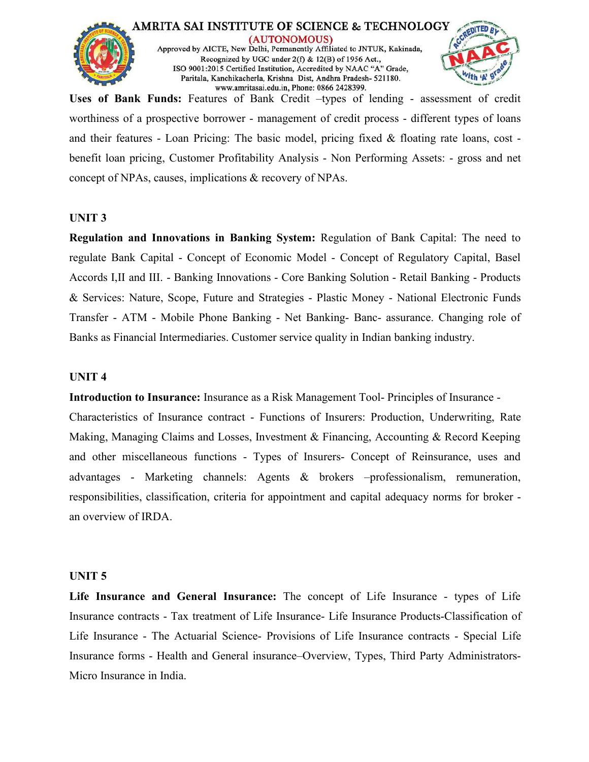**Uses of Bank Funds:** Features of Bank Credit –types of lending - assessment of credit worthiness of a prospective borrower - management of credit process - different types of loans and their features - Loan Pricing: The basic model, pricing fixed & floating rate loans, cost - benefit loan pricing, Customer Profitability Analysis - Non Performing Assets: - gross and net concept of NPAs, causes, implications & recovery of NPAs.

**UNIT 3**

**Regulation and Innovations in Banking System:** Regulation of Bank Capital: The need to regulate Bank Capital - Concept of Economic Model - Concept of Regulatory Capital, Basel Accords I,II and III. - Banking Innovations - Core Banking Solution - Retail Banking - Products & Services: Nature, Scope, Future and Strategies - Plastic Money - National Electronic Funds Transfer - ATM - Mobile Phone Banking - Net Banking- Banc- assurance. Changing role of Banks as Financial Intermediaries. Customer service quality in Indian banking industry.

**UNIT 4**

**Introduction to Insurance:** Insurance as a Risk Management Tool- Principles of Insurance - Characteristics of Insurance contract - Functions of Insurers: Production, Underwriting, Rate Making, Managing Claims and Losses, Investment & Financing, Accounting & Record Keeping and other miscellaneous functions - Types of Insurers- Concept of Reinsurance, uses and advantages - Marketing channels: Agents & brokers –professionalism, remuneration, responsibilities, classification, criteria for appointment and capital adequacy norms for broker - an overview of IRDA.

**UNIT 5**

**Life Insurance and General Insurance:** The concept of Life Insurance - types of Life Insurance contracts - Tax treatment of Life Insurance- Life Insurance Products-Classification of Life Insurance - The Actuarial Science- Provisions of Life Insurance contracts - Special Life Insurance forms - Health and General insurance–Overview, Types, Third Party Administrators- Micro Insurance in India.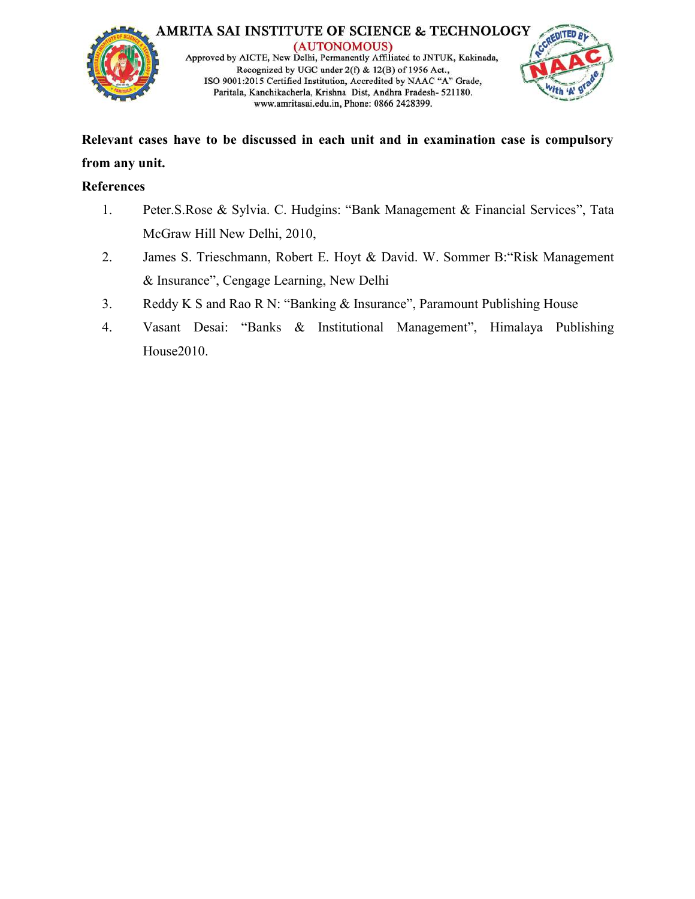**Relevant cases have to be discussed in each unit and in examination case is compulsory from any unit.**

**References**

1. Peter.S.Rose & Sylvia. C. Hudgins: "Bank Management & Financial Services", Tata McGraw Hill New Delhi, 2010,
2. James S. Trieschmann, Robert E. Hoyt & David. W. Sommer B:"Risk Management & Insurance", Cengage Learning, New Delhi
3. Reddy K S and Rao R N: "Banking & Insurance", Paramount Publishing House
4. Vasant Desai: "Banks & Institutional Management", Himalaya Publishing House2010.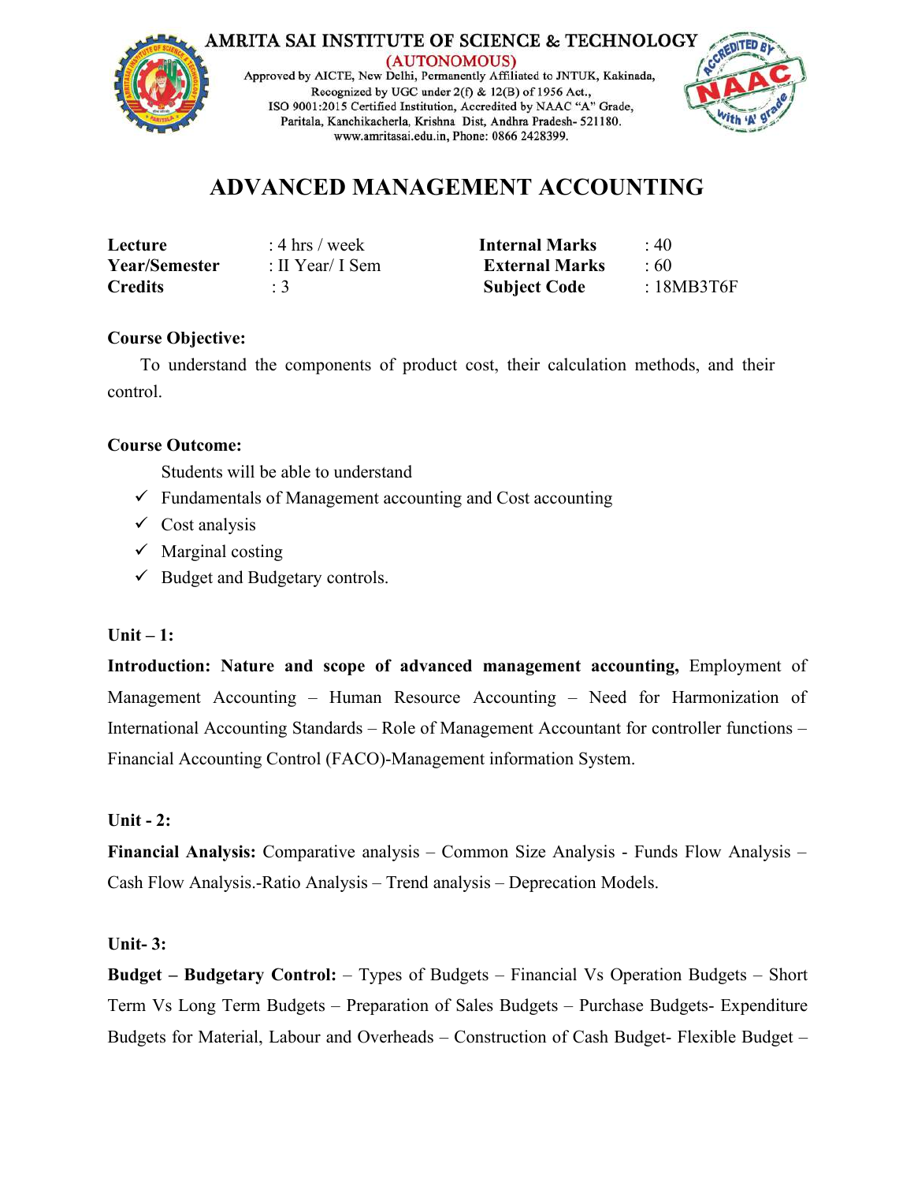AMRITA SAI INSTITUTE OF SCIENCE & TECHNOLOGY
(AUTONOMOUS)
Approved by AICTE, New Delhi, Permanently Affiliated to JNTUK, Kakinada,
Recognized by UGC under 2(f) & 12(B) of 1956 Act.,
ISO 9001:2015 Certified Institution, Accredited by NAAC "A" Grade,
Paritala, Kanchikacherla, Krishna Dist, Andhra Pradesh- 521180.
www.amritasai.edu.in, Phone: 0866 2428399.

# ADVANCED MANAGEMENT ACCOUNTING

| | | | |
|---|---|---|---|
| **Lecture** | : 4 hrs / week | **Internal Marks** | : 40 |
| **Year/Semester** | : II Year/ I Sem | **External Marks** | : 60 |
| **Credits** | : 3 | **Subject Code** | : 18MB3T6F |

**Course Objective:**

To understand the components of product cost, their calculation methods, and their control.

**Course Outcome:**

Students will be able to understand

- ✓ Fundamentals of Management accounting and Cost accounting
- ✓ Cost analysis
- ✓ Marginal costing
- ✓ Budget and Budgetary controls.

**Unit – 1:**

**Introduction: Nature and scope of advanced management accounting,** Employment of Management Accounting – Human Resource Accounting – Need for Harmonization of International Accounting Standards – Role of Management Accountant for controller functions – Financial Accounting Control (FACO)-Management information System.

**Unit - 2:**

**Financial Analysis:** Comparative analysis – Common Size Analysis - Funds Flow Analysis – Cash Flow Analysis.-Ratio Analysis – Trend analysis – Deprecation Models.

**Unit- 3:**

**Budget – Budgetary Control:** – Types of Budgets – Financial Vs Operation Budgets – Short Term Vs Long Term Budgets – Preparation of Sales Budgets – Purchase Budgets- Expenditure Budgets for Material, Labour and Overheads – Construction of Cash Budget- Flexible Budget –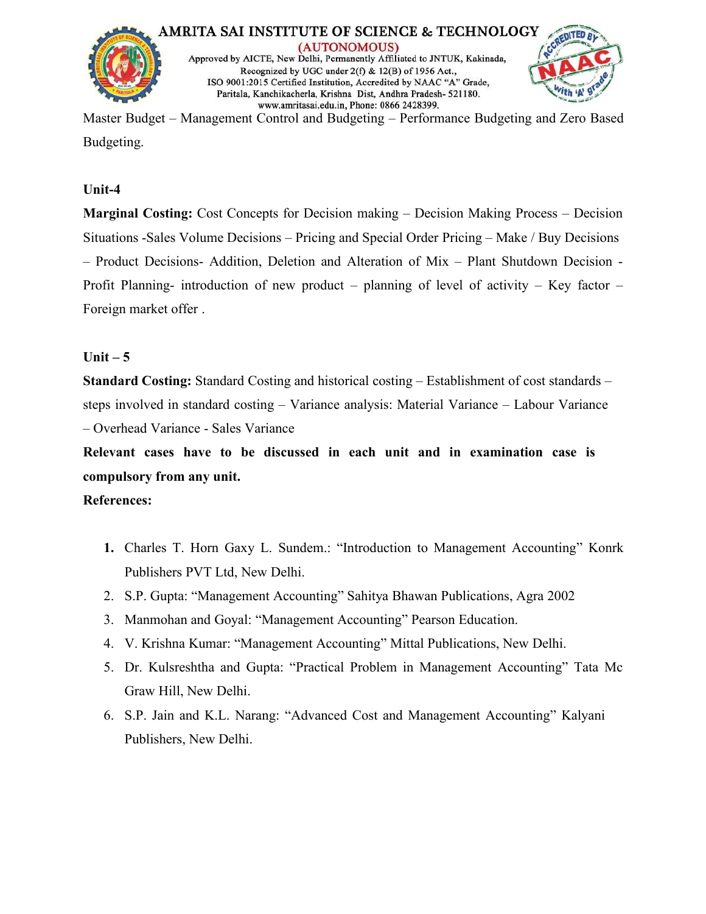Master Budget – Management Control and Budgeting – Performance Budgeting and Zero Based Budgeting.

**Unit-4**

**Marginal Costing:** Cost Concepts for Decision making – Decision Making Process – Decision Situations -Sales Volume Decisions – Pricing and Special Order Pricing – Make / Buy Decisions – Product Decisions- Addition, Deletion and Alteration of Mix – Plant Shutdown Decision - Profit Planning- introduction of new product – planning of level of activity – Key factor – Foreign market offer .

**Unit – 5**

**Standard Costing:** Standard Costing and historical costing – Establishment of cost standards – steps involved in standard costing – Variance analysis: Material Variance – Labour Variance – Overhead Variance - Sales Variance

**Relevant cases have to be discussed in each unit and in examination case is compulsory from any unit.**

**References:**

1. Charles T. Horn Gaxy L. Sundem.: "Introduction to Management Accounting" Konrk Publishers PVT Ltd, New Delhi.
2. S.P. Gupta: "Management Accounting" Sahitya Bhawan Publications, Agra 2002
3. Manmohan and Goyal: "Management Accounting" Pearson Education.
4. V. Krishna Kumar: "Management Accounting" Mittal Publications, New Delhi.
5. Dr. Kulsreshtha and Gupta: "Practical Problem in Management Accounting" Tata Mc Graw Hill, New Delhi.
6. S.P. Jain and K.L. Narang: "Advanced Cost and Management Accounting" Kalyani Publishers, New Delhi.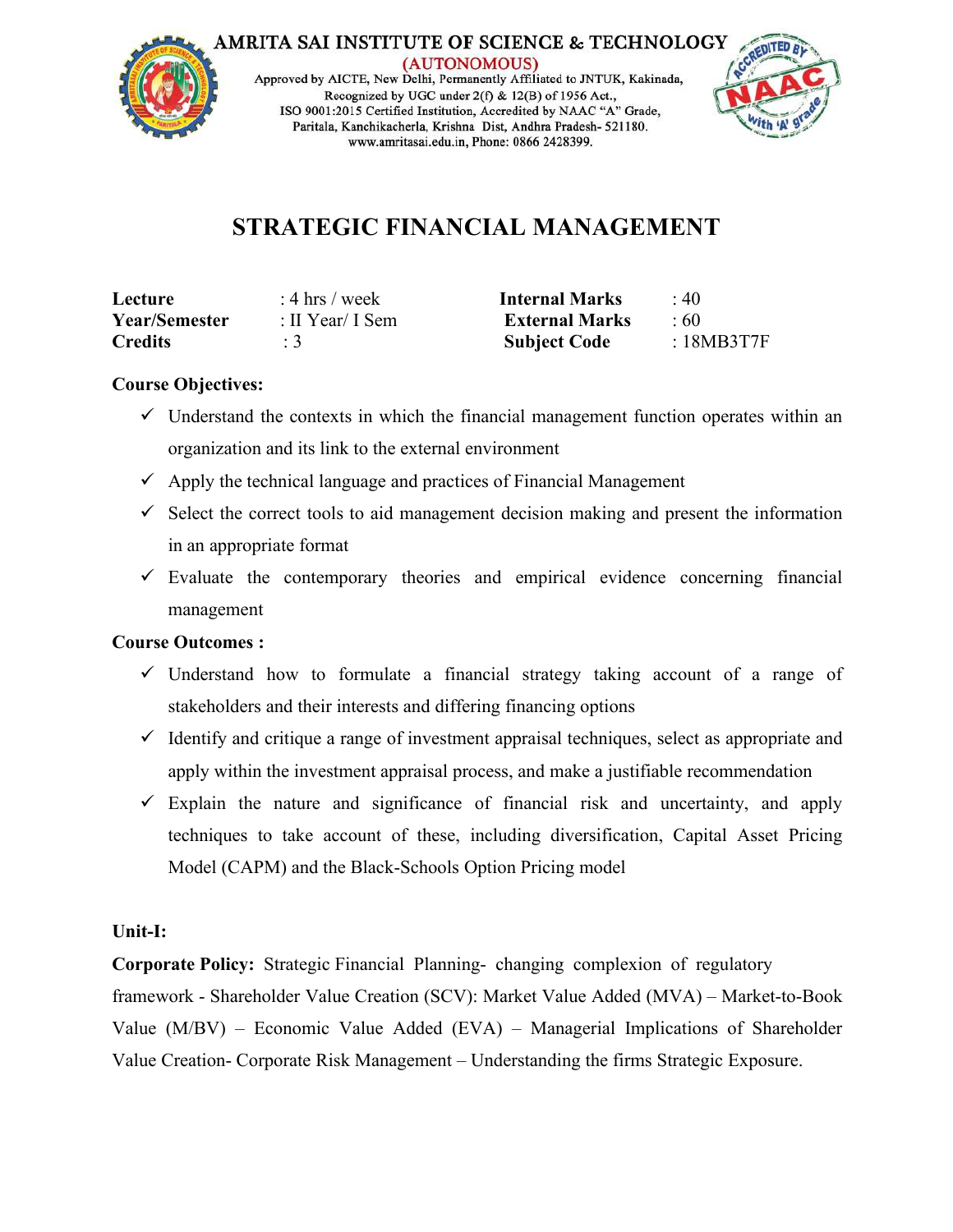AMRITA SAI INSTITUTE OF SCIENCE & TECHNOLOGY
(AUTONOMOUS)
Approved by AICTE, New Delhi, Permanently Affiliated to JNTUK, Kakinada,
Recognized by UGC under 2(f) & 12(B) of 1956 Act.,
ISO 9001:2015 Certified Institution, Accredited by NAAC "A" Grade,
Paritala, Kanchikacherla, Krishna Dist, Andhra Pradesh- 521180.
www.amritasai.edu.in, Phone: 0866 2428399.

# STRATEGIC FINANCIAL MANAGEMENT

| | | | |
|---|---|---|---|
| **Lecture** | : 4 hrs / week | **Internal Marks** | : 40 |
| **Year/Semester** | : II Year/ I Sem | **External Marks** | : 60 |
| **Credits** | : 3 | **Subject Code** | : 18MB3T7F |

**Course Objectives:**

- ✓ Understand the contexts in which the financial management function operates within an organization and its link to the external environment
- ✓ Apply the technical language and practices of Financial Management
- ✓ Select the correct tools to aid management decision making and present the information in an appropriate format
- ✓ Evaluate the contemporary theories and empirical evidence concerning financial management

**Course Outcomes :**

- ✓ Understand how to formulate a financial strategy taking account of a range of stakeholders and their interests and differing financing options
- ✓ Identify and critique a range of investment appraisal techniques, select as appropriate and apply within the investment appraisal process, and make a justifiable recommendation
- ✓ Explain the nature and significance of financial risk and uncertainty, and apply techniques to take account of these, including diversification, Capital Asset Pricing Model (CAPM) and the Black-Schools Option Pricing model

**Unit-I:**

**Corporate Policy:** Strategic Financial Planning- changing complexion of regulatory framework - Shareholder Value Creation (SCV): Market Value Added (MVA) – Market-to-Book Value (M/BV) – Economic Value Added (EVA) – Managerial Implications of Shareholder Value Creation- Corporate Risk Management – Understanding the firms Strategic Exposure.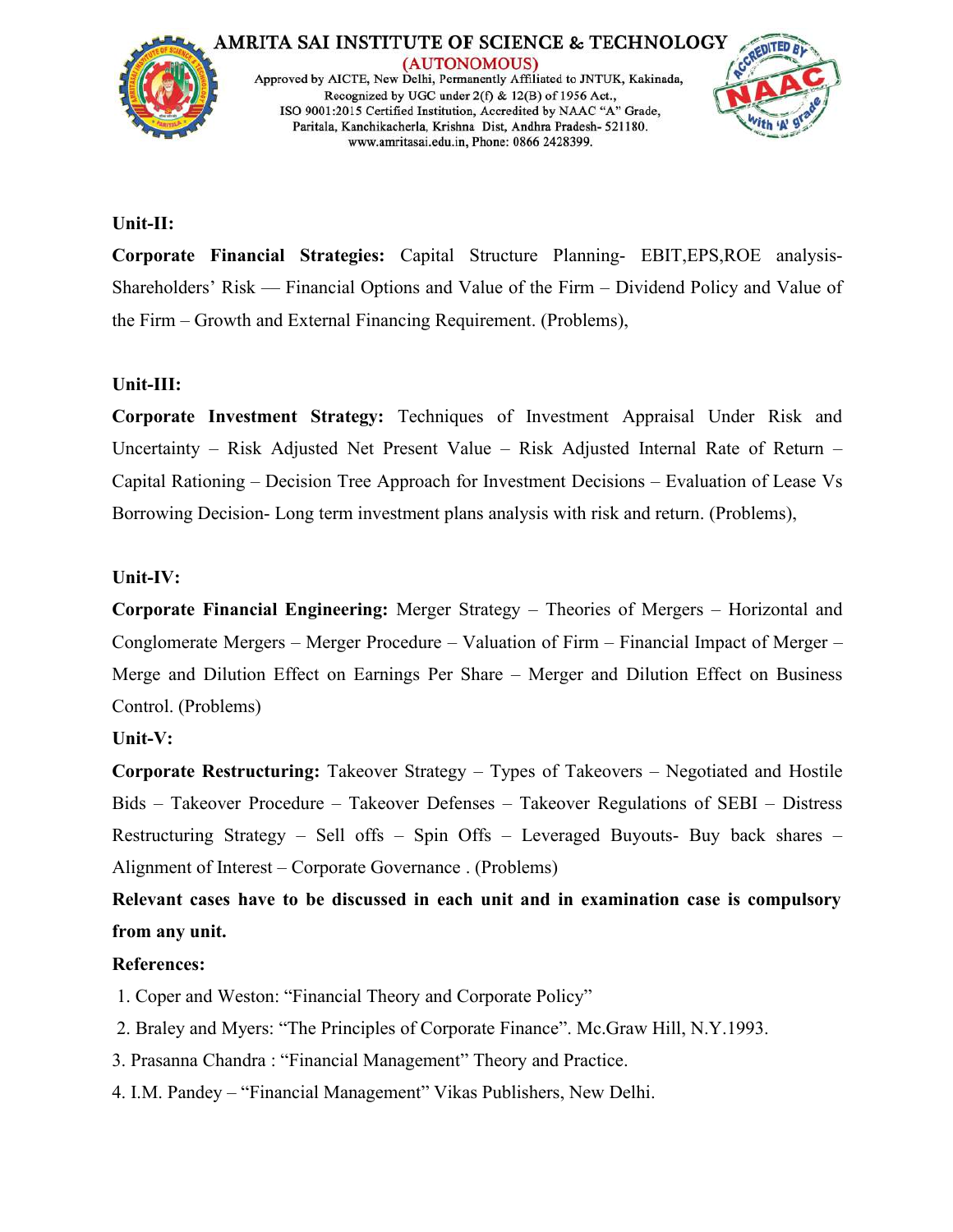**Unit-II:**

**Corporate Financial Strategies:** Capital Structure Planning- EBIT,EPS,ROE analysis- Shareholders' Risk — Financial Options and Value of the Firm – Dividend Policy and Value of the Firm – Growth and External Financing Requirement. (Problems),

**Unit-III:**

**Corporate Investment Strategy:** Techniques of Investment Appraisal Under Risk and Uncertainty – Risk Adjusted Net Present Value – Risk Adjusted Internal Rate of Return – Capital Rationing – Decision Tree Approach for Investment Decisions – Evaluation of Lease Vs Borrowing Decision- Long term investment plans analysis with risk and return. (Problems),

**Unit-IV:**

**Corporate Financial Engineering:** Merger Strategy – Theories of Mergers – Horizontal and Conglomerate Mergers – Merger Procedure – Valuation of Firm – Financial Impact of Merger – Merge and Dilution Effect on Earnings Per Share – Merger and Dilution Effect on Business Control. (Problems)

**Unit-V:**

**Corporate Restructuring:** Takeover Strategy – Types of Takeovers – Negotiated and Hostile Bids – Takeover Procedure – Takeover Defenses – Takeover Regulations of SEBI – Distress Restructuring Strategy – Sell offs – Spin Offs – Leveraged Buyouts- Buy back shares – Alignment of Interest – Corporate Governance . (Problems)

**Relevant cases have to be discussed in each unit and in examination case is compulsory from any unit.**

**References:**

1. Coper and Weston: "Financial Theory and Corporate Policy"
2. Braley and Myers: "The Principles of Corporate Finance". Mc.Graw Hill, N.Y.1993.
3. Prasanna Chandra : "Financial Management" Theory and Practice.
4. I.M. Pandey – "Financial Management" Vikas Publishers, New Delhi.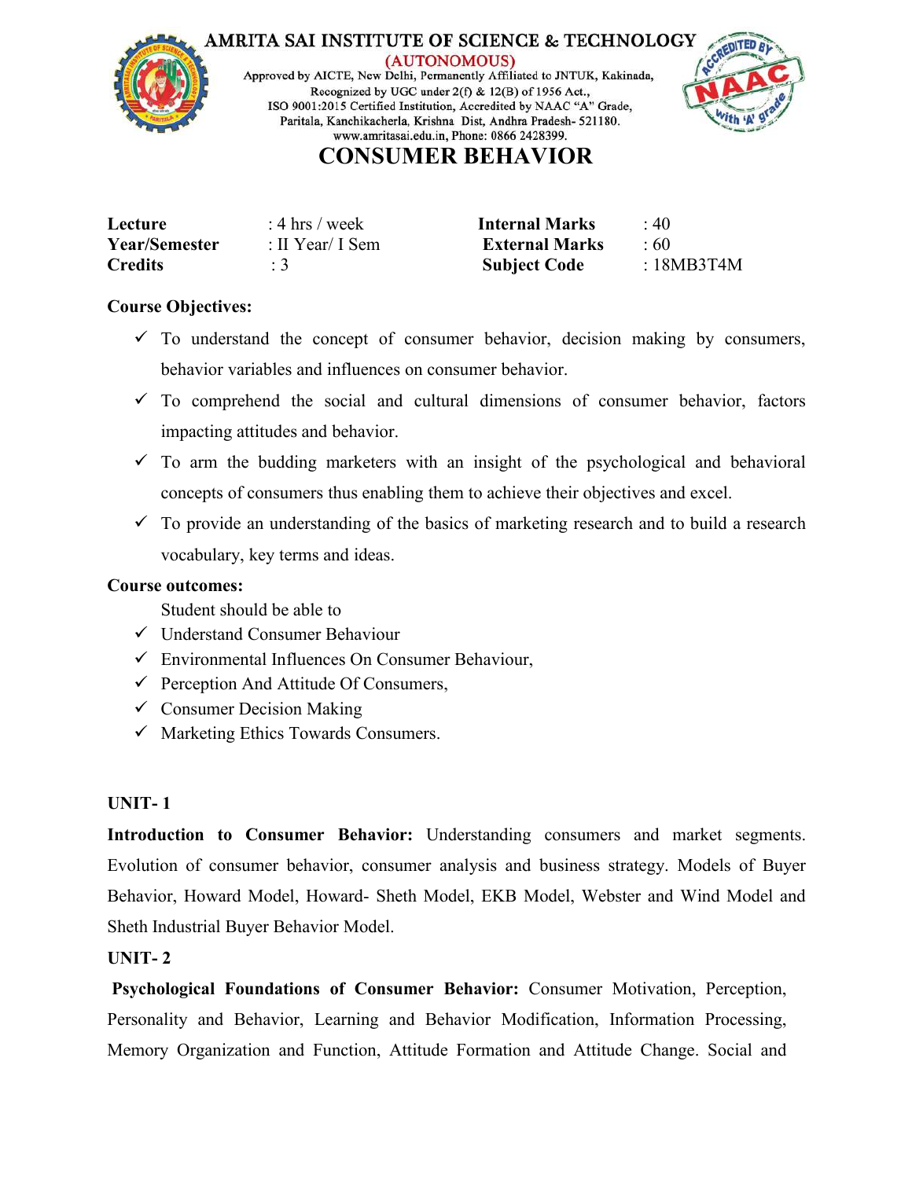# AMRITA SAI INSTITUTE OF SCIENCE & TECHNOLOGY

(AUTONOMOUS)

Approved by AICTE, New Delhi, Permanently Affiliated to JNTUK, Kakinada, Recognized by UGC under 2(f) & 12(B) of 1956 Act., ISO 9001:2015 Certified Institution, Accredited by NAAC "A" Grade, Paritala, Kanchikacherla, Krishna Dist, Andhra Pradesh- 521180. www.amritasai.edu.in, Phone: 0866 2428399.

## CONSUMER BEHAVIOR

| | | | |
|---|---|---|---|
| **Lecture** | : 4 hrs / week | **Internal Marks** | : 40 |
| **Year/Semester** | : II Year/ I Sem | **External Marks** | : 60 |
| **Credits** | : 3 | **Subject Code** | : 18MB3T4M |

**Course Objectives:**

- ✓ To understand the concept of consumer behavior, decision making by consumers, behavior variables and influences on consumer behavior.
- ✓ To comprehend the social and cultural dimensions of consumer behavior, factors impacting attitudes and behavior.
- ✓ To arm the budding marketers with an insight of the psychological and behavioral concepts of consumers thus enabling them to achieve their objectives and excel.
- ✓ To provide an understanding of the basics of marketing research and to build a research vocabulary, key terms and ideas.

**Course outcomes:**

Student should be able to

- ✓ Understand Consumer Behaviour
- ✓ Environmental Influences On Consumer Behaviour,
- ✓ Perception And Attitude Of Consumers,
- ✓ Consumer Decision Making
- ✓ Marketing Ethics Towards Consumers.

**UNIT- 1**

**Introduction to Consumer Behavior:** Understanding consumers and market segments. Evolution of consumer behavior, consumer analysis and business strategy. Models of Buyer Behavior, Howard Model, Howard- Sheth Model, EKB Model, Webster and Wind Model and Sheth Industrial Buyer Behavior Model.

**UNIT- 2**

**Psychological Foundations of Consumer Behavior:** Consumer Motivation, Perception, Personality and Behavior, Learning and Behavior Modification, Information Processing, Memory Organization and Function, Attitude Formation and Attitude Change. Social and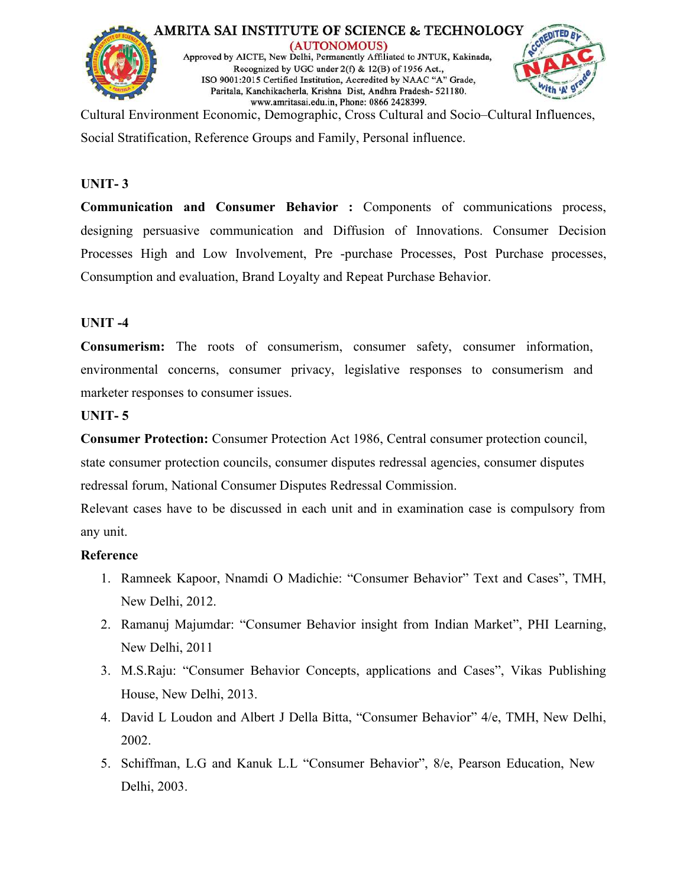Cultural Environment Economic, Demographic, Cross Cultural and Socio–Cultural Influences, Social Stratification, Reference Groups and Family, Personal influence.

**UNIT- 3**

**Communication and Consumer Behavior :** Components of communications process, designing persuasive communication and Diffusion of Innovations. Consumer Decision Processes High and Low Involvement, Pre -purchase Processes, Post Purchase processes, Consumption and evaluation, Brand Loyalty and Repeat Purchase Behavior.

**UNIT -4**

**Consumerism:** The roots of consumerism, consumer safety, consumer information, environmental concerns, consumer privacy, legislative responses to consumerism and marketer responses to consumer issues.

**UNIT- 5**

**Consumer Protection:** Consumer Protection Act 1986, Central consumer protection council, state consumer protection councils, consumer disputes redressal agencies, consumer disputes redressal forum, National Consumer Disputes Redressal Commission.

Relevant cases have to be discussed in each unit and in examination case is compulsory from any unit.

**Reference**

1. Ramneek Kapoor, Nnamdi O Madichie: "Consumer Behavior" Text and Cases", TMH, New Delhi, 2012.
2. Ramanuj Majumdar: "Consumer Behavior insight from Indian Market", PHI Learning, New Delhi, 2011
3. M.S.Raju: "Consumer Behavior Concepts, applications and Cases", Vikas Publishing House, New Delhi, 2013.
4. David L Loudon and Albert J Della Bitta, "Consumer Behavior" 4/e, TMH, New Delhi, 2002.
5. Schiffman, L.G and Kanuk L.L "Consumer Behavior", 8/e, Pearson Education, New Delhi, 2003.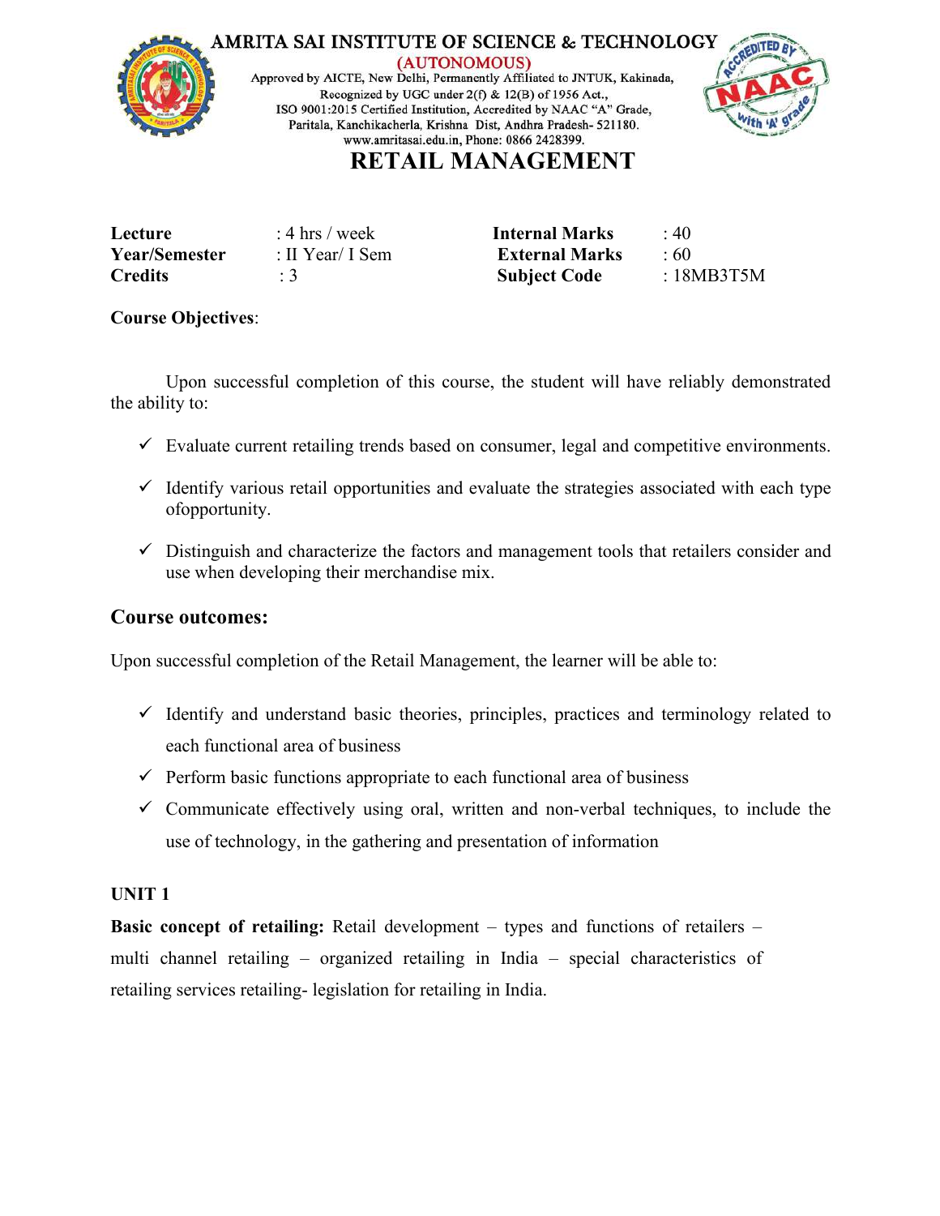# AMRITA SAI INSTITUTE OF SCIENCE & TECHNOLOGY

(AUTONOMOUS)

Approved by AICTE, New Delhi, Permanently Affiliated to JNTUK, Kakinada, Recognized by UGC under 2(f) & 12(B) of 1956 Act., ISO 9001:2015 Certified Institution, Accredited by NAAC "A" Grade, Paritala, Kanchikacherla, Krishna Dist, Andhra Pradesh- 521180. www.amritasai.edu.in, Phone: 0866 2428399.

# RETAIL MANAGEMENT

| | | | |
|---|---|---|---|
| **Lecture** | : 4 hrs / week | **Internal Marks** | : 40 |
| **Year/Semester** | : II Year/ I Sem | **External Marks** | : 60 |
| **Credits** | : 3 | **Subject Code** | : 18MB3T5M |

**Course Objectives**:

Upon successful completion of this course, the student will have reliably demonstrated the ability to:

- ✓ Evaluate current retailing trends based on consumer, legal and competitive environments.
- ✓ Identify various retail opportunities and evaluate the strategies associated with each type ofopportunity.
- ✓ Distinguish and characterize the factors and management tools that retailers consider and use when developing their merchandise mix.

## Course outcomes:

Upon successful completion of the Retail Management, the learner will be able to:

- ✓ Identify and understand basic theories, principles, practices and terminology related to each functional area of business
- ✓ Perform basic functions appropriate to each functional area of business
- ✓ Communicate effectively using oral, written and non-verbal techniques, to include the use of technology, in the gathering and presentation of information

**UNIT 1**

**Basic concept of retailing:** Retail development – types and functions of retailers – multi channel retailing – organized retailing in India – special characteristics of retailing services retailing- legislation for retailing in India.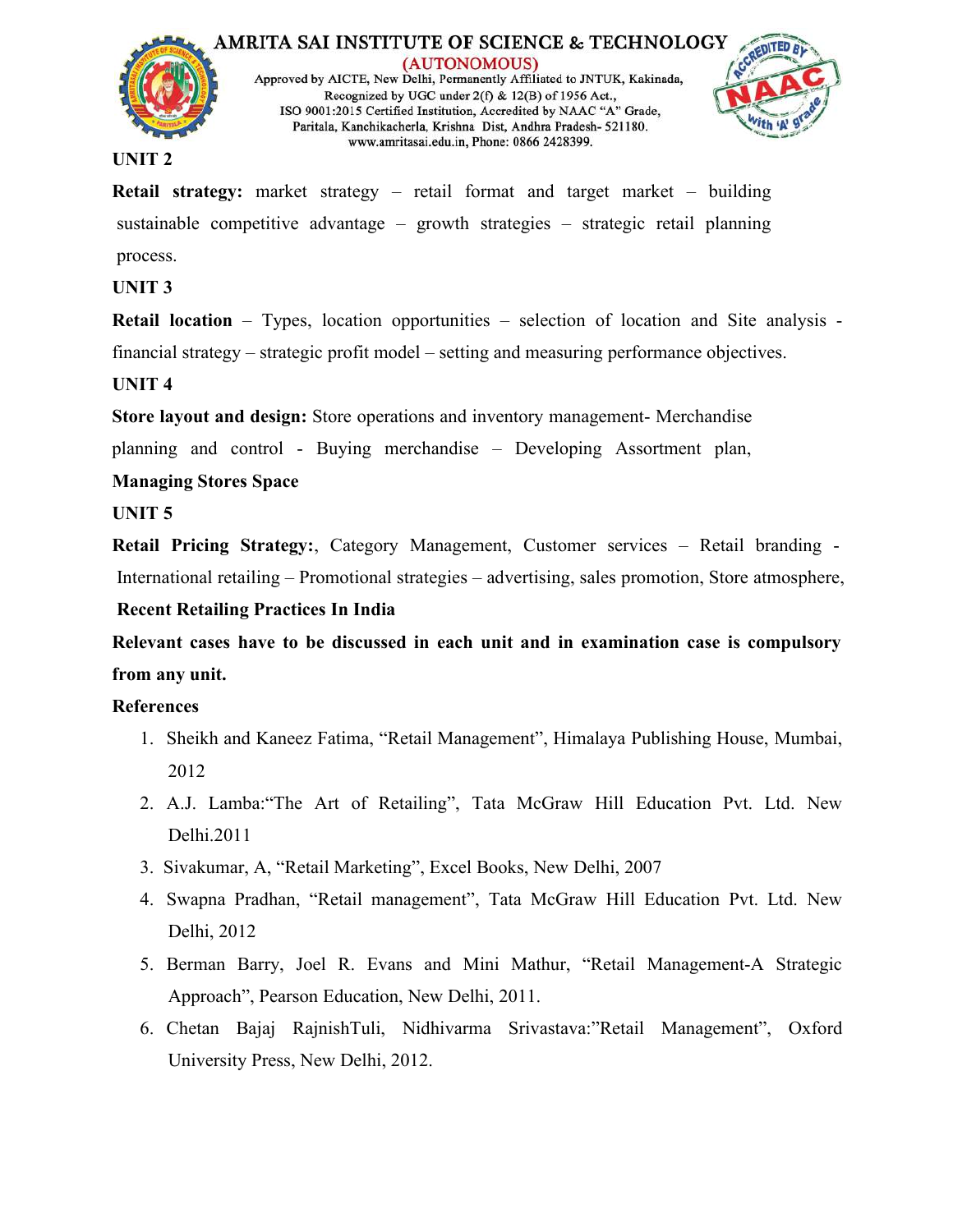**UNIT 2**

**Retail strategy:** market strategy – retail format and target market – building sustainable competitive advantage – growth strategies – strategic retail planning process.

**UNIT 3**

**Retail location** – Types, location opportunities – selection of location and Site analysis - financial strategy – strategic profit model – setting and measuring performance objectives.

**UNIT 4**

**Store layout and design:** Store operations and inventory management- Merchandise planning and control - Buying merchandise – Developing Assortment plan, **Managing Stores Space**

**UNIT 5**

**Retail Pricing Strategy:**, Category Management, Customer services – Retail branding - International retailing – Promotional strategies – advertising, sales promotion, Store atmosphere, **Recent Retailing Practices In India**

**Relevant cases have to be discussed in each unit and in examination case is compulsory from any unit.**

**References**

1. Sheikh and Kaneez Fatima, "Retail Management", Himalaya Publishing House, Mumbai, 2012
2. A.J. Lamba:"The Art of Retailing", Tata McGraw Hill Education Pvt. Ltd. New Delhi.2011
3. Sivakumar, A, "Retail Marketing", Excel Books, New Delhi, 2007
4. Swapna Pradhan, "Retail management", Tata McGraw Hill Education Pvt. Ltd. New Delhi, 2012
5. Berman Barry, Joel R. Evans and Mini Mathur, "Retail Management-A Strategic Approach", Pearson Education, New Delhi, 2011.
6. Chetan Bajaj RajnishTuli, Nidhivarma Srivastava:"Retail Management", Oxford University Press, New Delhi, 2012.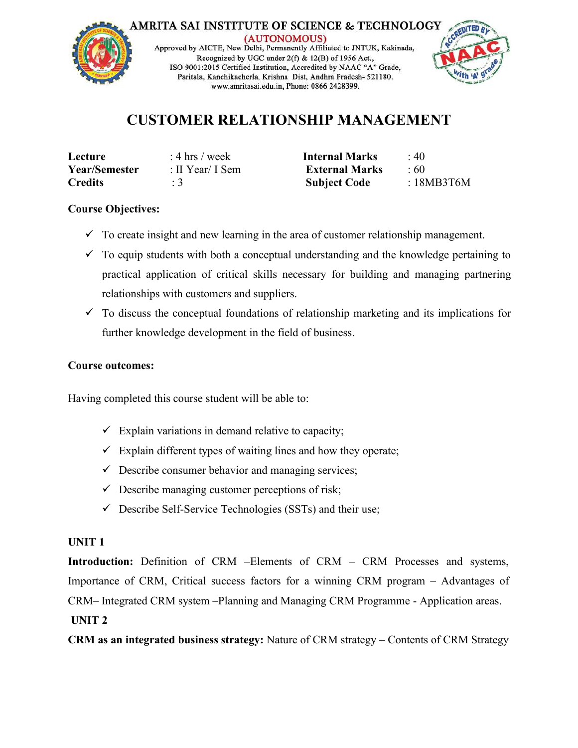AMRITA SAI INSTITUTE OF SCIENCE & TECHNOLOGY
(AUTONOMOUS)
Approved by AICTE, New Delhi, Permanently Affiliated to JNTUK, Kakinada,
Recognized by UGC under 2(f) & 12(B) of 1956 Act.,
ISO 9001:2015 Certified Institution, Accredited by NAAC "A" Grade,
Paritala, Kanchikacherla, Krishna Dist, Andhra Pradesh- 521180.
www.amritasai.edu.in, Phone: 0866 2428399.

# CUSTOMER RELATIONSHIP MANAGEMENT

| | | | |
|---|---|---|---|
| **Lecture** | : 4 hrs / week | **Internal Marks** | : 40 |
| **Year/Semester** | : II Year/ I Sem | **External Marks** | : 60 |
| **Credits** | : 3 | **Subject Code** | : 18MB3T6M |

**Course Objectives:**

- ✓ To create insight and new learning in the area of customer relationship management.
- ✓ To equip students with both a conceptual understanding and the knowledge pertaining to practical application of critical skills necessary for building and managing partnering relationships with customers and suppliers.
- ✓ To discuss the conceptual foundations of relationship marketing and its implications for further knowledge development in the field of business.

**Course outcomes:**

Having completed this course student will be able to:

- ✓ Explain variations in demand relative to capacity;
- ✓ Explain different types of waiting lines and how they operate;
- ✓ Describe consumer behavior and managing services;
- ✓ Describe managing customer perceptions of risk;
- ✓ Describe Self-Service Technologies (SSTs) and their use;

**UNIT 1**

**Introduction:** Definition of CRM –Elements of CRM – CRM Processes and systems, Importance of CRM, Critical success factors for a winning CRM program – Advantages of CRM– Integrated CRM system –Planning and Managing CRM Programme - Application areas.

**UNIT 2**

**CRM as an integrated business strategy:** Nature of CRM strategy – Contents of CRM Strategy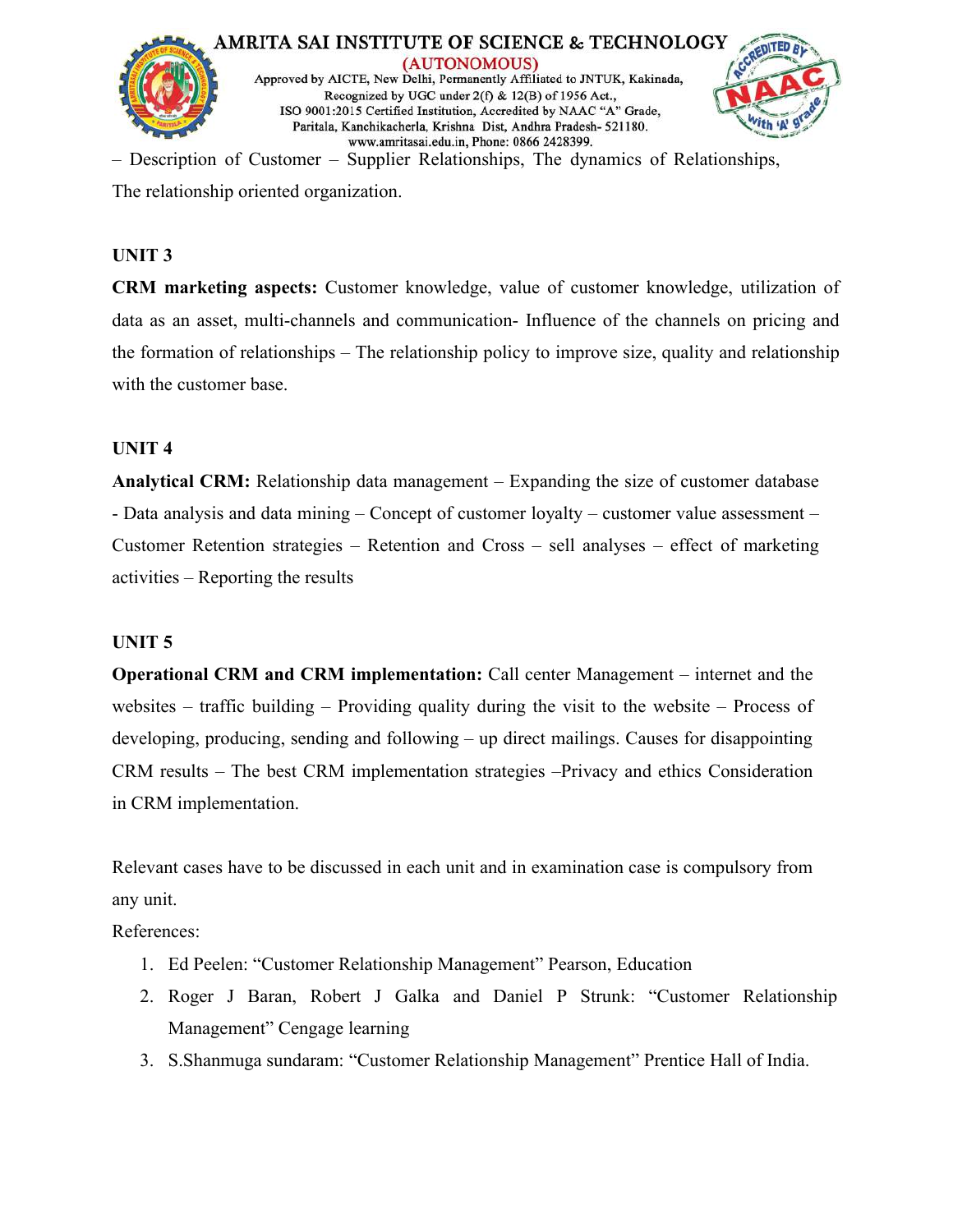– Description of Customer – Supplier Relationships, The dynamics of Relationships, The relationship oriented organization.

## UNIT 3

**CRM marketing aspects:** Customer knowledge, value of customer knowledge, utilization of data as an asset, multi-channels and communication- Influence of the channels on pricing and the formation of relationships – The relationship policy to improve size, quality and relationship with the customer base.

## UNIT 4

**Analytical CRM:** Relationship data management – Expanding the size of customer database - Data analysis and data mining – Concept of customer loyalty – customer value assessment – Customer Retention strategies – Retention and Cross – sell analyses – effect of marketing activities – Reporting the results

## UNIT 5

**Operational CRM and CRM implementation:** Call center Management – internet and the websites – traffic building – Providing quality during the visit to the website – Process of developing, producing, sending and following – up direct mailings. Causes for disappointing CRM results – The best CRM implementation strategies –Privacy and ethics Consideration in CRM implementation.

Relevant cases have to be discussed in each unit and in examination case is compulsory from any unit.

References:

1. Ed Peelen: "Customer Relationship Management" Pearson, Education
2. Roger J Baran, Robert J Galka and Daniel P Strunk: "Customer Relationship Management" Cengage learning
3. S.Shanmuga sundaram: "Customer Relationship Management" Prentice Hall of India.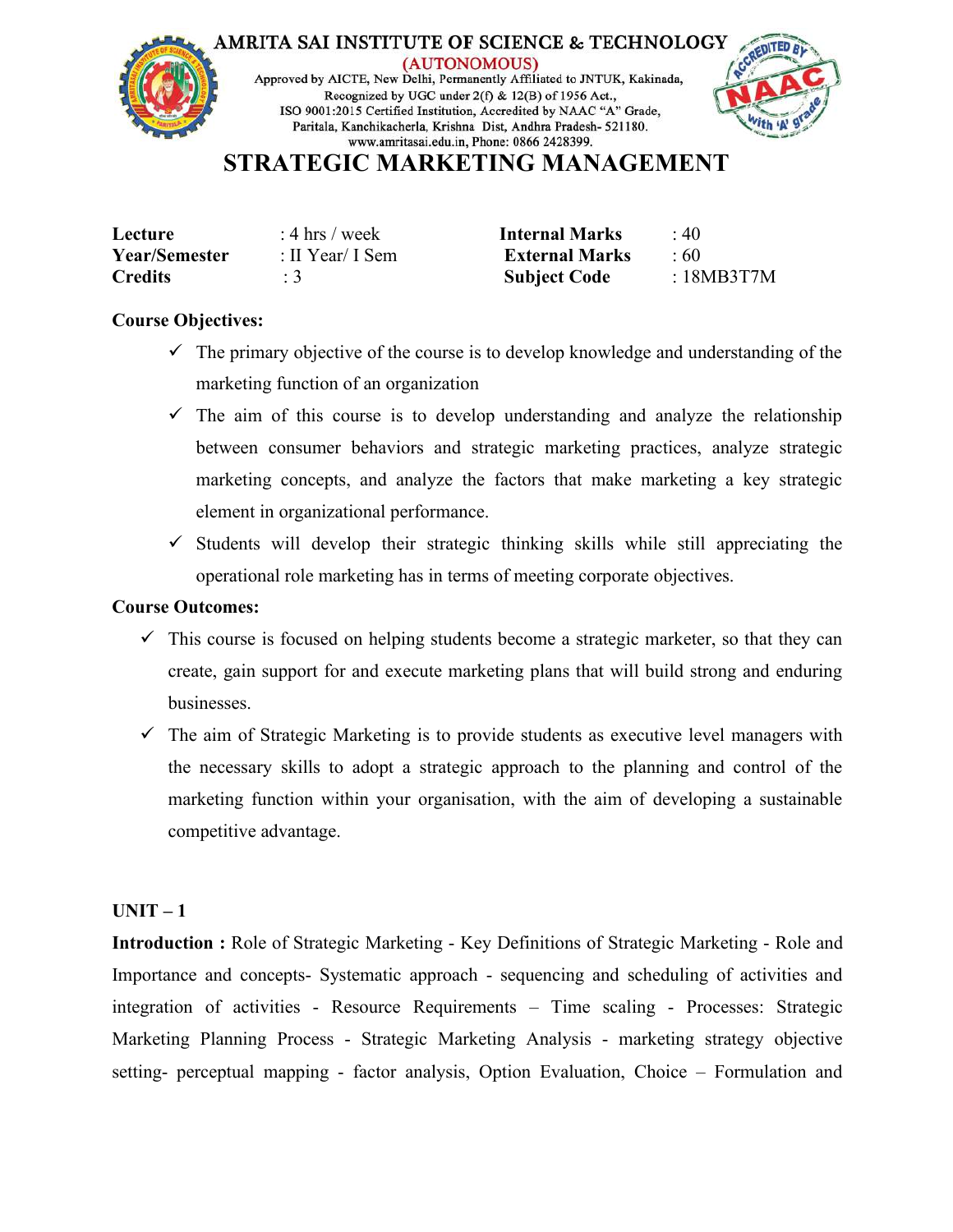AMRITA SAI INSTITUTE OF SCIENCE & TECHNOLOGY
(AUTONOMOUS)
Approved by AICTE, New Delhi, Permanently Affiliated to JNTUK, Kakinada,
Recognized by UGC under 2(f) & 12(B) of 1956 Act.,
ISO 9001:2015 Certified Institution, Accredited by NAAC "A" Grade,
Paritala, Kanchikacherla, Krishna Dist, Andhra Pradesh- 521180.
www.amritasai.edu.in, Phone: 0866 2428399.

# STRATEGIC MARKETING MANAGEMENT

| | | | |
|---|---|---|---|
| **Lecture** | : 4 hrs / week | **Internal Marks** | : 40 |
| **Year/Semester** | : II Year/ I Sem | **External Marks** | : 60 |
| **Credits** | : 3 | **Subject Code** | : 18MB3T7M |

**Course Objectives:**

- ✓ The primary objective of the course is to develop knowledge and understanding of the marketing function of an organization
- ✓ The aim of this course is to develop understanding and analyze the relationship between consumer behaviors and strategic marketing practices, analyze strategic marketing concepts, and analyze the factors that make marketing a key strategic element in organizational performance.
- ✓ Students will develop their strategic thinking skills while still appreciating the operational role marketing has in terms of meeting corporate objectives.

**Course Outcomes:**

- ✓ This course is focused on helping students become a strategic marketer, so that they can create, gain support for and execute marketing plans that will build strong and enduring businesses.
- ✓ The aim of Strategic Marketing is to provide students as executive level managers with the necessary skills to adopt a strategic approach to the planning and control of the marketing function within your organisation, with the aim of developing a sustainable competitive advantage.

**UNIT – 1**

**Introduction :** Role of Strategic Marketing - Key Definitions of Strategic Marketing - Role and Importance and concepts- Systematic approach - sequencing and scheduling of activities and integration of activities - Resource Requirements – Time scaling - Processes: Strategic Marketing Planning Process - Strategic Marketing Analysis - marketing strategy objective setting- perceptual mapping - factor analysis, Option Evaluation, Choice – Formulation and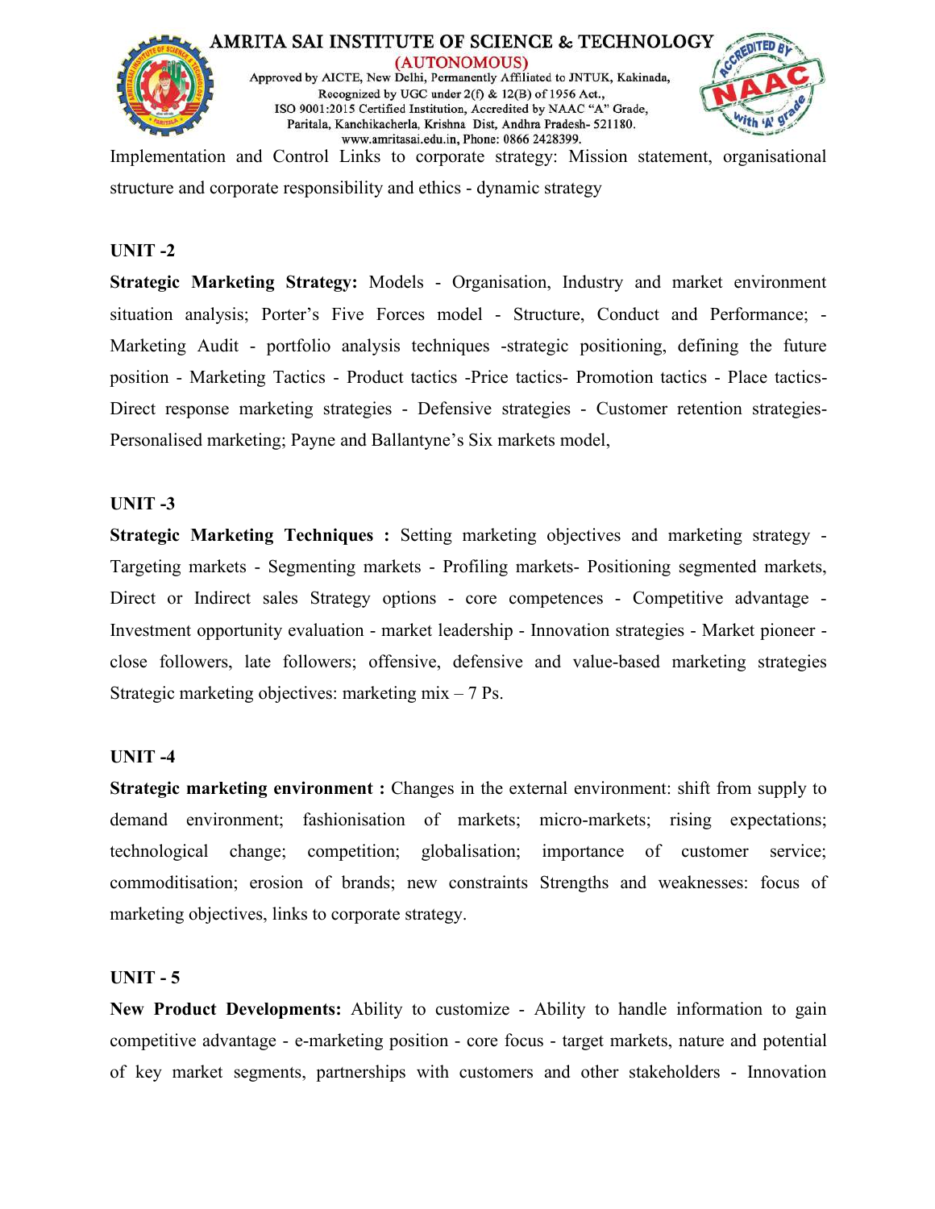Implementation and Control Links to corporate strategy: Mission statement, organisational structure and corporate responsibility and ethics - dynamic strategy

## UNIT -2

**Strategic Marketing Strategy:** Models - Organisation, Industry and market environment situation analysis; Porter's Five Forces model - Structure, Conduct and Performance; - Marketing Audit - portfolio analysis techniques -strategic positioning, defining the future position - Marketing Tactics - Product tactics -Price tactics- Promotion tactics - Place tactics- Direct response marketing strategies - Defensive strategies - Customer retention strategies- Personalised marketing; Payne and Ballantyne's Six markets model,

## UNIT -3

**Strategic Marketing Techniques :** Setting marketing objectives and marketing strategy - Targeting markets - Segmenting markets - Profiling markets- Positioning segmented markets, Direct or Indirect sales Strategy options - core competences - Competitive advantage - Investment opportunity evaluation - market leadership - Innovation strategies - Market pioneer - close followers, late followers; offensive, defensive and value-based marketing strategies Strategic marketing objectives: marketing mix – 7 Ps.

## UNIT -4

**Strategic marketing environment :** Changes in the external environment: shift from supply to demand environment; fashionisation of markets; micro-markets; rising expectations; technological change; competition; globalisation; importance of customer service; commoditisation; erosion of brands; new constraints Strengths and weaknesses: focus of marketing objectives, links to corporate strategy.

## UNIT - 5

**New Product Developments:** Ability to customize - Ability to handle information to gain competitive advantage - e-marketing position - core focus - target markets, nature and potential of key market segments, partnerships with customers and other stakeholders - Innovation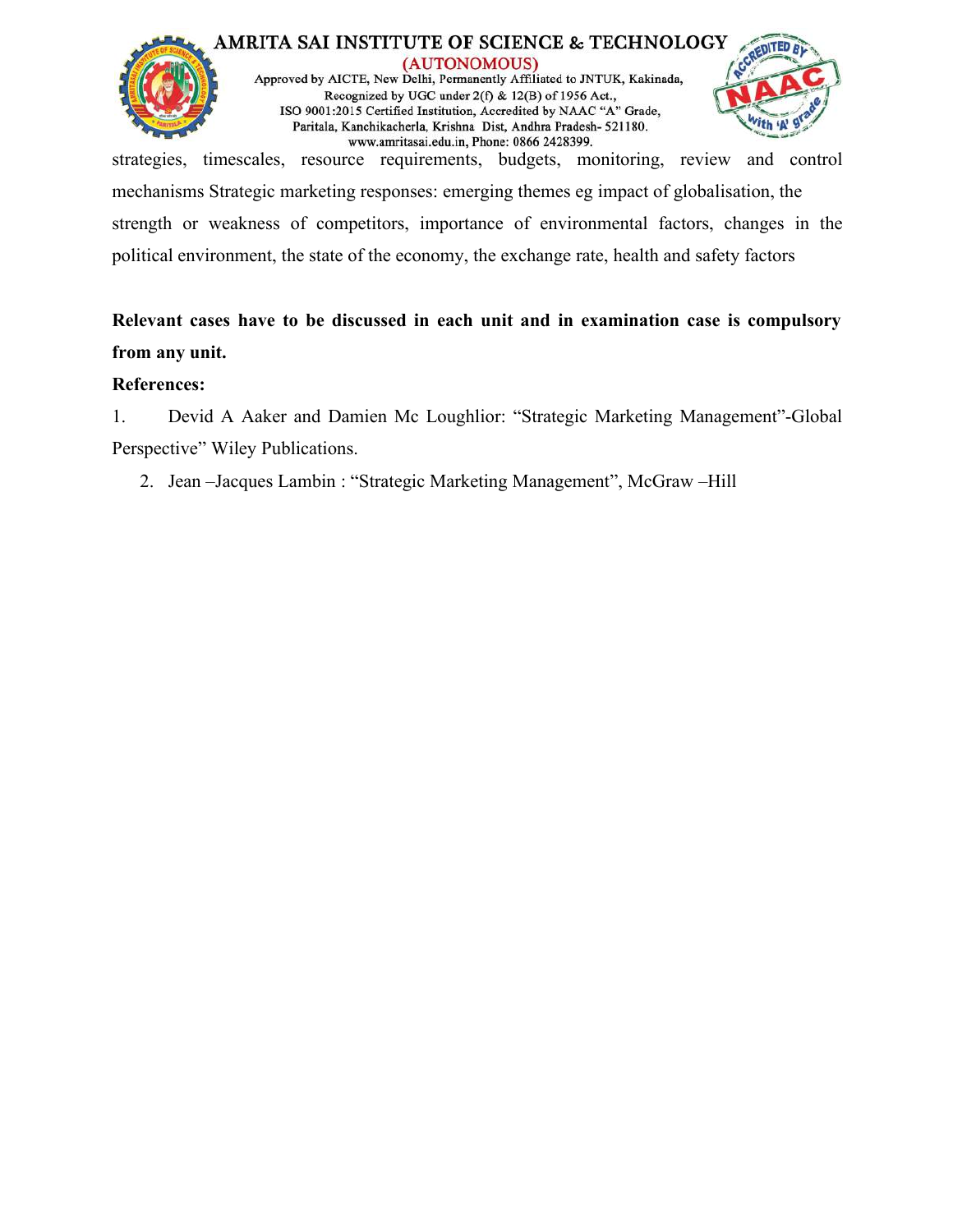strategies, timescales, resource requirements, budgets, monitoring, review and control mechanisms Strategic marketing responses: emerging themes eg impact of globalisation, the strength or weakness of competitors, importance of environmental factors, changes in the political environment, the state of the economy, the exchange rate, health and safety factors

**Relevant cases have to be discussed in each unit and in examination case is compulsory from any unit.**

**References:**

1. Devid A Aaker and Damien Mc Loughlior: "Strategic Marketing Management"-Global Perspective" Wiley Publications.
2. Jean –Jacques Lambin : "Strategic Marketing Management", McGraw –Hill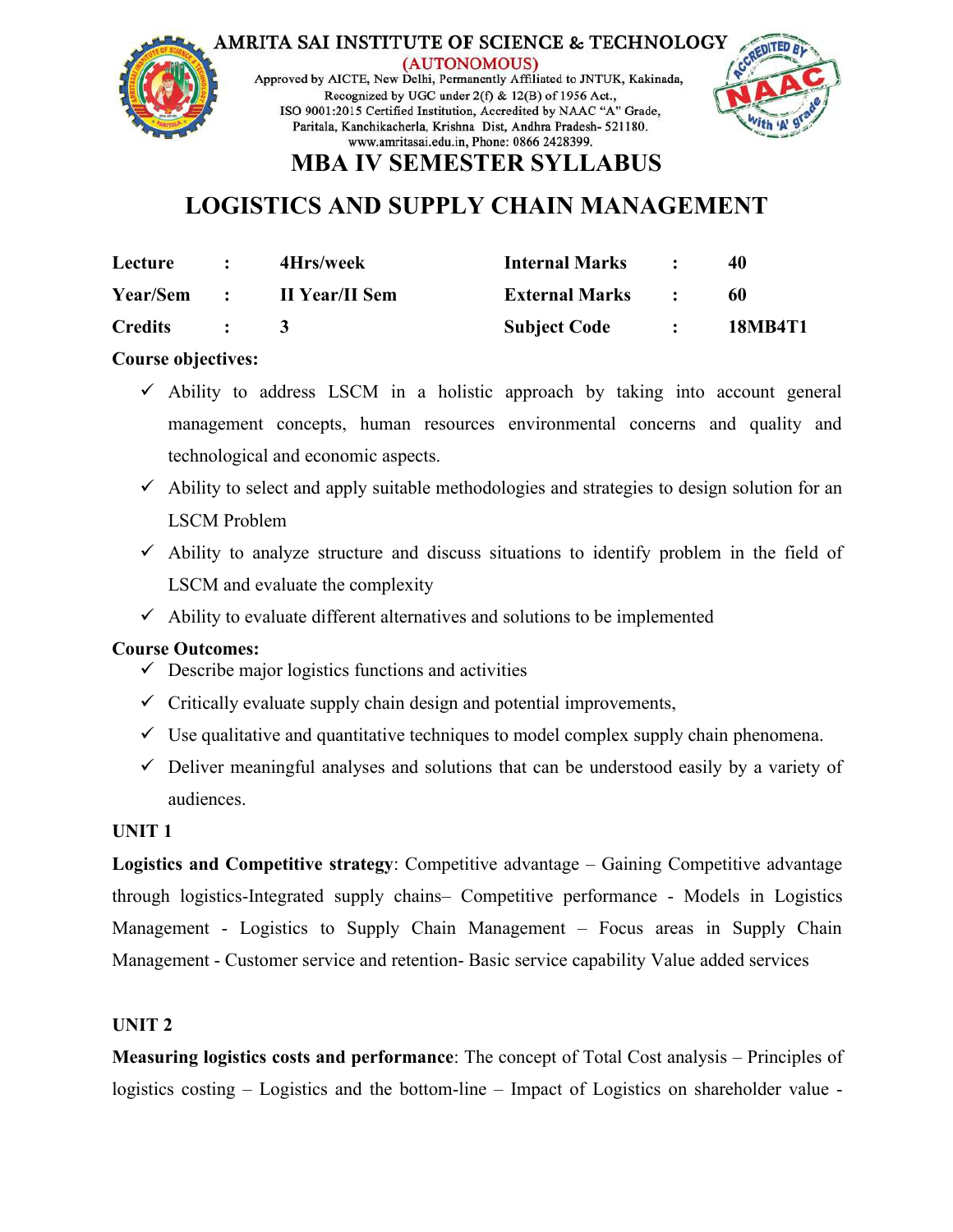AMRITA SAI INSTITUTE OF SCIENCE & TECHNOLOGY
(AUTONOMOUS)
Approved by AICTE, New Delhi, Permanently Affiliated to JNTUK, Kakinada,
Recognized by UGC under 2(f) & 12(B) of 1956 Act.,
ISO 9001:2015 Certified Institution, Accredited by NAAC "A" Grade,
Paritala, Kanchikacherla, Krishna Dist, Andhra Pradesh- 521180.
www.amritasai.edu.in, Phone: 0866 2428399.

# MBA IV SEMESTER SYLLABUS

## LOGISTICS AND SUPPLY CHAIN MANAGEMENT

| | | | | | |
|---|---|---|---|---|---|
| **Lecture** | **:** | **4Hrs/week** | **Internal Marks** | **:** | **40** |
| **Year/Sem** | **:** | **II Year/II Sem** | **External Marks** | **:** | **60** |
| **Credits** | **:** | **3** | **Subject Code** | **:** | **18MB4T1** |

**Course objectives:**

- ✓ Ability to address LSCM in a holistic approach by taking into account general management concepts, human resources environmental concerns and quality and technological and economic aspects.
- ✓ Ability to select and apply suitable methodologies and strategies to design solution for an LSCM Problem
- ✓ Ability to analyze structure and discuss situations to identify problem in the field of LSCM and evaluate the complexity
- ✓ Ability to evaluate different alternatives and solutions to be implemented

**Course Outcomes:**

- ✓ Describe major logistics functions and activities
- ✓ Critically evaluate supply chain design and potential improvements,
- ✓ Use qualitative and quantitative techniques to model complex supply chain phenomena.
- ✓ Deliver meaningful analyses and solutions that can be understood easily by a variety of audiences.

**UNIT 1**

**Logistics and Competitive strategy**: Competitive advantage – Gaining Competitive advantage through logistics-Integrated supply chains– Competitive performance - Models in Logistics Management - Logistics to Supply Chain Management – Focus areas in Supply Chain Management - Customer service and retention- Basic service capability Value added services

**UNIT 2**

**Measuring logistics costs and performance**: The concept of Total Cost analysis – Principles of logistics costing – Logistics and the bottom-line – Impact of Logistics on shareholder value -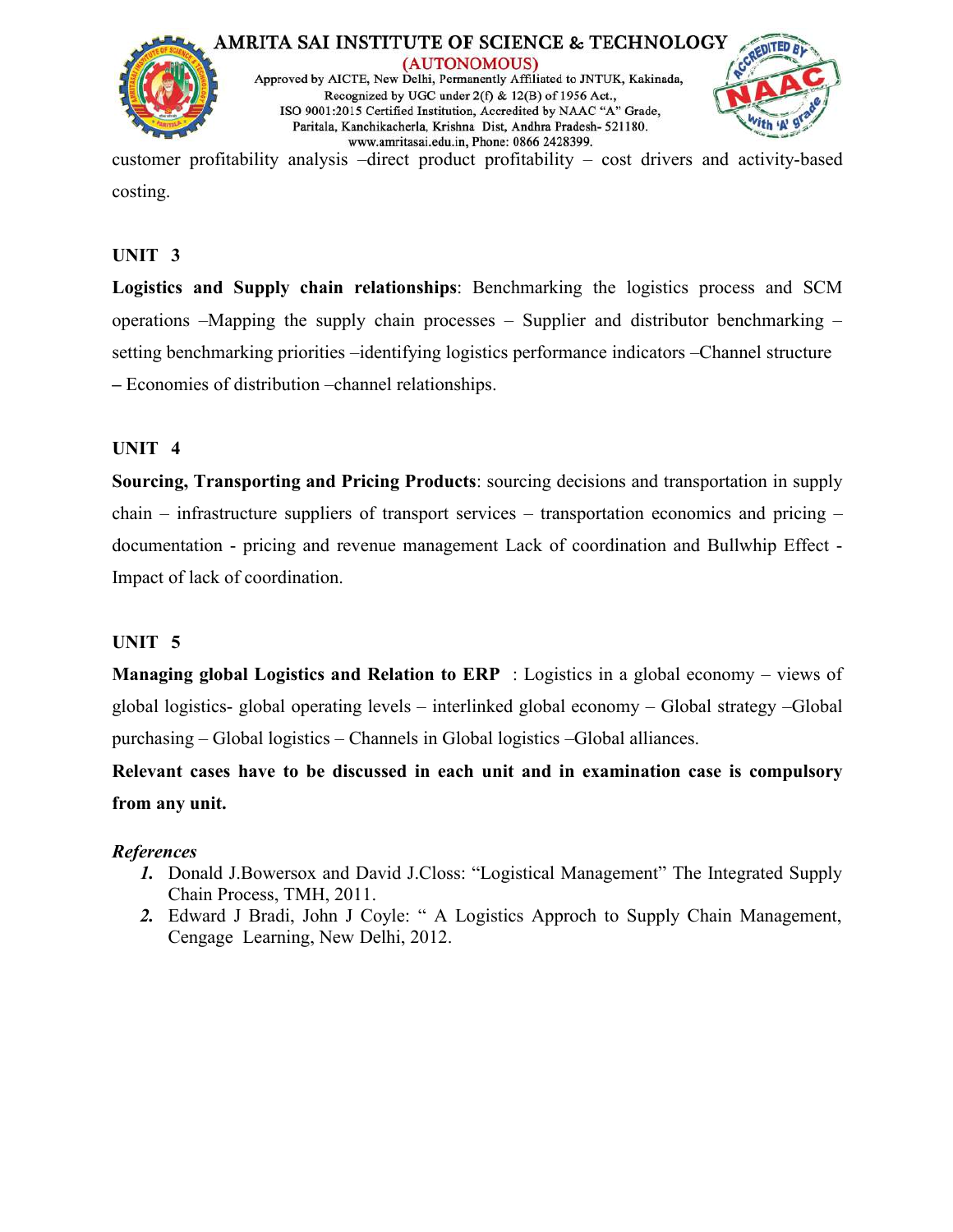customer profitability analysis –direct product profitability – cost drivers and activity-based costing.

## UNIT 3

**Logistics and Supply chain relationships**: Benchmarking the logistics process and SCM operations –Mapping the supply chain processes – Supplier and distributor benchmarking – setting benchmarking priorities –identifying logistics performance indicators –Channel structure – Economies of distribution –channel relationships.

## UNIT 4

**Sourcing, Transporting and Pricing Products**: sourcing decisions and transportation in supply chain – infrastructure suppliers of transport services – transportation economics and pricing – documentation - pricing and revenue management Lack of coordination and Bullwhip Effect - Impact of lack of coordination.

## UNIT 5

**Managing global Logistics and Relation to ERP** : Logistics in a global economy – views of global logistics- global operating levels – interlinked global economy – Global strategy –Global purchasing – Global logistics – Channels in Global logistics –Global alliances.

**Relevant cases have to be discussed in each unit and in examination case is compulsory from any unit.**

***References***

1. Donald J.Bowersox and David J.Closs: "Logistical Management" The Integrated Supply Chain Process, TMH, 2011.
2. Edward J Bradi, John J Coyle: " A Logistics Approch to Supply Chain Management, Cengage Learning, New Delhi, 2012.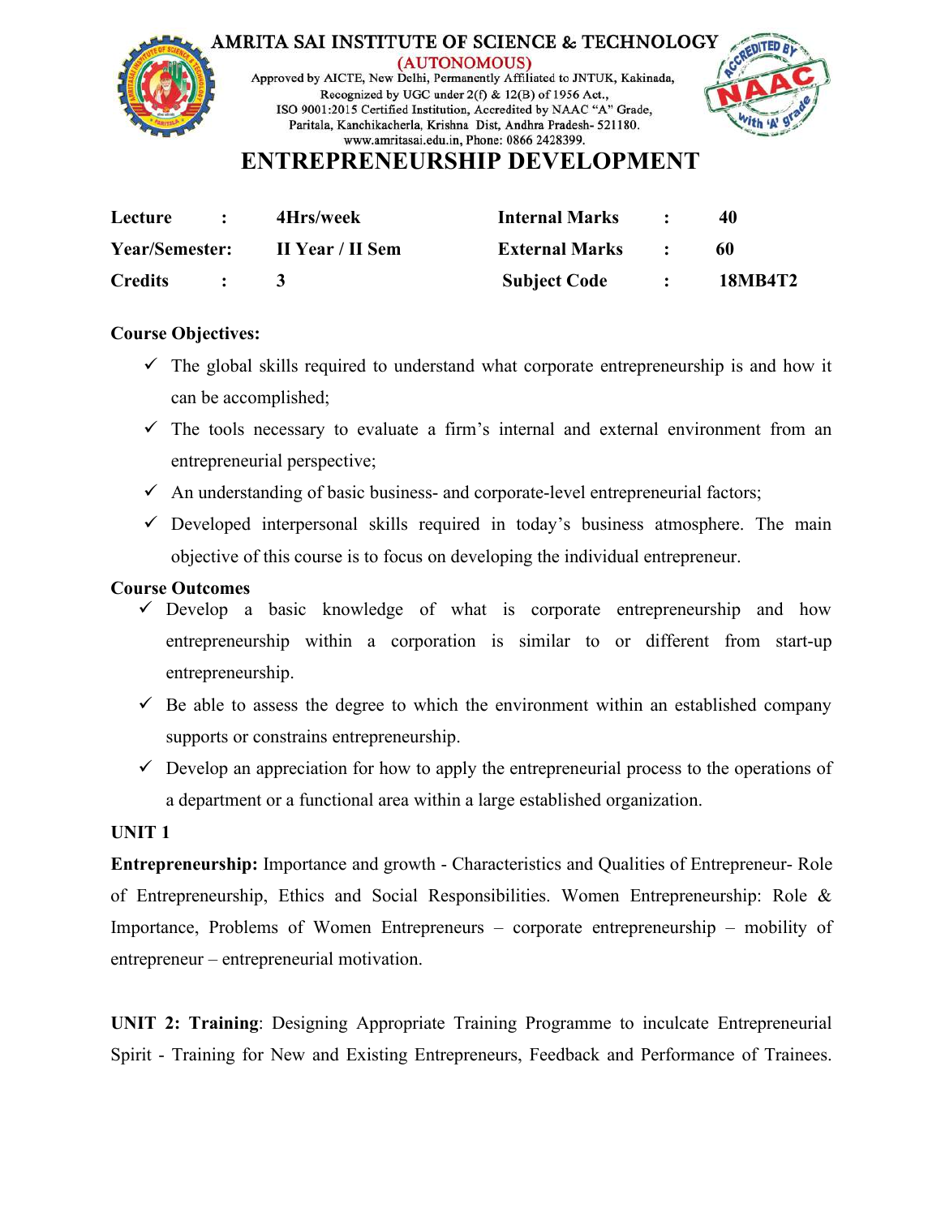AMRITA SAI INSTITUTE OF SCIENCE & TECHNOLOGY

(AUTONOMOUS)

Approved by AICTE, New Delhi, Permanently Affiliated to JNTUK, Kakinada, Recognized by UGC under 2(f) & 12(B) of 1956 Act., ISO 9001:2015 Certified Institution, Accredited by NAAC "A" Grade, Paritala, Kanchikacherla, Krishna Dist, Andhra Pradesh- 521180. www.amritasai.edu.in, Phone: 0866 2428399.

# ENTREPRENEURSHIP DEVELOPMENT

| | | | | | |
|---|---|---|---|---|---|
| **Lecture** | **:** | **4Hrs/week** | **Internal Marks** | **:** | **40** |
| **Year/Semester:** | | **II Year / II Sem** | **External Marks** | **:** | **60** |
| **Credits** | **:** | **3** | **Subject Code** | **:** | **18MB4T2** |

**Course Objectives:**

- ✓ The global skills required to understand what corporate entrepreneurship is and how it can be accomplished;
- ✓ The tools necessary to evaluate a firm's internal and external environment from an entrepreneurial perspective;
- ✓ An understanding of basic business- and corporate-level entrepreneurial factors;
- ✓ Developed interpersonal skills required in today's business atmosphere. The main objective of this course is to focus on developing the individual entrepreneur.

**Course Outcomes**

- ✓ Develop a basic knowledge of what is corporate entrepreneurship and how entrepreneurship within a corporation is similar to or different from start-up entrepreneurship.
- ✓ Be able to assess the degree to which the environment within an established company supports or constrains entrepreneurship.
- ✓ Develop an appreciation for how to apply the entrepreneurial process to the operations of a department or a functional area within a large established organization.

**UNIT 1**

**Entrepreneurship:** Importance and growth - Characteristics and Qualities of Entrepreneur- Role of Entrepreneurship, Ethics and Social Responsibilities. Women Entrepreneurship: Role & Importance, Problems of Women Entrepreneurs – corporate entrepreneurship – mobility of entrepreneur – entrepreneurial motivation.

**UNIT 2: Training**: Designing Appropriate Training Programme to inculcate Entrepreneurial Spirit - Training for New and Existing Entrepreneurs, Feedback and Performance of Trainees.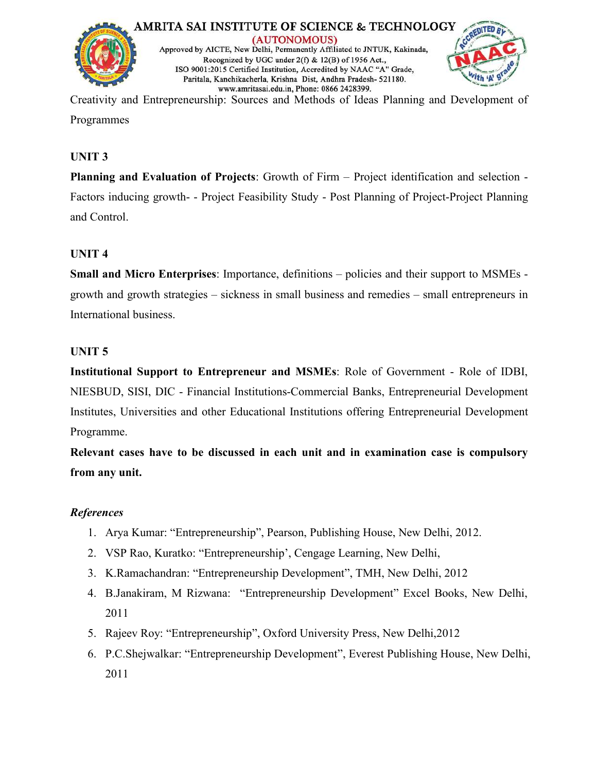Creativity and Entrepreneurship: Sources and Methods of Ideas Planning and Development of Programmes

**UNIT 3**

**Planning and Evaluation of Projects**: Growth of Firm – Project identification and selection - Factors inducing growth- - Project Feasibility Study - Post Planning of Project-Project Planning and Control.

**UNIT 4**

**Small and Micro Enterprises**: Importance, definitions – policies and their support to MSMEs - growth and growth strategies – sickness in small business and remedies – small entrepreneurs in International business.

**UNIT 5**

**Institutional Support to Entrepreneur and MSMEs**: Role of Government - Role of IDBI, NIESBUD, SISI, DIC - Financial Institutions-Commercial Banks, Entrepreneurial Development Institutes, Universities and other Educational Institutions offering Entrepreneurial Development Programme.

**Relevant cases have to be discussed in each unit and in examination case is compulsory from any unit.**

***References***

1. Arya Kumar: "Entrepreneurship", Pearson, Publishing House, New Delhi, 2012.
2. VSP Rao, Kuratko: "Entrepreneurship', Cengage Learning, New Delhi,
3. K.Ramachandran: "Entrepreneurship Development", TMH, New Delhi, 2012
4. B.Janakiram, M Rizwana: "Entrepreneurship Development" Excel Books, New Delhi, 2011
5. Rajeev Roy: "Entrepreneurship", Oxford University Press, New Delhi,2012
6. P.C.Shejwalkar: "Entrepreneurship Development", Everest Publishing House, New Delhi, 2011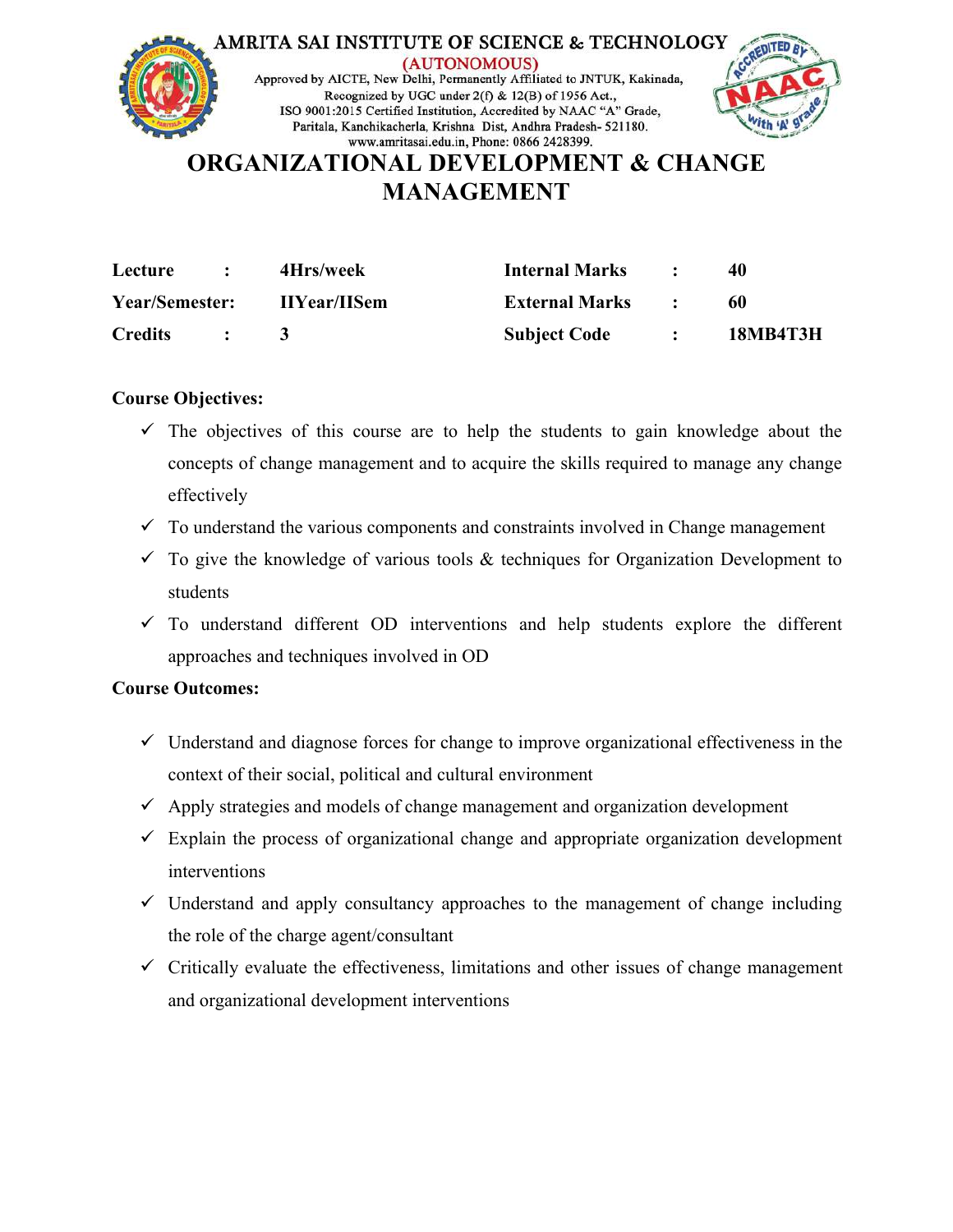AMRITA SAI INSTITUTE OF SCIENCE & TECHNOLOGY
(AUTONOMOUS)
Approved by AICTE, New Delhi, Permanently Affiliated to JNTUK, Kakinada,
Recognized by UGC under 2(f) & 12(B) of 1956 Act.,
ISO 9001:2015 Certified Institution, Accredited by NAAC "A" Grade,
Paritala, Kanchikacherla, Krishna Dist, Andhra Pradesh- 521180.
www.amritasai.edu.in, Phone: 0866 2428399.

# ORGANIZATIONAL DEVELOPMENT & CHANGE MANAGEMENT

| | | | |
|---|---|---|---|
| **Lecture :** | **4Hrs/week** | **Internal Marks :** | **40** |
| **Year/Semester:** | **IIYear/IISem** | **External Marks :** | **60** |
| **Credits :** | **3** | **Subject Code :** | **18MB4T3H** |

**Course Objectives:**

- ✓ The objectives of this course are to help the students to gain knowledge about the concepts of change management and to acquire the skills required to manage any change effectively
- ✓ To understand the various components and constraints involved in Change management
- ✓ To give the knowledge of various tools & techniques for Organization Development to students
- ✓ To understand different OD interventions and help students explore the different approaches and techniques involved in OD

**Course Outcomes:**

- ✓ Understand and diagnose forces for change to improve organizational effectiveness in the context of their social, political and cultural environment
- ✓ Apply strategies and models of change management and organization development
- ✓ Explain the process of organizational change and appropriate organization development interventions
- ✓ Understand and apply consultancy approaches to the management of change including the role of the charge agent/consultant
- ✓ Critically evaluate the effectiveness, limitations and other issues of change management and organizational development interventions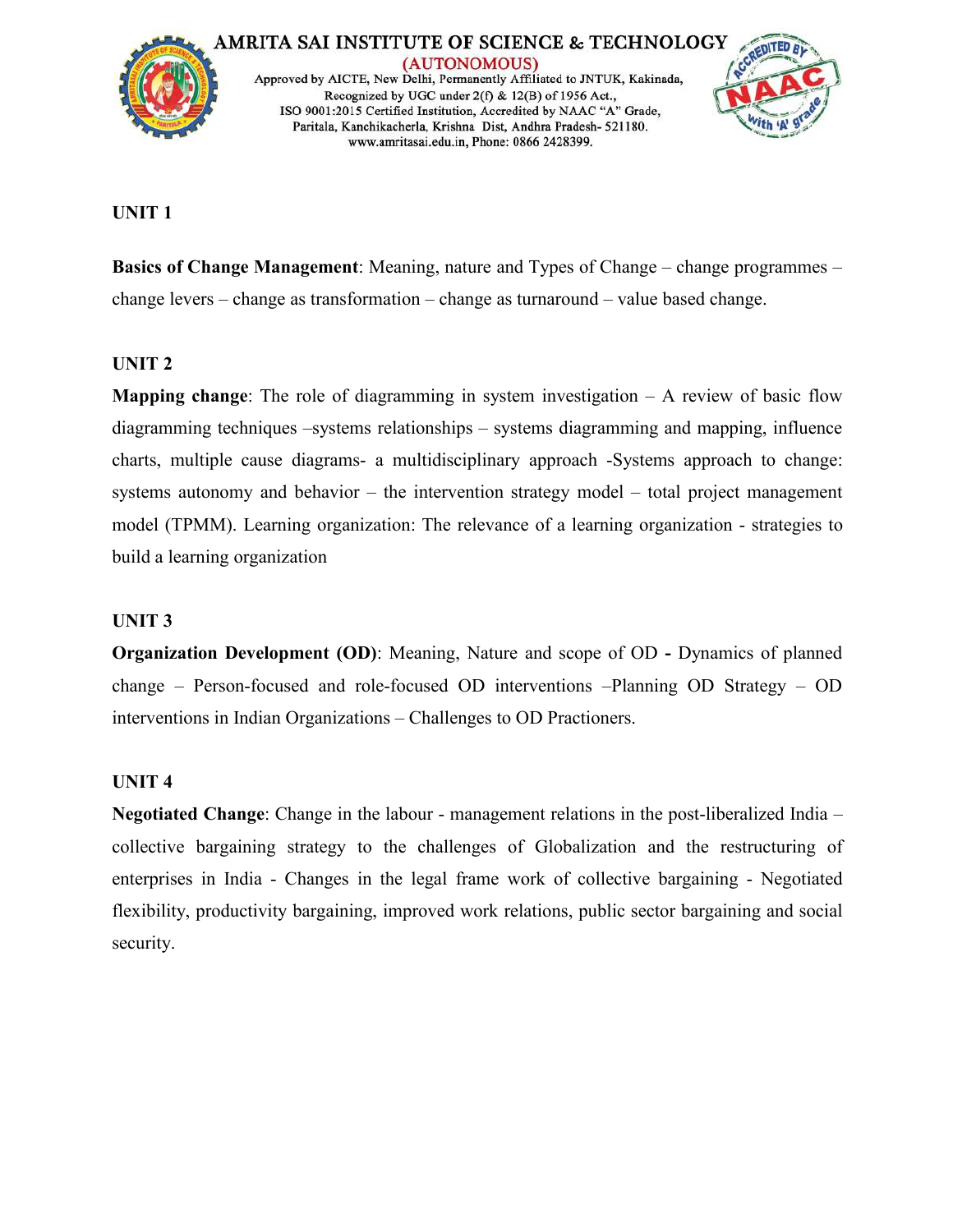## UNIT 1

**Basics of Change Management**: Meaning, nature and Types of Change – change programmes – change levers – change as transformation – change as turnaround – value based change.

## UNIT 2

**Mapping change**: The role of diagramming in system investigation – A review of basic flow diagramming techniques –systems relationships – systems diagramming and mapping, influence charts, multiple cause diagrams- a multidisciplinary approach -Systems approach to change: systems autonomy and behavior – the intervention strategy model – total project management model (TPMM). Learning organization: The relevance of a learning organization - strategies to build a learning organization

## UNIT 3

**Organization Development (OD)**: Meaning, Nature and scope of OD **-** Dynamics of planned change – Person-focused and role-focused OD interventions –Planning OD Strategy – OD interventions in Indian Organizations – Challenges to OD Practioners.

## UNIT 4

**Negotiated Change**: Change in the labour - management relations in the post-liberalized India – collective bargaining strategy to the challenges of Globalization and the restructuring of enterprises in India - Changes in the legal frame work of collective bargaining - Negotiated flexibility, productivity bargaining, improved work relations, public sector bargaining and social security.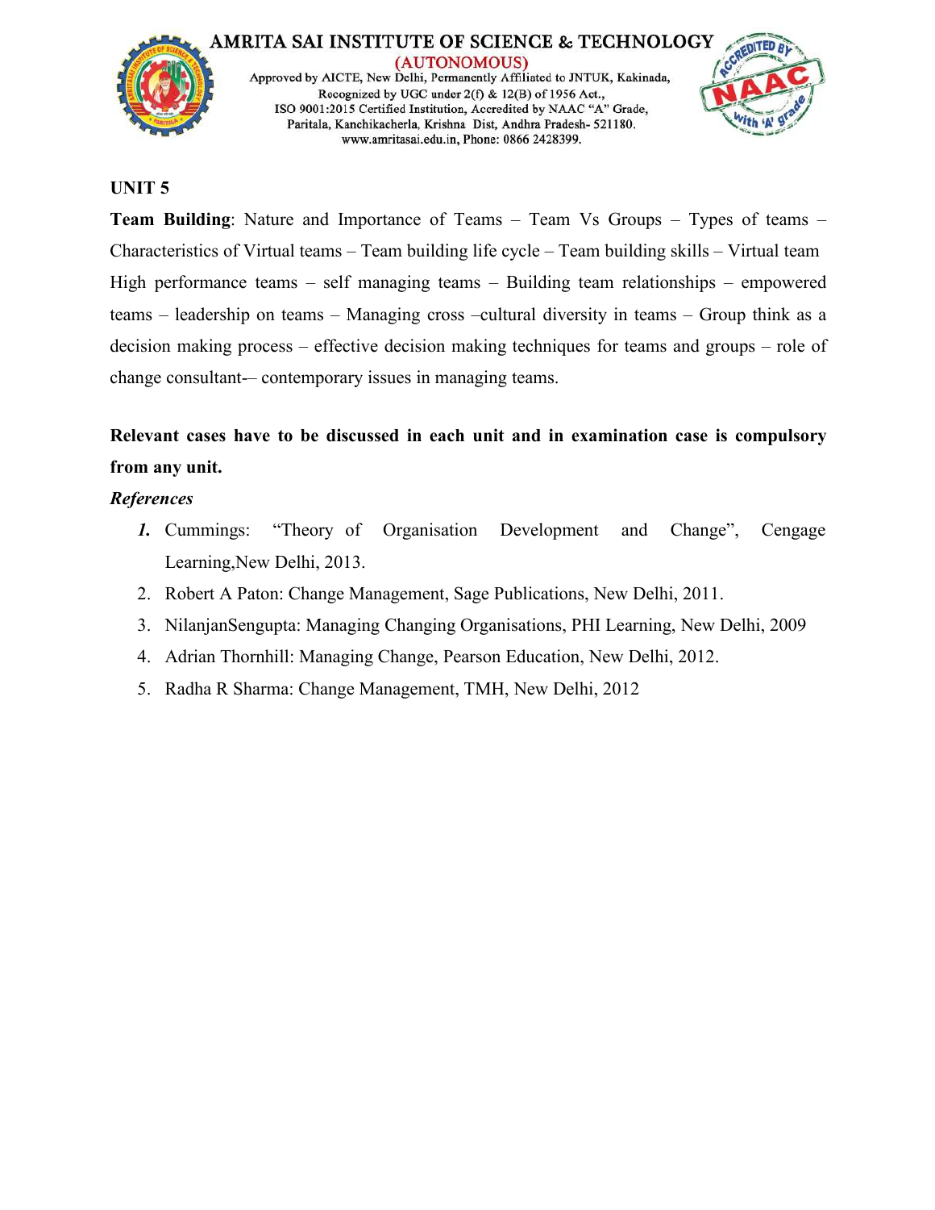**UNIT 5**

**Team Building**: Nature and Importance of Teams – Team Vs Groups – Types of teams – Characteristics of Virtual teams – Team building life cycle – Team building skills – Virtual team High performance teams – self managing teams – Building team relationships – empowered teams – leadership on teams – Managing cross –cultural diversity in teams – Group think as a decision making process – effective decision making techniques for teams and groups – role of change consultant-– contemporary issues in managing teams.

**Relevant cases have to be discussed in each unit and in examination case is compulsory from any unit.**

***References***

1. Cummings: "Theory of Organisation Development and Change", Cengage Learning,New Delhi, 2013.
2. Robert A Paton: Change Management, Sage Publications, New Delhi, 2011.
3. NilanjanSengupta: Managing Changing Organisations, PHI Learning, New Delhi, 2009
4. Adrian Thornhill: Managing Change, Pearson Education, New Delhi, 2012.
5. Radha R Sharma: Change Management, TMH, New Delhi, 2012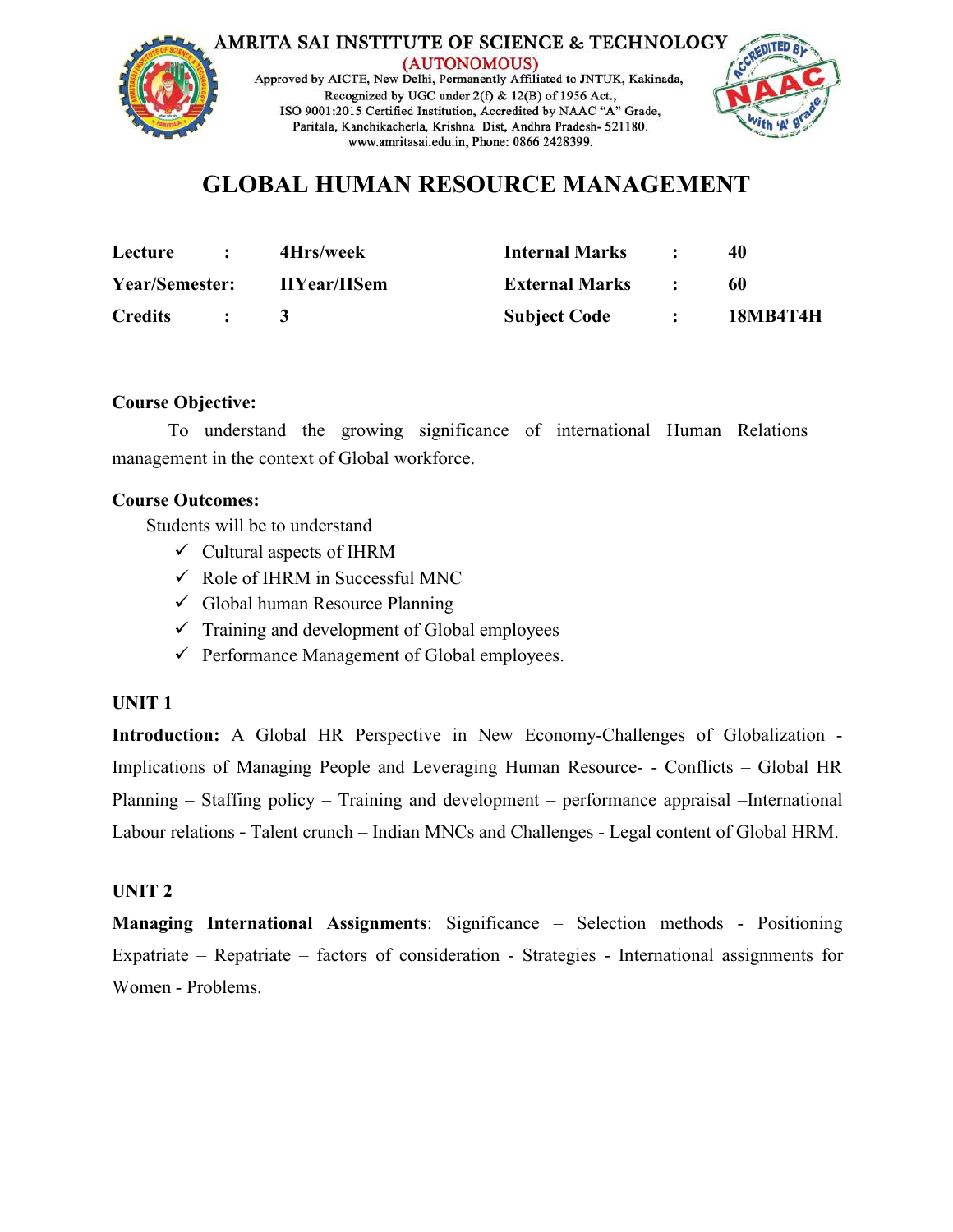AMRITA SAI INSTITUTE OF SCIENCE & TECHNOLOGY
(AUTONOMOUS)
Approved by AICTE, New Delhi, Permanently Affiliated to JNTUK, Kakinada,
Recognized by UGC under 2(f) & 12(B) of 1956 Act.,
ISO 9001:2015 Certified Institution, Accredited by NAAC "A" Grade,
Paritala, Kanchikacherla, Krishna Dist, Andhra Pradesh- 521180.
www.amritasai.edu.in, Phone: 0866 2428399.

# GLOBAL HUMAN RESOURCE MANAGEMENT

| | | | | | |
|---|---|---|---|---|---|
| **Lecture** | **:** | **4Hrs/week** | **Internal Marks** | **:** | **40** |
| **Year/Semester:** | | **IIYear/IISem** | **External Marks** | **:** | **60** |
| **Credits** | **:** | **3** | **Subject Code** | **:** | **18MB4T4H** |

**Course Objective:**

To understand the growing significance of international Human Relations management in the context of Global workforce.

**Course Outcomes:**

Students will be to understand

- ✓ Cultural aspects of IHRM
- ✓ Role of IHRM in Successful MNC
- ✓ Global human Resource Planning
- ✓ Training and development of Global employees
- ✓ Performance Management of Global employees.

**UNIT 1**

**Introduction:** A Global HR Perspective in New Economy-Challenges of Globalization - Implications of Managing People and Leveraging Human Resource- - Conflicts – Global HR Planning – Staffing policy – Training and development – performance appraisal –International Labour relations **-** Talent crunch – Indian MNCs and Challenges - Legal content of Global HRM.

**UNIT 2**

**Managing International Assignments**: Significance – Selection methods - Positioning Expatriate – Repatriate – factors of consideration - Strategies - International assignments for Women - Problems.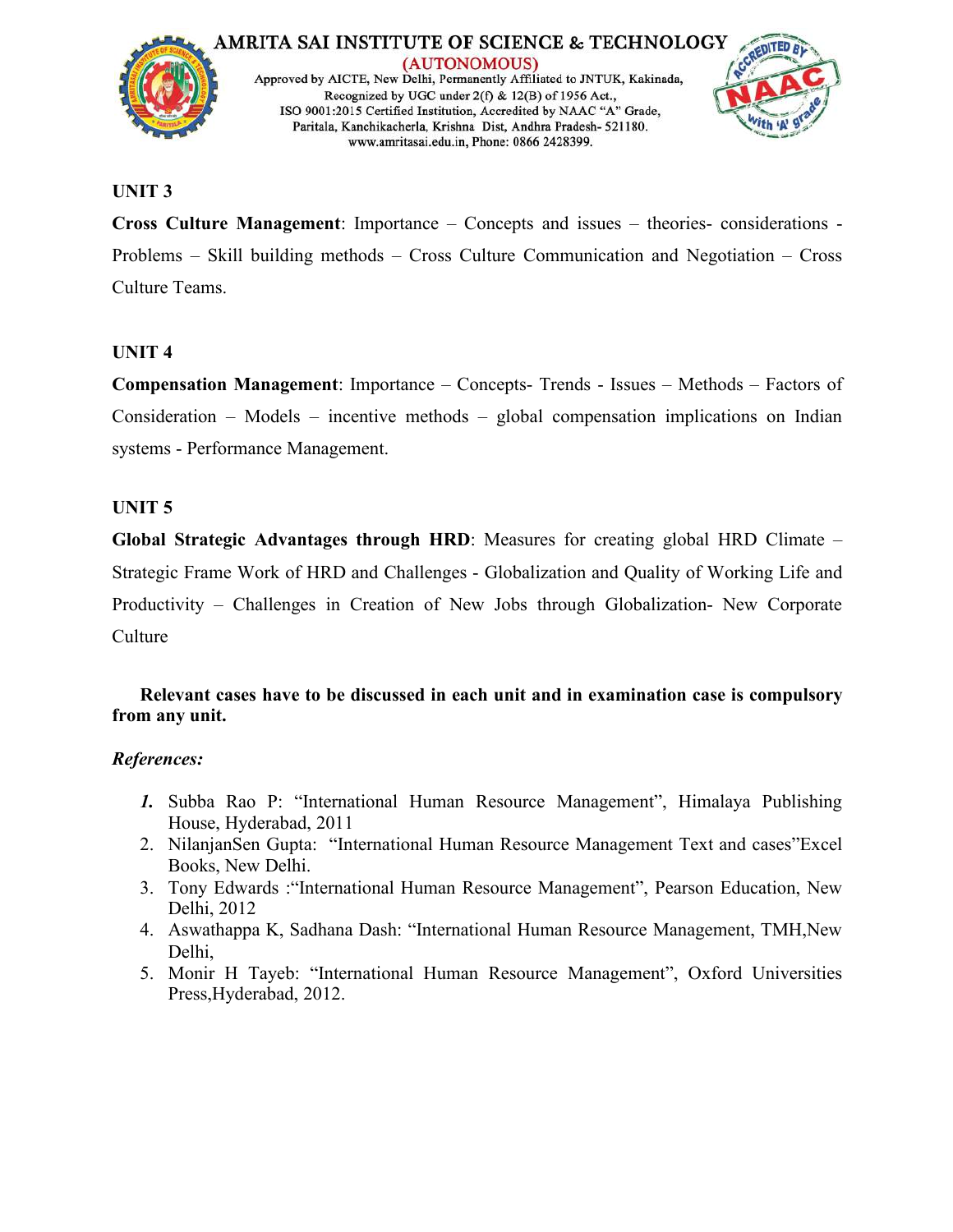## UNIT 3

**Cross Culture Management**: Importance – Concepts and issues – theories- considerations - Problems – Skill building methods – Cross Culture Communication and Negotiation – Cross Culture Teams.

## UNIT 4

**Compensation Management**: Importance – Concepts- Trends - Issues – Methods – Factors of Consideration – Models – incentive methods – global compensation implications on Indian systems - Performance Management.

## UNIT 5

**Global Strategic Advantages through HRD**: Measures for creating global HRD Climate – Strategic Frame Work of HRD and Challenges - Globalization and Quality of Working Life and Productivity – Challenges in Creation of New Jobs through Globalization- New Corporate Culture

**Relevant cases have to be discussed in each unit and in examination case is compulsory from any unit.**

***References:***

1. Subba Rao P: "International Human Resource Management", Himalaya Publishing House, Hyderabad, 2011
2. NilanjanSen Gupta: "International Human Resource Management Text and cases"Excel Books, New Delhi.
3. Tony Edwards :"International Human Resource Management", Pearson Education, New Delhi, 2012
4. Aswathappa K, Sadhana Dash: "International Human Resource Management, TMH,New Delhi,
5. Monir H Tayeb: "International Human Resource Management", Oxford Universities Press,Hyderabad, 2012.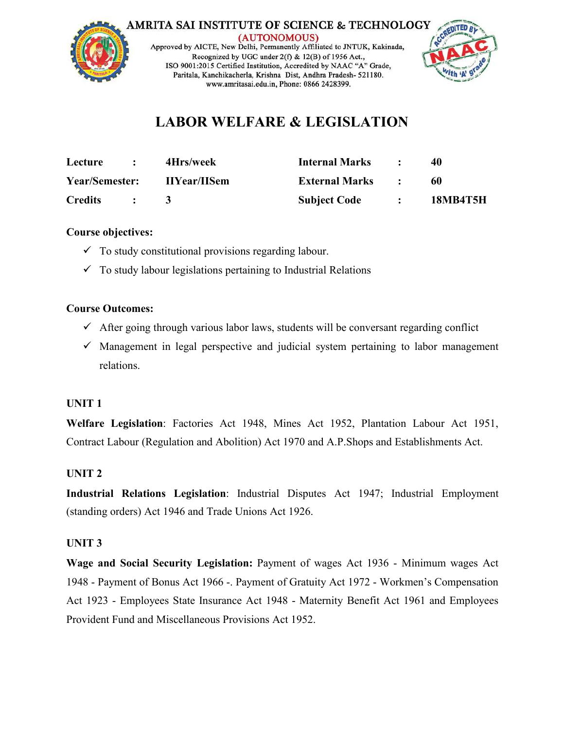AMRITA SAI INSTITUTE OF SCIENCE & TECHNOLOGY
(AUTONOMOUS)
Approved by AICTE, New Delhi, Permanently Affiliated to JNTUK, Kakinada,
Recognized by UGC under 2(f) & 12(B) of 1956 Act.,
ISO 9001:2015 Certified Institution, Accredited by NAAC "A" Grade,
Paritala, Kanchikacherla, Krishna Dist, Andhra Pradesh- 521180.
www.amritasai.edu.in, Phone: 0866 2428399.

# LABOR WELFARE & LEGISLATION

| | | | | | |
|---|---|---|---|---|---|
| **Lecture** | **:** | **4Hrs/week** | **Internal Marks** | **:** | **40** |
| **Year/Semester:** | | **IIYear/IISem** | **External Marks** | **:** | **60** |
| **Credits** | **:** | **3** | **Subject Code** | **:** | **18MB4T5H** |

**Course objectives:**

- ✓ To study constitutional provisions regarding labour.
- ✓ To study labour legislations pertaining to Industrial Relations

**Course Outcomes:**

- ✓ After going through various labor laws, students will be conversant regarding conflict
- ✓ Management in legal perspective and judicial system pertaining to labor management relations.

**UNIT 1**

**Welfare Legislation**: Factories Act 1948, Mines Act 1952, Plantation Labour Act 1951, Contract Labour (Regulation and Abolition) Act 1970 and A.P.Shops and Establishments Act.

**UNIT 2**

**Industrial Relations Legislation**: Industrial Disputes Act 1947; Industrial Employment (standing orders) Act 1946 and Trade Unions Act 1926.

**UNIT 3**

**Wage and Social Security Legislation:** Payment of wages Act 1936 - Minimum wages Act 1948 - Payment of Bonus Act 1966 -. Payment of Gratuity Act 1972 - Workmen's Compensation Act 1923 - Employees State Insurance Act 1948 - Maternity Benefit Act 1961 and Employees Provident Fund and Miscellaneous Provisions Act 1952.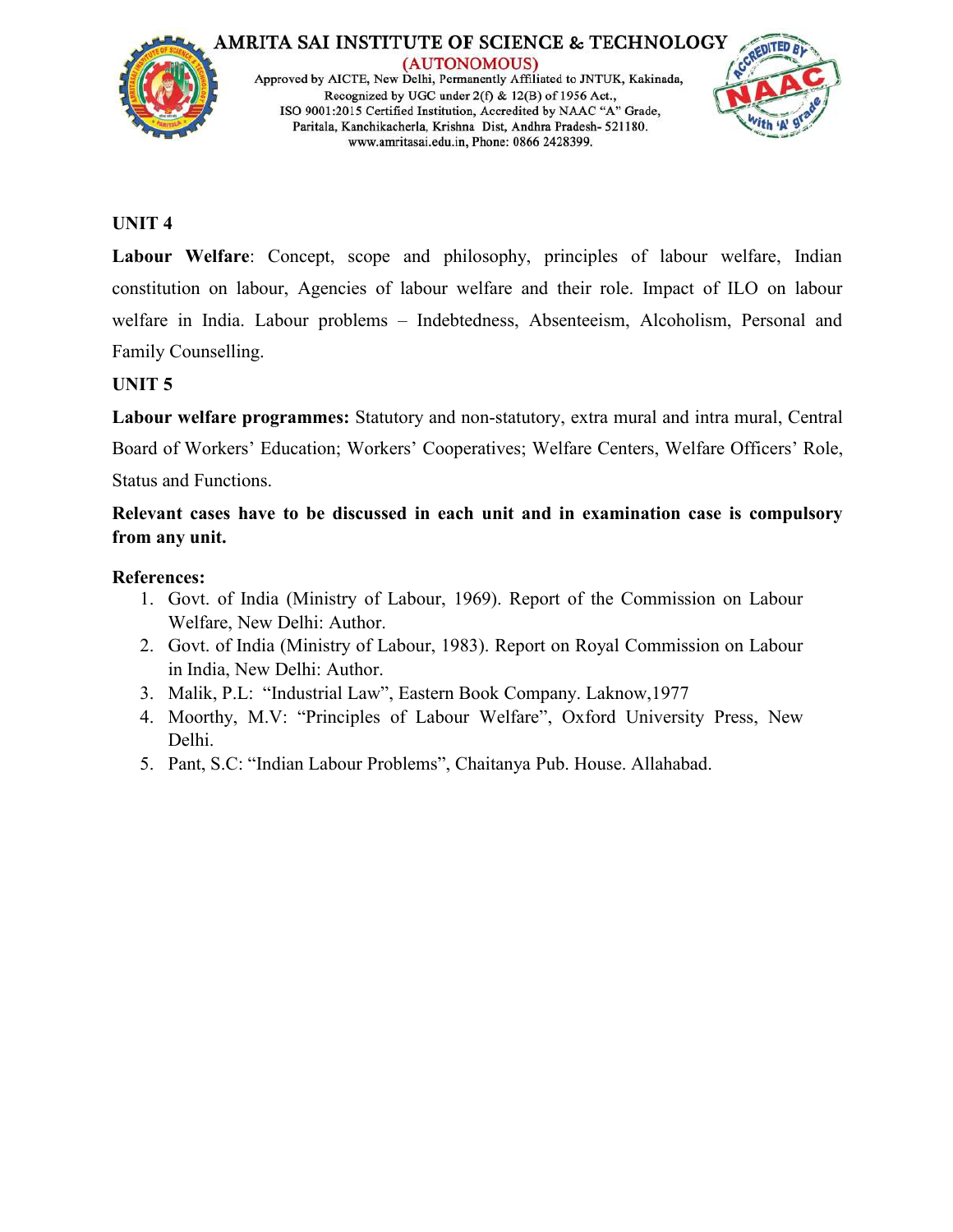**UNIT 4**

**Labour Welfare**: Concept, scope and philosophy, principles of labour welfare, Indian constitution on labour, Agencies of labour welfare and their role. Impact of ILO on labour welfare in India. Labour problems – Indebtedness, Absenteeism, Alcoholism, Personal and Family Counselling.

**UNIT 5**

**Labour welfare programmes:** Statutory and non-statutory, extra mural and intra mural, Central Board of Workers' Education; Workers' Cooperatives; Welfare Centers, Welfare Officers' Role, Status and Functions.

**Relevant cases have to be discussed in each unit and in examination case is compulsory from any unit.**

**References:**

1. Govt. of India (Ministry of Labour, 1969). Report of the Commission on Labour Welfare, New Delhi: Author.
2. Govt. of India (Ministry of Labour, 1983). Report on Royal Commission on Labour in India, New Delhi: Author.
3. Malik, P.L: "Industrial Law", Eastern Book Company. Laknow,1977
4. Moorthy, M.V: "Principles of Labour Welfare", Oxford University Press, New Delhi.
5. Pant, S.C: "Indian Labour Problems", Chaitanya Pub. House. Allahabad.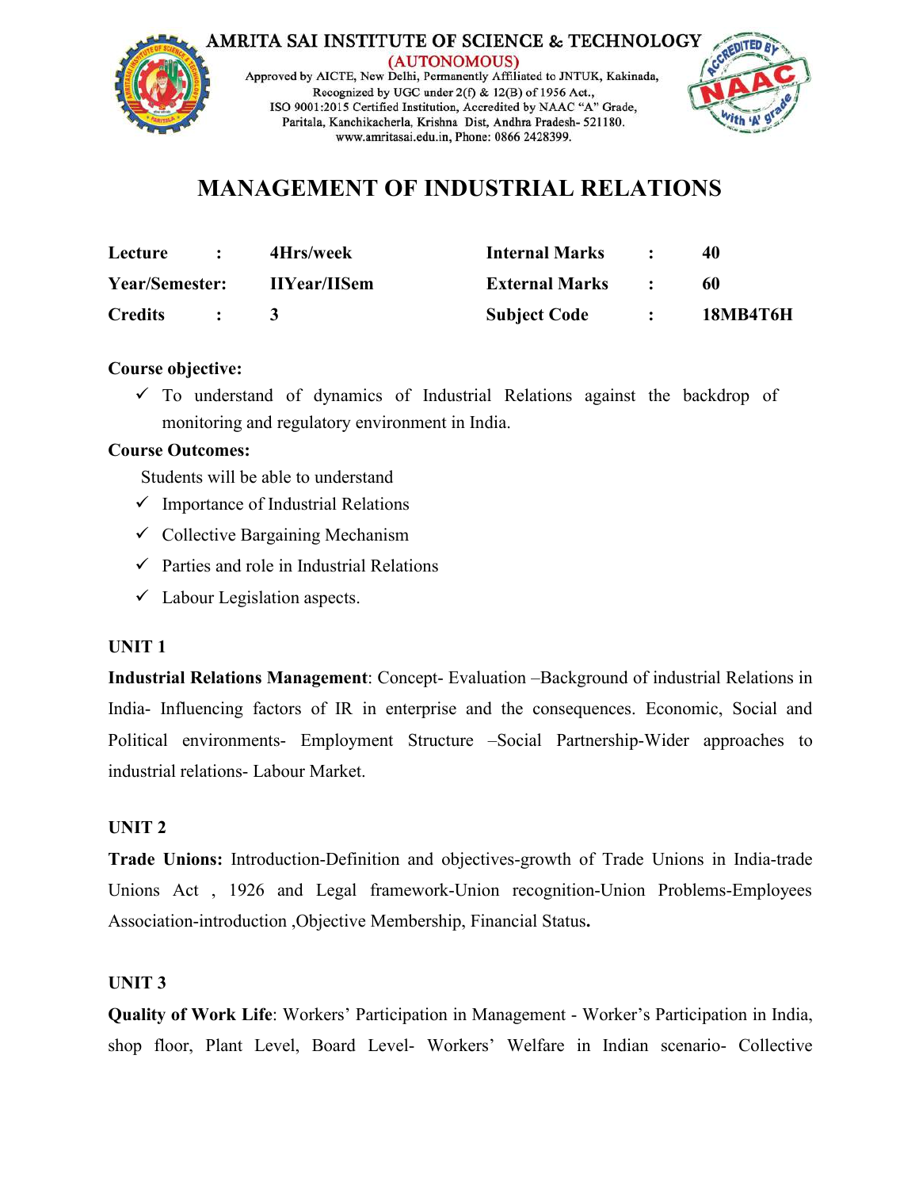AMRITA SAI INSTITUTE OF SCIENCE & TECHNOLOGY
(AUTONOMOUS)
Approved by AICTE, New Delhi, Permanently Affiliated to JNTUK, Kakinada,
Recognized by UGC under 2(f) & 12(B) of 1956 Act.,
ISO 9001:2015 Certified Institution, Accredited by NAAC "A" Grade,
Paritala, Kanchikacherla, Krishna Dist, Andhra Pradesh- 521180.
www.amritasai.edu.in, Phone: 0866 2428399.

# MANAGEMENT OF INDUSTRIAL RELATIONS

| | | | | | |
|---|---|---|---|---|---|
| **Lecture** | **:** | **4Hrs/week** | **Internal Marks** | **:** | **40** |
| **Year/Semester:** | | **IIYear/IISem** | **External Marks** | **:** | **60** |
| **Credits** | **:** | **3** | **Subject Code** | **:** | **18MB4T6H** |

**Course objective:**

- ✓ To understand of dynamics of Industrial Relations against the backdrop of monitoring and regulatory environment in India.

**Course Outcomes:**

Students will be able to understand

- ✓ Importance of Industrial Relations
- ✓ Collective Bargaining Mechanism
- ✓ Parties and role in Industrial Relations
- ✓ Labour Legislation aspects.

**UNIT 1**

**Industrial Relations Management**: Concept- Evaluation –Background of industrial Relations in India- Influencing factors of IR in enterprise and the consequences. Economic, Social and Political environments- Employment Structure –Social Partnership-Wider approaches to industrial relations- Labour Market.

**UNIT 2**

**Trade Unions:** Introduction-Definition and objectives-growth of Trade Unions in India-trade Unions Act , 1926 and Legal framework-Union recognition-Union Problems-Employees Association-introduction ,Objective Membership, Financial Status**.**

**UNIT 3**

**Quality of Work Life**: Workers' Participation in Management - Worker's Participation in India, shop floor, Plant Level, Board Level- Workers' Welfare in Indian scenario- Collective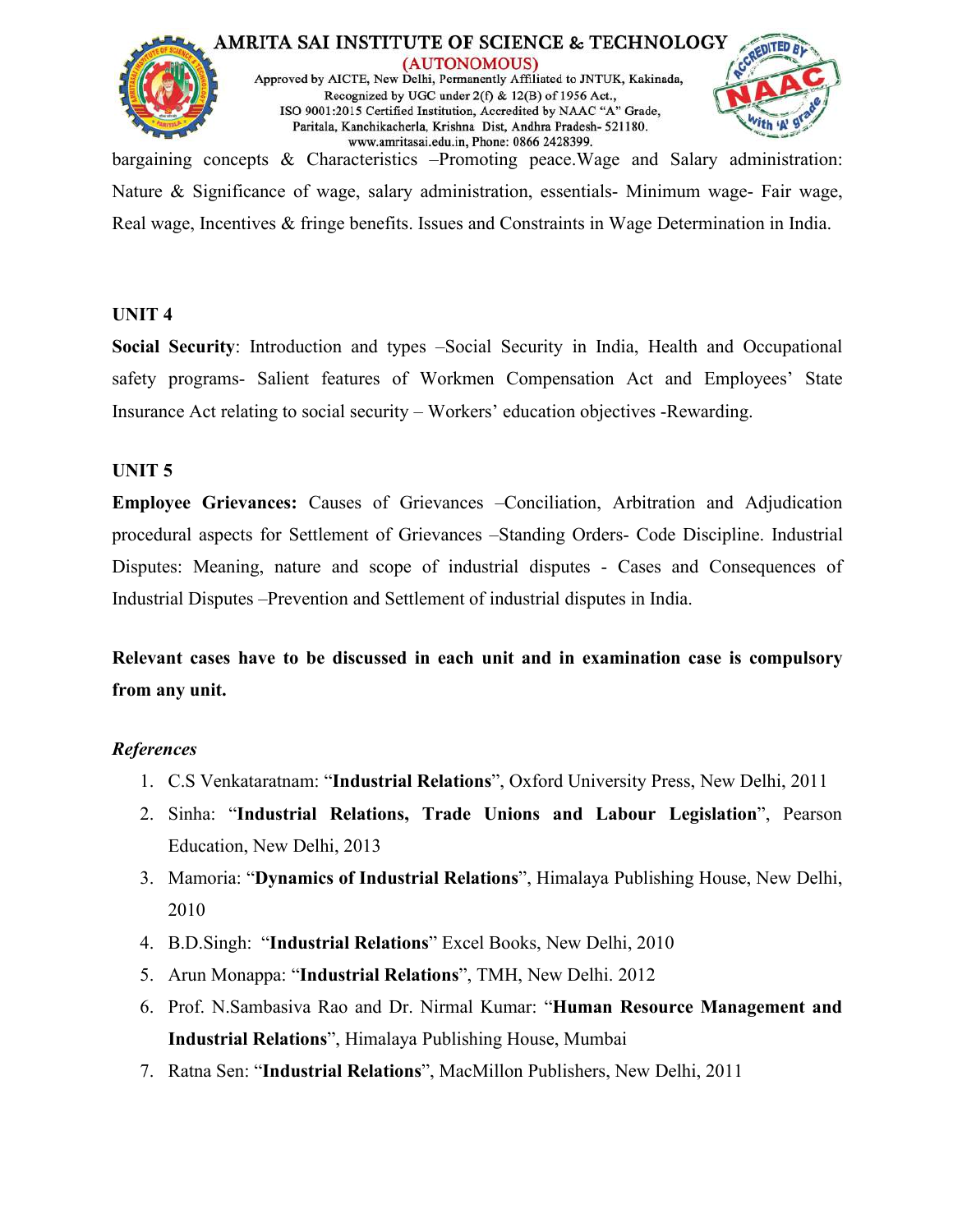bargaining concepts & Characteristics –Promoting peace.Wage and Salary administration: Nature & Significance of wage, salary administration, essentials- Minimum wage- Fair wage, Real wage, Incentives & fringe benefits. Issues and Constraints in Wage Determination in India.

**UNIT 4**

**Social Security**: Introduction and types –Social Security in India, Health and Occupational safety programs- Salient features of Workmen Compensation Act and Employees' State Insurance Act relating to social security – Workers' education objectives -Rewarding.

**UNIT 5**

**Employee Grievances:** Causes of Grievances –Conciliation, Arbitration and Adjudication procedural aspects for Settlement of Grievances –Standing Orders- Code Discipline. Industrial Disputes: Meaning, nature and scope of industrial disputes - Cases and Consequences of Industrial Disputes –Prevention and Settlement of industrial disputes in India.

**Relevant cases have to be discussed in each unit and in examination case is compulsory from any unit.**

***References***

1. C.S Venkataratnam: "**Industrial Relations**", Oxford University Press, New Delhi, 2011
2. Sinha: "**Industrial Relations, Trade Unions and Labour Legislation**", Pearson Education, New Delhi, 2013
3. Mamoria: "**Dynamics of Industrial Relations**", Himalaya Publishing House, New Delhi, 2010
4. B.D.Singh: "**Industrial Relations**" Excel Books, New Delhi, 2010
5. Arun Monappa: "**Industrial Relations**", TMH, New Delhi. 2012
6. Prof. N.Sambasiva Rao and Dr. Nirmal Kumar: "**Human Resource Management and Industrial Relations**", Himalaya Publishing House, Mumbai
7. Ratna Sen: "**Industrial Relations**", MacMillon Publishers, New Delhi, 2011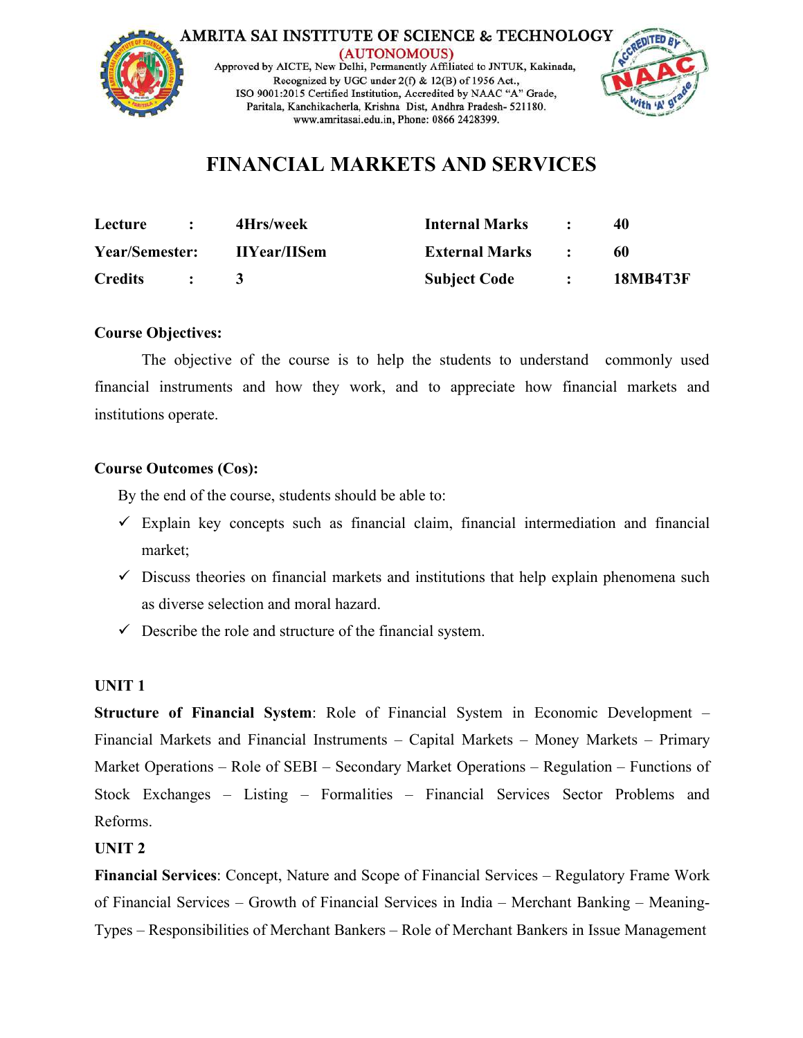AMRITA SAI INSTITUTE OF SCIENCE & TECHNOLOGY
(AUTONOMOUS)
Approved by AICTE, New Delhi, Permanently Affiliated to JNTUK, Kakinada,
Recognized by UGC under 2(f) & 12(B) of 1956 Act.,
ISO 9001:2015 Certified Institution, Accredited by NAAC "A" Grade,
Paritala, Kanchikacherla, Krishna Dist, Andhra Pradesh- 521180.
www.amritasai.edu.in, Phone: 0866 2428399.

# FINANCIAL MARKETS AND SERVICES

| | | | | | |
|---|---|---|---|---|---|
| **Lecture** | **:** | **4Hrs/week** | **Internal Marks** | **:** | **40** |
| **Year/Semester:** | | **IIYear/IISem** | **External Marks** | **:** | **60** |
| **Credits** | **:** | **3** | **Subject Code** | **:** | **18MB4T3F** |

**Course Objectives:**

The objective of the course is to help the students to understand commonly used financial instruments and how they work, and to appreciate how financial markets and institutions operate.

**Course Outcomes (Cos):**

By the end of the course, students should be able to:

- ✓ Explain key concepts such as financial claim, financial intermediation and financial market;
- ✓ Discuss theories on financial markets and institutions that help explain phenomena such as diverse selection and moral hazard.
- ✓ Describe the role and structure of the financial system.

**UNIT 1**

**Structure of Financial System**: Role of Financial System in Economic Development – Financial Markets and Financial Instruments – Capital Markets – Money Markets – Primary Market Operations – Role of SEBI – Secondary Market Operations – Regulation – Functions of Stock Exchanges – Listing – Formalities – Financial Services Sector Problems and Reforms.

**UNIT 2**

**Financial Services**: Concept, Nature and Scope of Financial Services – Regulatory Frame Work of Financial Services – Growth of Financial Services in India – Merchant Banking – Meaning-Types – Responsibilities of Merchant Bankers – Role of Merchant Bankers in Issue Management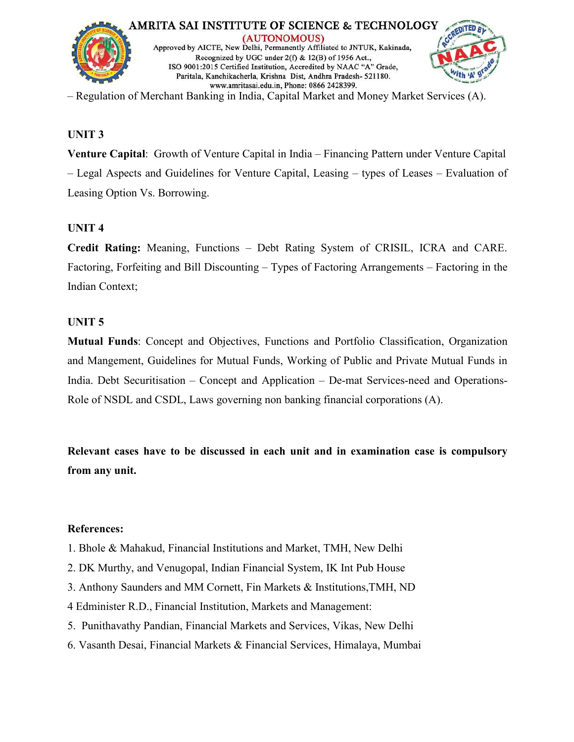– Regulation of Merchant Banking in India, Capital Market and Money Market Services (A).

**UNIT 3**

**Venture Capital**: Growth of Venture Capital in India – Financing Pattern under Venture Capital – Legal Aspects and Guidelines for Venture Capital, Leasing – types of Leases – Evaluation of Leasing Option Vs. Borrowing.

**UNIT 4**

**Credit Rating:** Meaning, Functions – Debt Rating System of CRISIL, ICRA and CARE. Factoring, Forfeiting and Bill Discounting – Types of Factoring Arrangements – Factoring in the Indian Context;

**UNIT 5**

**Mutual Funds**: Concept and Objectives, Functions and Portfolio Classification, Organization and Mangement, Guidelines for Mutual Funds, Working of Public and Private Mutual Funds in India. Debt Securitisation – Concept and Application – De-mat Services-need and Operations-Role of NSDL and CSDL, Laws governing non banking financial corporations (A).

**Relevant cases have to be discussed in each unit and in examination case is compulsory from any unit.**

**References:**

1. Bhole & Mahakud, Financial Institutions and Market, TMH, New Delhi
2. DK Murthy, and Venugopal, Indian Financial System, IK Int Pub House
3. Anthony Saunders and MM Cornett, Fin Markets & Institutions,TMH, ND
4 Edminister R.D., Financial Institution, Markets and Management:
5. Punithavathy Pandian, Financial Markets and Services, Vikas, New Delhi
6. Vasanth Desai, Financial Markets & Financial Services, Himalaya, Mumbai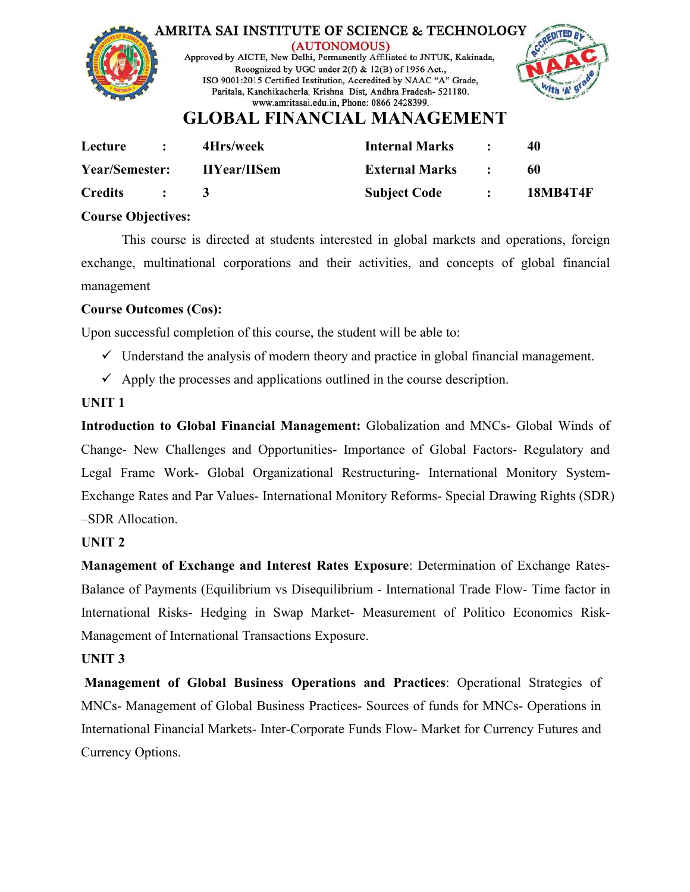AMRITA SAI INSTITUTE OF SCIENCE & TECHNOLOGY
(AUTONOMOUS)
Approved by AICTE, New Delhi, Permanently Affiliated to JNTUK, Kakinada,
Recognized by UGC under 2(f) & 12(B) of 1956 Act.,
ISO 9001:2015 Certified Institution, Accredited by NAAC "A" Grade,
Paritala, Kanchikacherla, Krishna Dist, Andhra Pradesh- 521180.
www.amritasai.edu.in, Phone: 0866 2428399.

# GLOBAL FINANCIAL MANAGEMENT

| | | | | | |
|---|---|---|---|---|---|
| **Lecture** | **:** | **4Hrs/week** | **Internal Marks** | **:** | **40** |
| **Year/Semester:** | | **IIYear/IISem** | **External Marks** | **:** | **60** |
| **Credits** | **:** | **3** | **Subject Code** | **:** | **18MB4T4F** |

**Course Objectives:**

This course is directed at students interested in global markets and operations, foreign exchange, multinational corporations and their activities, and concepts of global financial management

**Course Outcomes (Cos):**

Upon successful completion of this course, the student will be able to:

- ✓ Understand the analysis of modern theory and practice in global financial management.
- ✓ Apply the processes and applications outlined in the course description.

**UNIT 1**

**Introduction to Global Financial Management:** Globalization and MNCs- Global Winds of Change- New Challenges and Opportunities- Importance of Global Factors- Regulatory and Legal Frame Work- Global Organizational Restructuring- International Monitory System- Exchange Rates and Par Values- International Monitory Reforms- Special Drawing Rights (SDR) –SDR Allocation.

**UNIT 2**

**Management of Exchange and Interest Rates Exposure**: Determination of Exchange Rates- Balance of Payments (Equilibrium vs Disequilibrium - International Trade Flow- Time factor in International Risks- Hedging in Swap Market- Measurement of Politico Economics Risk- Management of International Transactions Exposure.

**UNIT 3**

**Management of Global Business Operations and Practices**: Operational Strategies of MNCs- Management of Global Business Practices- Sources of funds for MNCs- Operations in International Financial Markets- Inter-Corporate Funds Flow- Market for Currency Futures and Currency Options.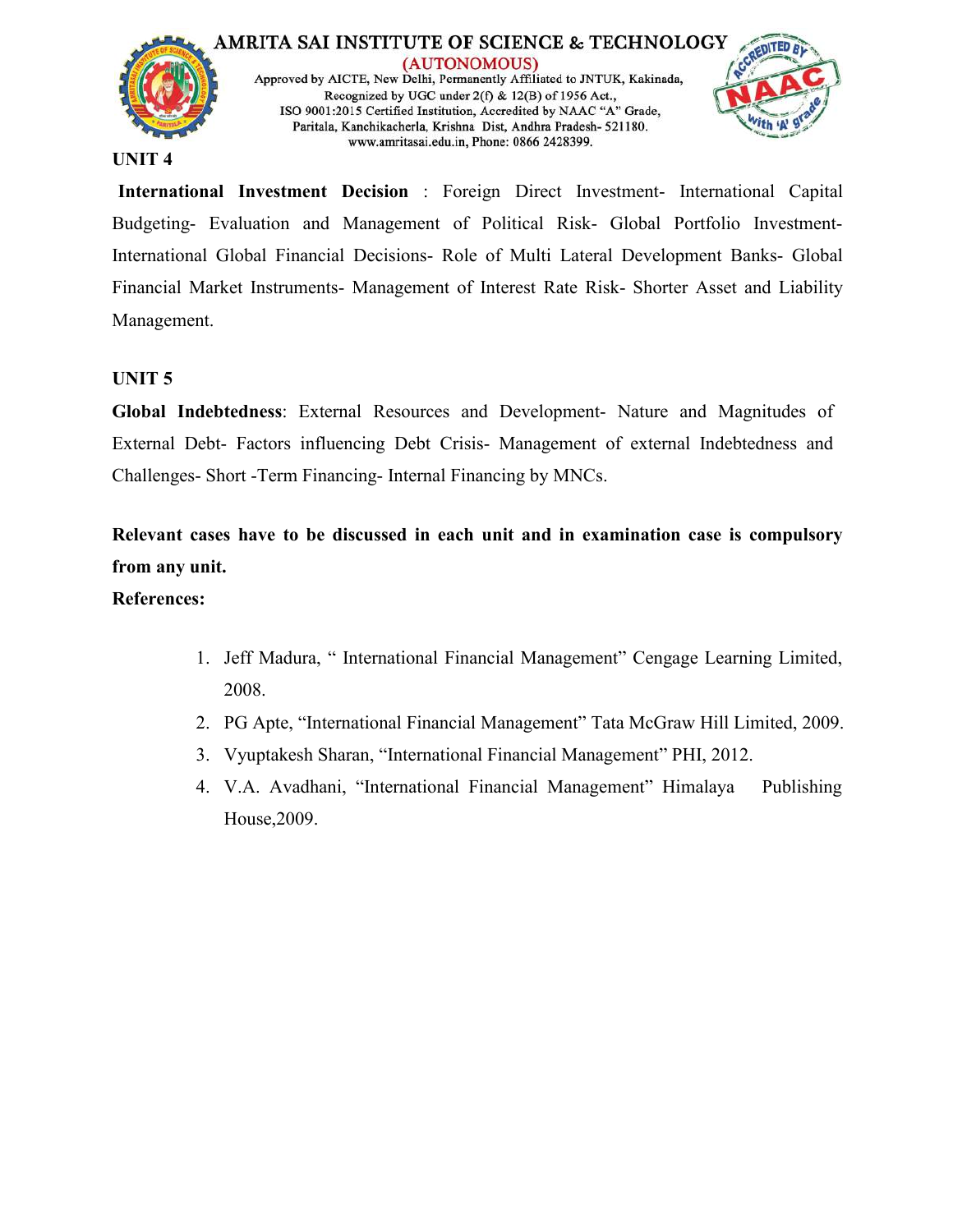## UNIT 4

**International Investment Decision** : Foreign Direct Investment- International Capital Budgeting- Evaluation and Management of Political Risk- Global Portfolio Investment- International Global Financial Decisions- Role of Multi Lateral Development Banks- Global Financial Market Instruments- Management of Interest Rate Risk- Shorter Asset and Liability Management.

## UNIT 5

**Global Indebtedness**: External Resources and Development- Nature and Magnitudes of External Debt- Factors influencing Debt Crisis- Management of external Indebtedness and Challenges- Short -Term Financing- Internal Financing by MNCs.

**Relevant cases have to be discussed in each unit and in examination case is compulsory from any unit.**

**References:**

1. Jeff Madura, " International Financial Management" Cengage Learning Limited, 2008.
2. PG Apte, "International Financial Management" Tata McGraw Hill Limited, 2009.
3. Vyuptakesh Sharan, "International Financial Management" PHI, 2012.
4. V.A. Avadhani, "International Financial Management" Himalaya Publishing House,2009.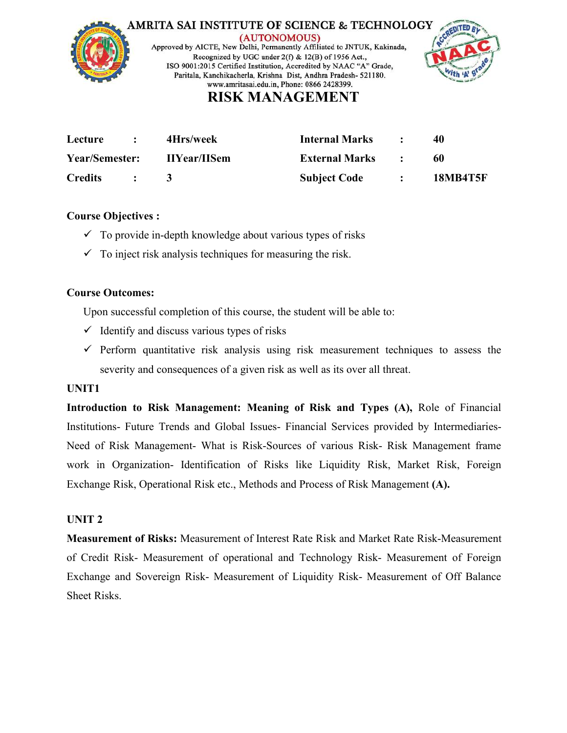# AMRITA SAI INSTITUTE OF SCIENCE & TECHNOLOGY

(AUTONOMOUS)

Approved by AICTE, New Delhi, Permanently Affiliated to JNTUK, Kakinada,
Recognized by UGC under 2(f) & 12(B) of 1956 Act.,
ISO 9001:2015 Certified Institution, Accredited by NAAC "A" Grade,
Paritala, Kanchikacherla, Krishna Dist, Andhra Pradesh- 521180.
www.amritasai.edu.in, Phone: 0866 2428399.

## RISK MANAGEMENT

| | | | | | |
|---|---|---|---|---|---|
| **Lecture** | **:** | **4Hrs/week** | **Internal Marks** | **:** | **40** |
| **Year/Semester:** | | **IIYear/IISem** | **External Marks** | **:** | **60** |
| **Credits** | **:** | **3** | **Subject Code** | **:** | **18MB4T5F** |

**Course Objectives :**

- ✓ To provide in-depth knowledge about various types of risks
- ✓ To inject risk analysis techniques for measuring the risk.

**Course Outcomes:**

Upon successful completion of this course, the student will be able to:

- ✓ Identify and discuss various types of risks
- ✓ Perform quantitative risk analysis using risk measurement techniques to assess the severity and consequences of a given risk as well as its over all threat.

**UNIT1**

**Introduction to Risk Management: Meaning of Risk and Types (A),** Role of Financial Institutions- Future Trends and Global Issues- Financial Services provided by Intermediaries- Need of Risk Management- What is Risk-Sources of various Risk- Risk Management frame work in Organization- Identification of Risks like Liquidity Risk, Market Risk, Foreign Exchange Risk, Operational Risk etc., Methods and Process of Risk Management **(A).**

**UNIT 2**

**Measurement of Risks:** Measurement of Interest Rate Risk and Market Rate Risk-Measurement of Credit Risk- Measurement of operational and Technology Risk- Measurement of Foreign Exchange and Sovereign Risk- Measurement of Liquidity Risk- Measurement of Off Balance Sheet Risks.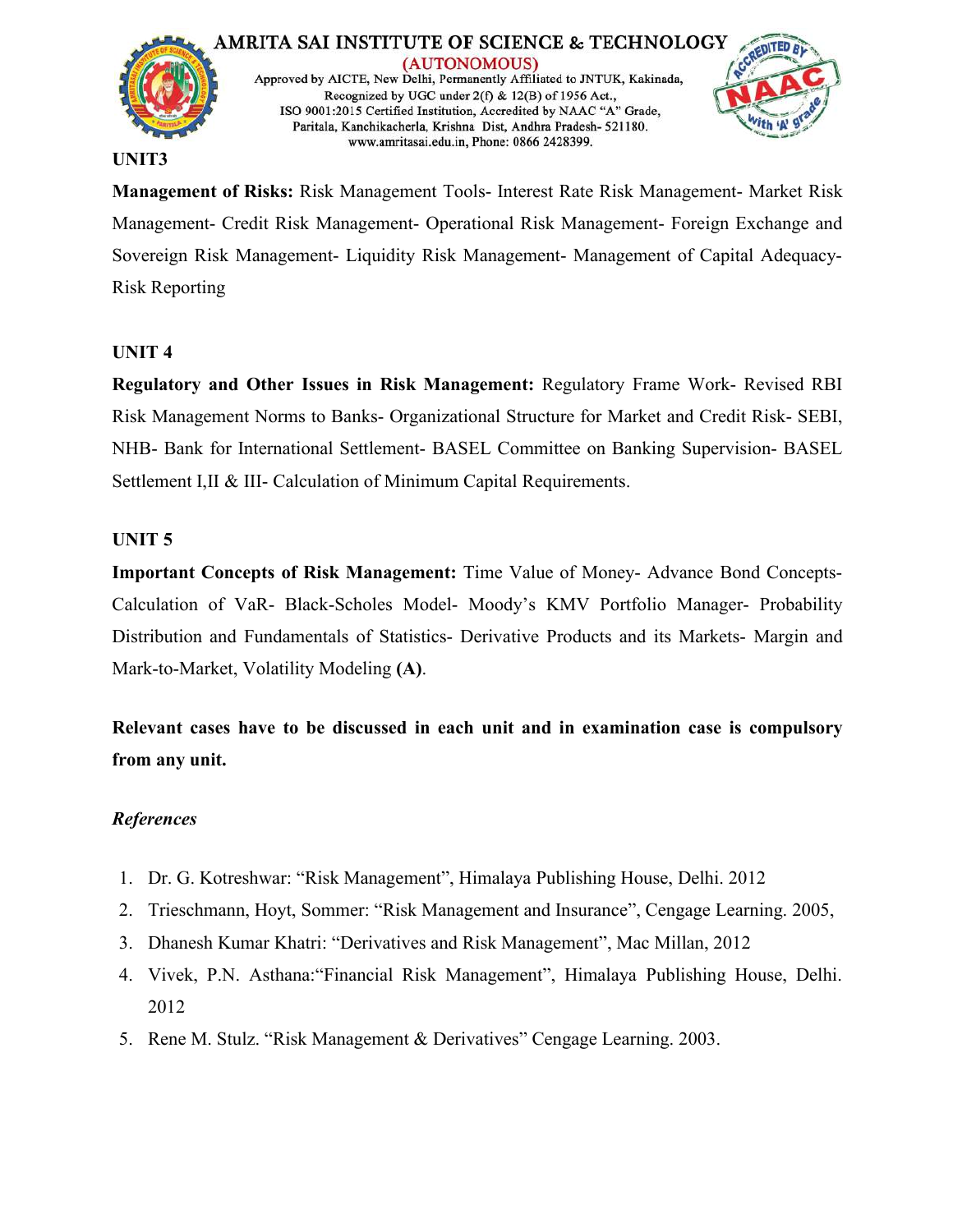**UNIT3**

**Management of Risks:** Risk Management Tools- Interest Rate Risk Management- Market Risk Management- Credit Risk Management- Operational Risk Management- Foreign Exchange and Sovereign Risk Management- Liquidity Risk Management- Management of Capital Adequacy-Risk Reporting

**UNIT 4**

**Regulatory and Other Issues in Risk Management:** Regulatory Frame Work- Revised RBI Risk Management Norms to Banks- Organizational Structure for Market and Credit Risk- SEBI, NHB- Bank for International Settlement- BASEL Committee on Banking Supervision- BASEL Settlement I,II & III- Calculation of Minimum Capital Requirements.

**UNIT 5**

**Important Concepts of Risk Management:** Time Value of Money- Advance Bond Concepts- Calculation of VaR- Black-Scholes Model- Moody's KMV Portfolio Manager- Probability Distribution and Fundamentals of Statistics- Derivative Products and its Markets- Margin and Mark-to-Market, Volatility Modeling **(A)**.

**Relevant cases have to be discussed in each unit and in examination case is compulsory from any unit.**

***References***

1. Dr. G. Kotreshwar: "Risk Management", Himalaya Publishing House, Delhi. 2012
2. Trieschmann, Hoyt, Sommer: "Risk Management and Insurance", Cengage Learning. 2005,
3. Dhanesh Kumar Khatri: "Derivatives and Risk Management", Mac Millan, 2012
4. Vivek, P.N. Asthana:"Financial Risk Management", Himalaya Publishing House, Delhi. 2012
5. Rene M. Stulz. "Risk Management & Derivatives" Cengage Learning. 2003.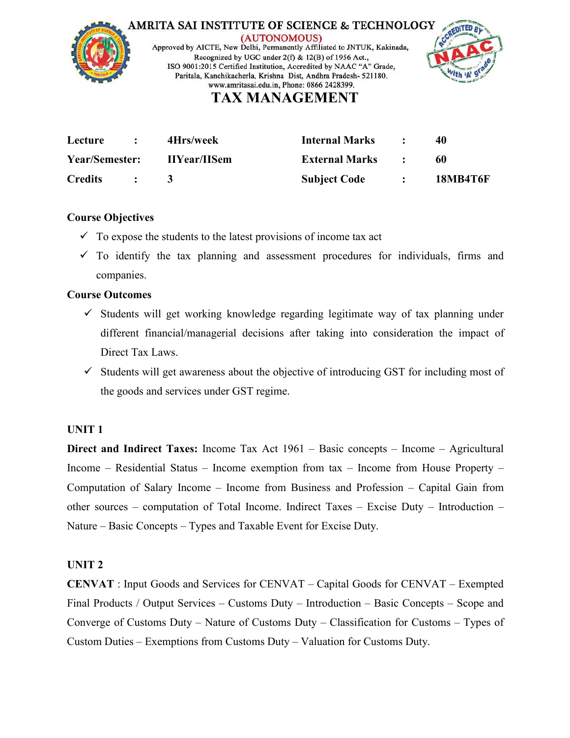AMRITA SAI INSTITUTE OF SCIENCE & TECHNOLOGY
(AUTONOMOUS)
Approved by AICTE, New Delhi, Permanently Affiliated to JNTUK, Kakinada,
Recognized by UGC under 2(f) & 12(B) of 1956 Act.,
ISO 9001:2015 Certified Institution, Accredited by NAAC "A" Grade,
Paritala, Kanchikacherla, Krishna Dist, Andhra Pradesh- 521180.
www.amritasai.edu.in, Phone: 0866 2428399.

# TAX MANAGEMENT

| | | | | | |
|---|---|---|---|---|---|
| **Lecture** | **:** | **4Hrs/week** | **Internal Marks** | **:** | **40** |
| **Year/Semester:** | | **IIYear/IISem** | **External Marks** | **:** | **60** |
| **Credits** | **:** | **3** | **Subject Code** | **:** | **18MB4T6F** |

**Course Objectives**

- ✓ To expose the students to the latest provisions of income tax act
- ✓ To identify the tax planning and assessment procedures for individuals, firms and companies.

**Course Outcomes**

- ✓ Students will get working knowledge regarding legitimate way of tax planning under different financial/managerial decisions after taking into consideration the impact of Direct Tax Laws.
- ✓ Students will get awareness about the objective of introducing GST for including most of the goods and services under GST regime.

**UNIT 1**

**Direct and Indirect Taxes:** Income Tax Act 1961 – Basic concepts – Income – Agricultural Income – Residential Status – Income exemption from tax – Income from House Property – Computation of Salary Income – Income from Business and Profession – Capital Gain from other sources – computation of Total Income. Indirect Taxes – Excise Duty – Introduction – Nature – Basic Concepts – Types and Taxable Event for Excise Duty.

**UNIT 2**

**CENVAT** : Input Goods and Services for CENVAT – Capital Goods for CENVAT – Exempted Final Products / Output Services – Customs Duty – Introduction – Basic Concepts – Scope and Converge of Customs Duty – Nature of Customs Duty – Classification for Customs – Types of Custom Duties – Exemptions from Customs Duty – Valuation for Customs Duty.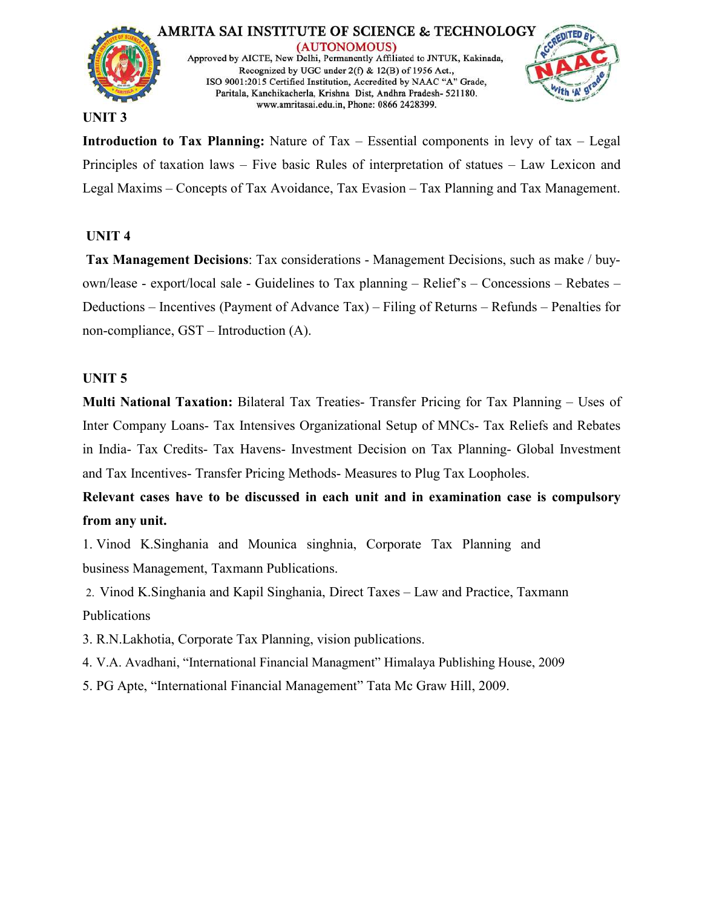## UNIT 3

**Introduction to Tax Planning:** Nature of Tax – Essential components in levy of tax – Legal Principles of taxation laws – Five basic Rules of interpretation of statues – Law Lexicon and Legal Maxims – Concepts of Tax Avoidance, Tax Evasion – Tax Planning and Tax Management.

## UNIT 4

**Tax Management Decisions**: Tax considerations - Management Decisions, such as make / buy-own/lease - export/local sale - Guidelines to Tax planning – Relief's – Concessions – Rebates – Deductions – Incentives (Payment of Advance Tax) – Filing of Returns – Refunds – Penalties for non-compliance, GST – Introduction (A).

## UNIT 5

**Multi National Taxation:** Bilateral Tax Treaties- Transfer Pricing for Tax Planning – Uses of Inter Company Loans- Tax Intensives Organizational Setup of MNCs- Tax Reliefs and Rebates in India- Tax Credits- Tax Havens- Investment Decision on Tax Planning- Global Investment and Tax Incentives- Transfer Pricing Methods- Measures to Plug Tax Loopholes.

**Relevant cases have to be discussed in each unit and in examination case is compulsory from any unit.**

1. Vinod K.Singhania and Mounica singhnia, Corporate Tax Planning and business Management, Taxmann Publications.
2. Vinod K.Singhania and Kapil Singhania, Direct Taxes – Law and Practice, Taxmann Publications
3. R.N.Lakhotia, Corporate Tax Planning, vision publications.
4. V.A. Avadhani, "International Financial Managment" Himalaya Publishing House, 2009
5. PG Apte, "International Financial Management" Tata Mc Graw Hill, 2009.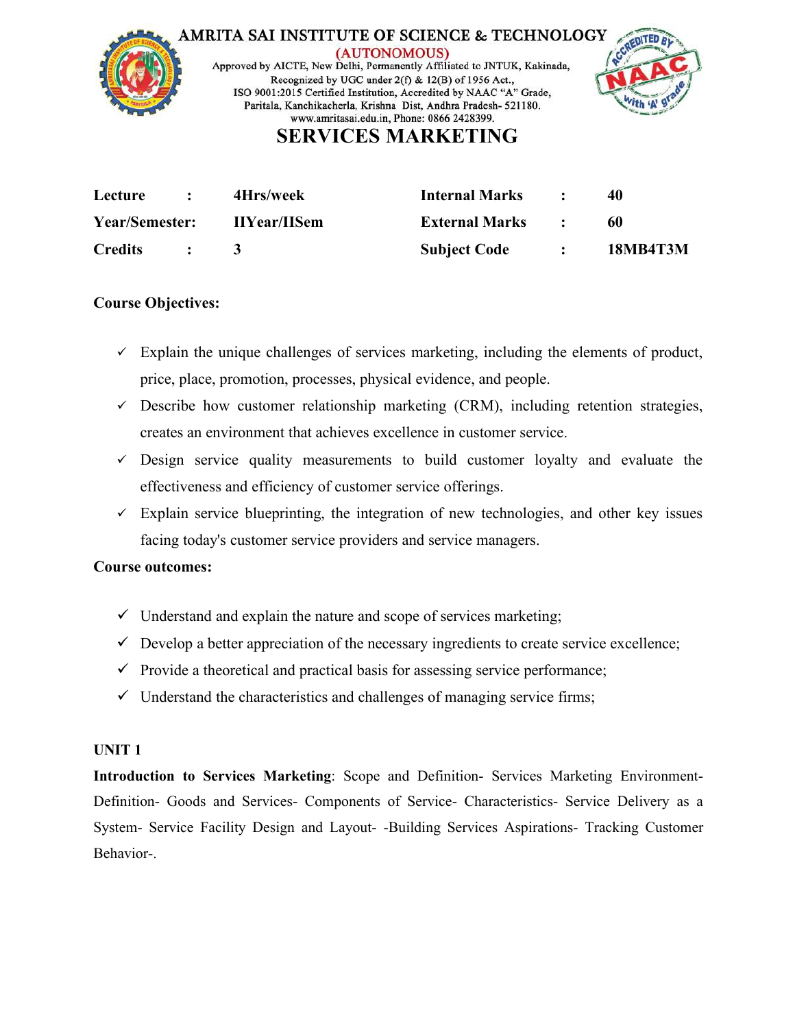AMRITA SAI INSTITUTE OF SCIENCE & TECHNOLOGY
(AUTONOMOUS)
Approved by AICTE, New Delhi, Permanently Affiliated to JNTUK, Kakinada,
Recognized by UGC under 2(f) & 12(B) of 1956 Act.,
ISO 9001:2015 Certified Institution, Accredited by NAAC "A" Grade,
Paritala, Kanchikacherla, Krishna Dist, Andhra Pradesh- 521180.
www.amritasai.edu.in, Phone: 0866 2428399.

# SERVICES MARKETING

| | | | | | |
|---|---|---|---|---|---|
| **Lecture** | **:** | **4Hrs/week** | **Internal Marks** | **:** | **40** |
| **Year/Semester:** | | **IIYear/IISem** | **External Marks** | **:** | **60** |
| **Credits** | **:** | **3** | **Subject Code** | **:** | **18MB4T3M** |

**Course Objectives:**

- ✓ Explain the unique challenges of services marketing, including the elements of product, price, place, promotion, processes, physical evidence, and people.
- ✓ Describe how customer relationship marketing (CRM), including retention strategies, creates an environment that achieves excellence in customer service.
- ✓ Design service quality measurements to build customer loyalty and evaluate the effectiveness and efficiency of customer service offerings.
- ✓ Explain service blueprinting, the integration of new technologies, and other key issues facing today's customer service providers and service managers.

**Course outcomes:**

- ✓ Understand and explain the nature and scope of services marketing;
- ✓ Develop a better appreciation of the necessary ingredients to create service excellence;
- ✓ Provide a theoretical and practical basis for assessing service performance;
- ✓ Understand the characteristics and challenges of managing service firms;

**UNIT 1**

**Introduction to Services Marketing**: Scope and Definition- Services Marketing Environment- Definition- Goods and Services- Components of Service- Characteristics- Service Delivery as a System- Service Facility Design and Layout- -Building Services Aspirations- Tracking Customer Behavior-.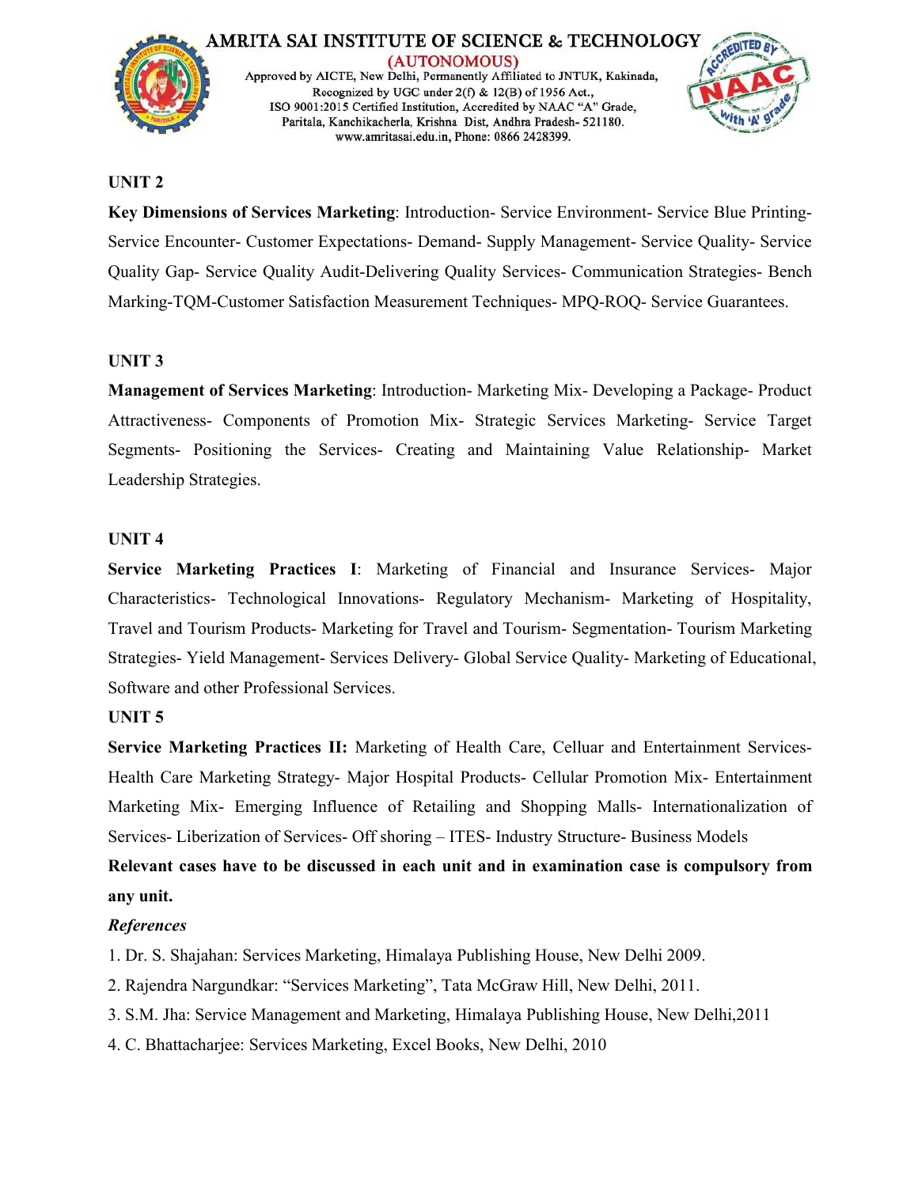## UNIT 2

**Key Dimensions of Services Marketing**: Introduction- Service Environment- Service Blue Printing- Service Encounter- Customer Expectations- Demand- Supply Management- Service Quality- Service Quality Gap- Service Quality Audit-Delivering Quality Services- Communication Strategies- Bench Marking-TQM-Customer Satisfaction Measurement Techniques- MPQ-ROQ- Service Guarantees.

## UNIT 3

**Management of Services Marketing**: Introduction- Marketing Mix- Developing a Package- Product Attractiveness- Components of Promotion Mix- Strategic Services Marketing- Service Target Segments- Positioning the Services- Creating and Maintaining Value Relationship- Market Leadership Strategies.

## UNIT 4

**Service Marketing Practices I**: Marketing of Financial and Insurance Services- Major Characteristics- Technological Innovations- Regulatory Mechanism- Marketing of Hospitality, Travel and Tourism Products- Marketing for Travel and Tourism- Segmentation- Tourism Marketing Strategies- Yield Management- Services Delivery- Global Service Quality- Marketing of Educational, Software and other Professional Services.

## UNIT 5

**Service Marketing Practices II:** Marketing of Health Care, Celluar and Entertainment Services- Health Care Marketing Strategy- Major Hospital Products- Cellular Promotion Mix- Entertainment Marketing Mix- Emerging Influence of Retailing and Shopping Malls- Internationalization of Services- Liberization of Services- Off shoring – ITES- Industry Structure- Business Models

**Relevant cases have to be discussed in each unit and in examination case is compulsory from any unit.**

***References***

1. Dr. S. Shajahan: Services Marketing, Himalaya Publishing House, New Delhi 2009.
2. Rajendra Nargundkar: "Services Marketing", Tata McGraw Hill, New Delhi, 2011.
3. S.M. Jha: Service Management and Marketing, Himalaya Publishing House, New Delhi,2011
4. C. Bhattacharjee: Services Marketing, Excel Books, New Delhi, 2010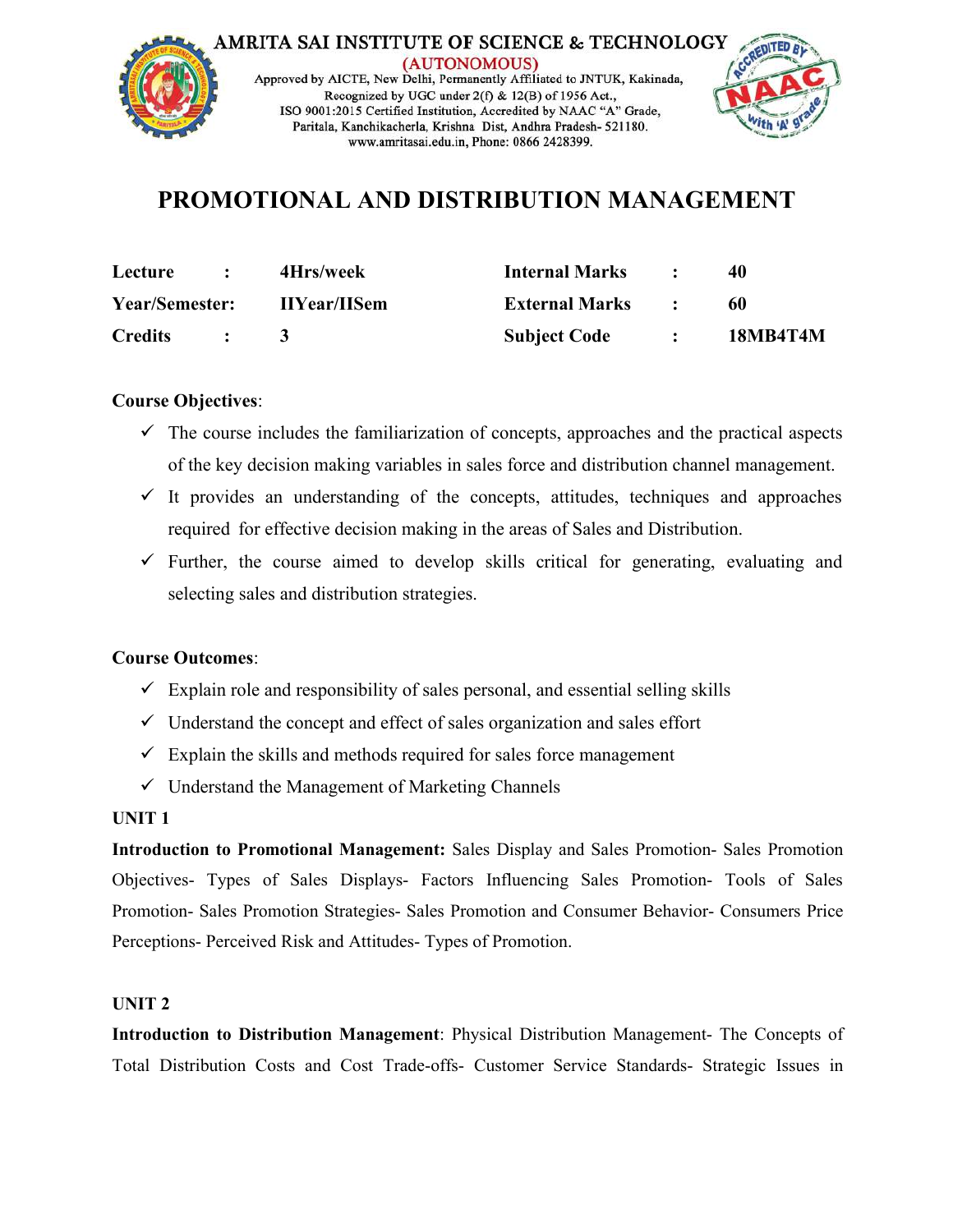# PROMOTIONAL AND DISTRIBUTION MANAGEMENT

| **Lecture** | **:** | **4Hrs/week** | **Internal Marks** | **:** | **40** |
|---|---|---|---|---|---|
| **Year/Semester:** | | **IIYear/IISem** | **External Marks** | **:** | **60** |
| **Credits** | **:** | **3** | **Subject Code** | **:** | **18MB4T4M** |

**Course Objectives**:

- ✓ The course includes the familiarization of concepts, approaches and the practical aspects of the key decision making variables in sales force and distribution channel management.
- ✓ It provides an understanding of the concepts, attitudes, techniques and approaches required for effective decision making in the areas of Sales and Distribution.
- ✓ Further, the course aimed to develop skills critical for generating, evaluating and selecting sales and distribution strategies.

**Course Outcomes**:

- ✓ Explain role and responsibility of sales personal, and essential selling skills
- ✓ Understand the concept and effect of sales organization and sales effort
- ✓ Explain the skills and methods required for sales force management
- ✓ Understand the Management of Marketing Channels

**UNIT 1**

**Introduction to Promotional Management:** Sales Display and Sales Promotion- Sales Promotion Objectives- Types of Sales Displays- Factors Influencing Sales Promotion- Tools of Sales Promotion- Sales Promotion Strategies- Sales Promotion and Consumer Behavior- Consumers Price Perceptions- Perceived Risk and Attitudes- Types of Promotion.

**UNIT 2**

**Introduction to Distribution Management**: Physical Distribution Management- The Concepts of Total Distribution Costs and Cost Trade-offs- Customer Service Standards- Strategic Issues in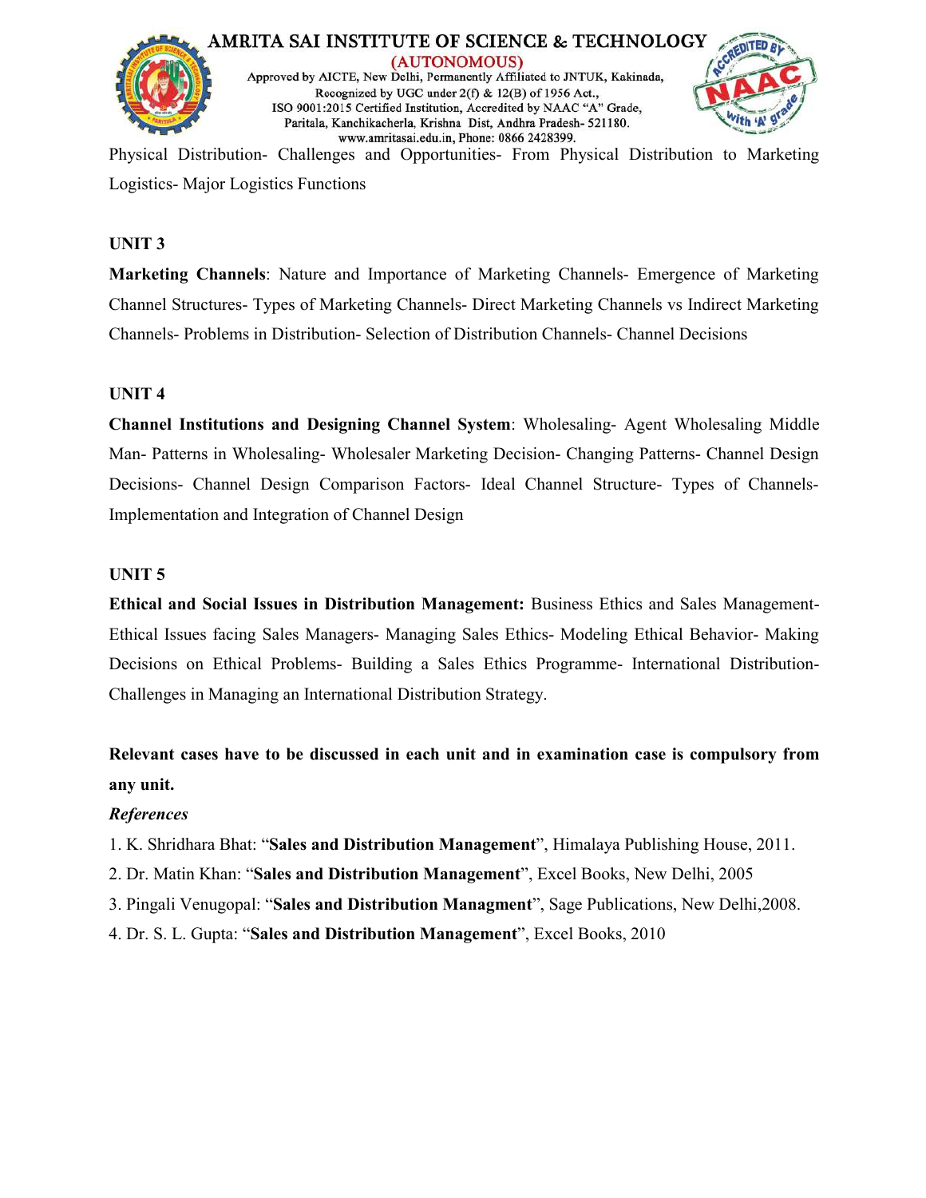Physical Distribution- Challenges and Opportunities- From Physical Distribution to Marketing Logistics- Major Logistics Functions

**UNIT 3**

**Marketing Channels**: Nature and Importance of Marketing Channels- Emergence of Marketing Channel Structures- Types of Marketing Channels- Direct Marketing Channels vs Indirect Marketing Channels- Problems in Distribution- Selection of Distribution Channels- Channel Decisions

**UNIT 4**

**Channel Institutions and Designing Channel System**: Wholesaling- Agent Wholesaling Middle Man- Patterns in Wholesaling- Wholesaler Marketing Decision- Changing Patterns- Channel Design Decisions- Channel Design Comparison Factors- Ideal Channel Structure- Types of Channels- Implementation and Integration of Channel Design

**UNIT 5**

**Ethical and Social Issues in Distribution Management:** Business Ethics and Sales Management- Ethical Issues facing Sales Managers- Managing Sales Ethics- Modeling Ethical Behavior- Making Decisions on Ethical Problems- Building a Sales Ethics Programme- International Distribution- Challenges in Managing an International Distribution Strategy.

**Relevant cases have to be discussed in each unit and in examination case is compulsory from any unit.**

***References***

1. K. Shridhara Bhat: "**Sales and Distribution Management**", Himalaya Publishing House, 2011.
2. Dr. Matin Khan: "**Sales and Distribution Management**", Excel Books, New Delhi, 2005
3. Pingali Venugopal: "**Sales and Distribution Managment**", Sage Publications, New Delhi,2008.
4. Dr. S. L. Gupta: "**Sales and Distribution Management**", Excel Books, 2010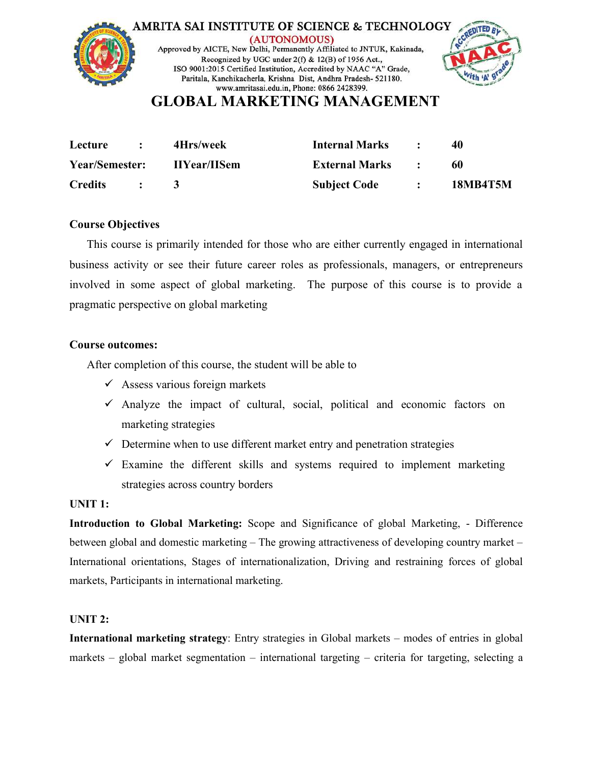AMRITA SAI INSTITUTE OF SCIENCE & TECHNOLOGY

(AUTONOMOUS)

Approved by AICTE, New Delhi, Permanently Affiliated to JNTUK, Kakinada, Recognized by UGC under 2(f) & 12(B) of 1956 Act., ISO 9001:2015 Certified Institution, Accredited by NAAC "A" Grade, Paritala, Kanchikacherla, Krishna Dist, Andhra Pradesh- 521180. www.amritasai.edu.in, Phone: 0866 2428399.

# GLOBAL MARKETING MANAGEMENT

| | | | | | |
|---|---|---|---|---|---|
| **Lecture** | **:** | **4Hrs/week** | **Internal Marks** | **:** | **40** |
| **Year/Semester:** | | **IIYear/IISem** | **External Marks** | **:** | **60** |
| **Credits** | **:** | **3** | **Subject Code** | **:** | **18MB4T5M** |

**Course Objectives**

This course is primarily intended for those who are either currently engaged in international business activity or see their future career roles as professionals, managers, or entrepreneurs involved in some aspect of global marketing. The purpose of this course is to provide a pragmatic perspective on global marketing

**Course outcomes:**

After completion of this course, the student will be able to

- ✓ Assess various foreign markets
- ✓ Analyze the impact of cultural, social, political and economic factors on marketing strategies
- ✓ Determine when to use different market entry and penetration strategies
- ✓ Examine the different skills and systems required to implement marketing strategies across country borders

**UNIT 1:**

**Introduction to Global Marketing:** Scope and Significance of global Marketing, - Difference between global and domestic marketing – The growing attractiveness of developing country market – International orientations, Stages of internationalization, Driving and restraining forces of global markets, Participants in international marketing.

**UNIT 2:**

**International marketing strategy**: Entry strategies in Global markets – modes of entries in global markets – global market segmentation – international targeting – criteria for targeting, selecting a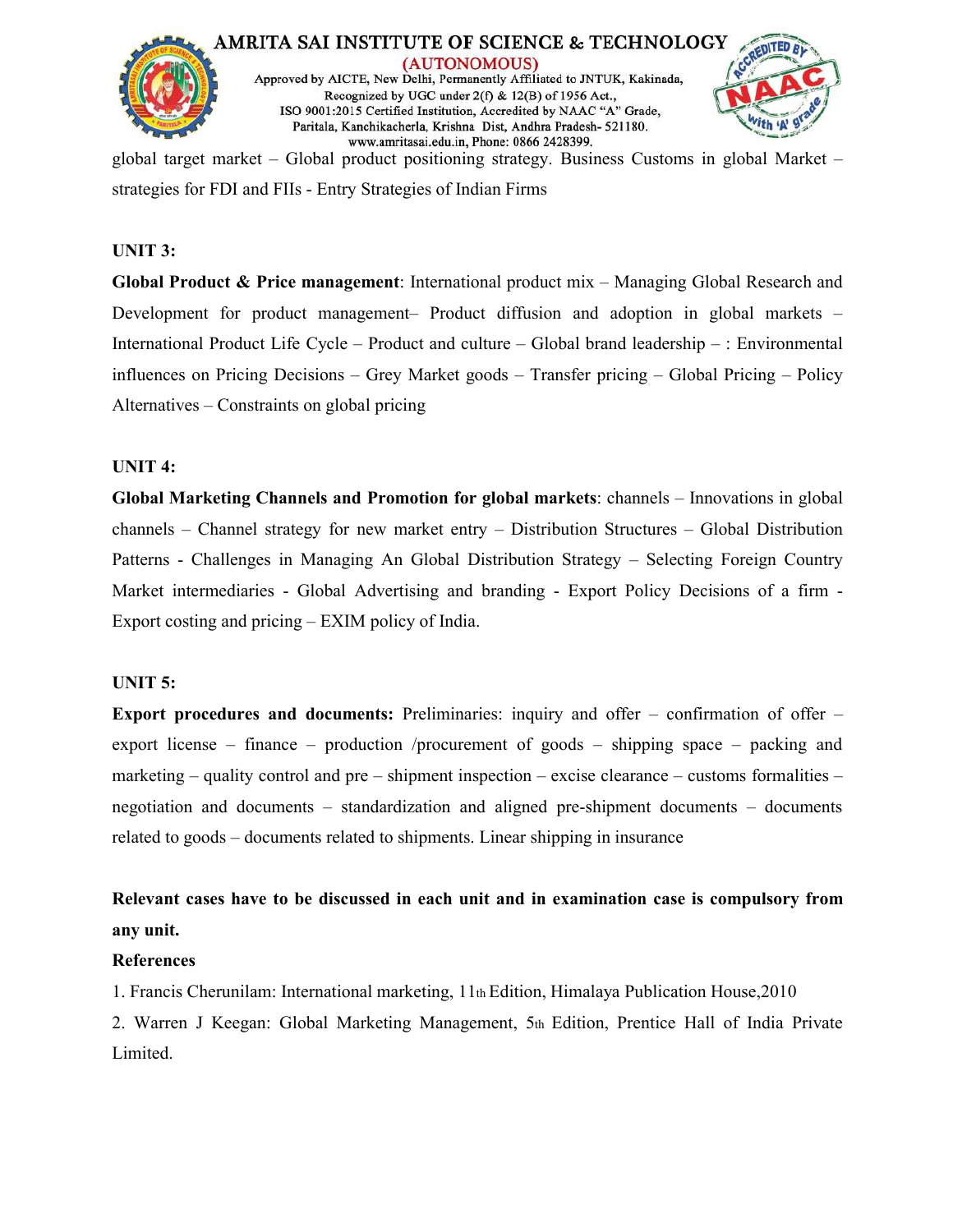global target market – Global product positioning strategy. Business Customs in global Market – strategies for FDI and FIIs - Entry Strategies of Indian Firms

**UNIT 3:**

**Global Product & Price management**: International product mix – Managing Global Research and Development for product management– Product diffusion and adoption in global markets – International Product Life Cycle – Product and culture – Global brand leadership – : Environmental influences on Pricing Decisions – Grey Market goods – Transfer pricing – Global Pricing – Policy Alternatives – Constraints on global pricing

**UNIT 4:**

**Global Marketing Channels and Promotion for global markets**: channels – Innovations in global channels – Channel strategy for new market entry – Distribution Structures – Global Distribution Patterns - Challenges in Managing An Global Distribution Strategy – Selecting Foreign Country Market intermediaries - Global Advertising and branding - Export Policy Decisions of a firm - Export costing and pricing – EXIM policy of India.

**UNIT 5:**

**Export procedures and documents:** Preliminaries: inquiry and offer – confirmation of offer – export license – finance – production /procurement of goods – shipping space – packing and marketing – quality control and pre – shipment inspection – excise clearance – customs formalities – negotiation and documents – standardization and aligned pre-shipment documents – documents related to goods – documents related to shipments. Linear shipping in insurance

**Relevant cases have to be discussed in each unit and in examination case is compulsory from any unit.**

**References**

1. Francis Cherunilam: International marketing, 11th Edition, Himalaya Publication House,2010
2. Warren J Keegan: Global Marketing Management, 5th Edition, Prentice Hall of India Private Limited.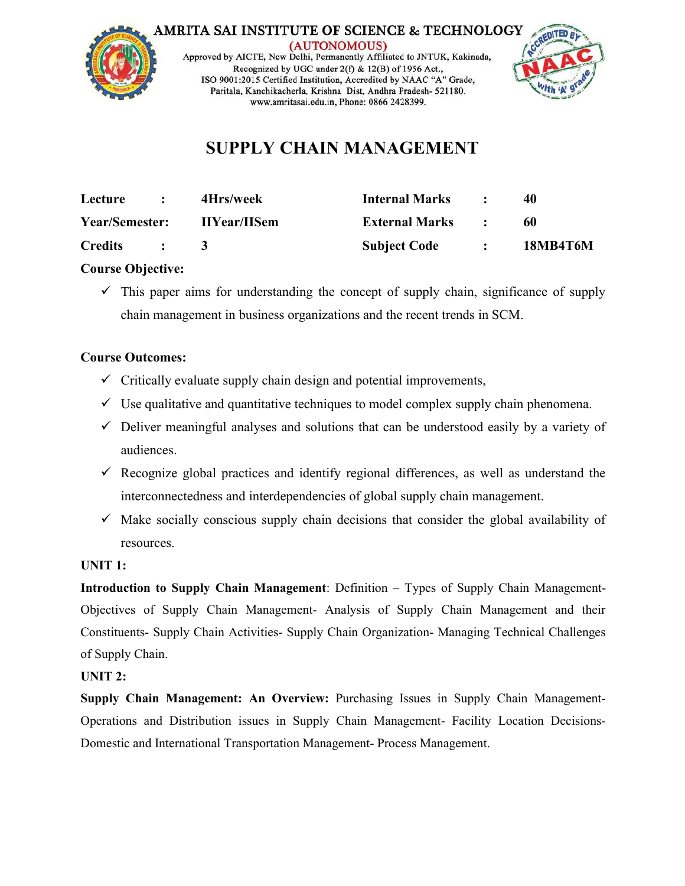AMRITA SAI INSTITUTE OF SCIENCE & TECHNOLOGY
(AUTONOMOUS)
Approved by AICTE, New Delhi, Permanently Affiliated to JNTUK, Kakinada,
Recognized by UGC under 2(f) & 12(B) of 1956 Act.,
ISO 9001:2015 Certified Institution, Accredited by NAAC "A" Grade,
Paritala, Kanchikacherla, Krishna Dist, Andhra Pradesh- 521180.
www.amritasai.edu.in, Phone: 0866 2428399.

# SUPPLY CHAIN MANAGEMENT

| | | | | | |
|---|---|---|---|---|---|
| **Lecture** | **:** | **4Hrs/week** | **Internal Marks** | **:** | **40** |
| **Year/Semester:** | | **IIYear/IISem** | **External Marks** | **:** | **60** |
| **Credits** | **:** | **3** | **Subject Code** | **:** | **18MB4T6M** |

**Course Objective:**

- ✓ This paper aims for understanding the concept of supply chain, significance of supply chain management in business organizations and the recent trends in SCM.

**Course Outcomes:**

- ✓ Critically evaluate supply chain design and potential improvements,
- ✓ Use qualitative and quantitative techniques to model complex supply chain phenomena.
- ✓ Deliver meaningful analyses and solutions that can be understood easily by a variety of audiences.
- ✓ Recognize global practices and identify regional differences, as well as understand the interconnectedness and interdependencies of global supply chain management.
- ✓ Make socially conscious supply chain decisions that consider the global availability of resources.

**UNIT 1:**

**Introduction to Supply Chain Management**: Definition – Types of Supply Chain Management- Objectives of Supply Chain Management- Analysis of Supply Chain Management and their Constituents- Supply Chain Activities- Supply Chain Organization- Managing Technical Challenges of Supply Chain.

**UNIT 2:**

**Supply Chain Management: An Overview:** Purchasing Issues in Supply Chain Management- Operations and Distribution issues in Supply Chain Management- Facility Location Decisions- Domestic and International Transportation Management- Process Management.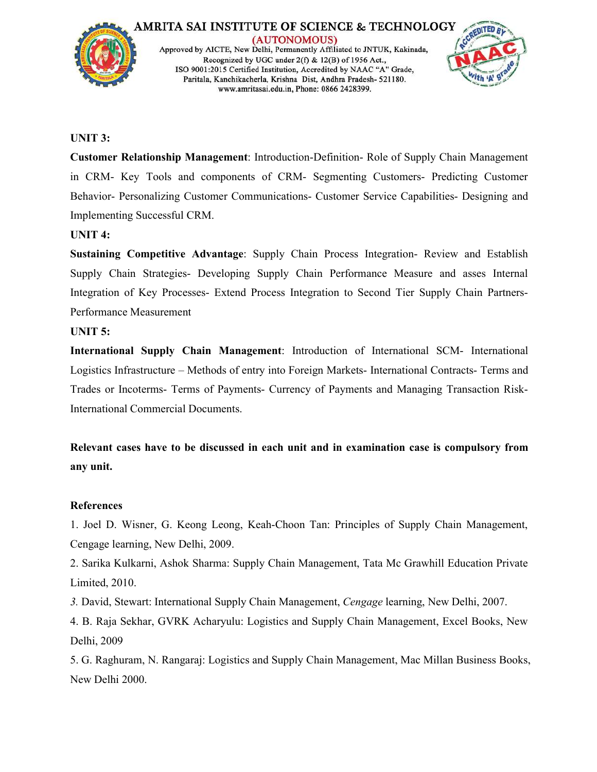**UNIT 3:**

**Customer Relationship Management**: Introduction-Definition- Role of Supply Chain Management in CRM- Key Tools and components of CRM- Segmenting Customers- Predicting Customer Behavior- Personalizing Customer Communications- Customer Service Capabilities- Designing and Implementing Successful CRM.

**UNIT 4:**

**Sustaining Competitive Advantage**: Supply Chain Process Integration- Review and Establish Supply Chain Strategies- Developing Supply Chain Performance Measure and asses Internal Integration of Key Processes- Extend Process Integration to Second Tier Supply Chain Partners- Performance Measurement

**UNIT 5:**

**International Supply Chain Management**: Introduction of International SCM- International Logistics Infrastructure – Methods of entry into Foreign Markets- International Contracts- Terms and Trades or Incoterms- Terms of Payments- Currency of Payments and Managing Transaction Risk- International Commercial Documents.

**Relevant cases have to be discussed in each unit and in examination case is compulsory from any unit.**

**References**

1. Joel D. Wisner, G. Keong Leong, Keah-Choon Tan: Principles of Supply Chain Management, Cengage learning, New Delhi, 2009.
2. Sarika Kulkarni, Ashok Sharma: Supply Chain Management, Tata Mc Grawhill Education Private Limited, 2010.
3. David, Stewart: International Supply Chain Management, *Cengage* learning, New Delhi, 2007.
4. B. Raja Sekhar, GVRK Acharyulu: Logistics and Supply Chain Management, Excel Books, New Delhi, 2009
5. G. Raghuram, N. Rangaraj: Logistics and Supply Chain Management, Mac Millan Business Books, New Delhi 2000.